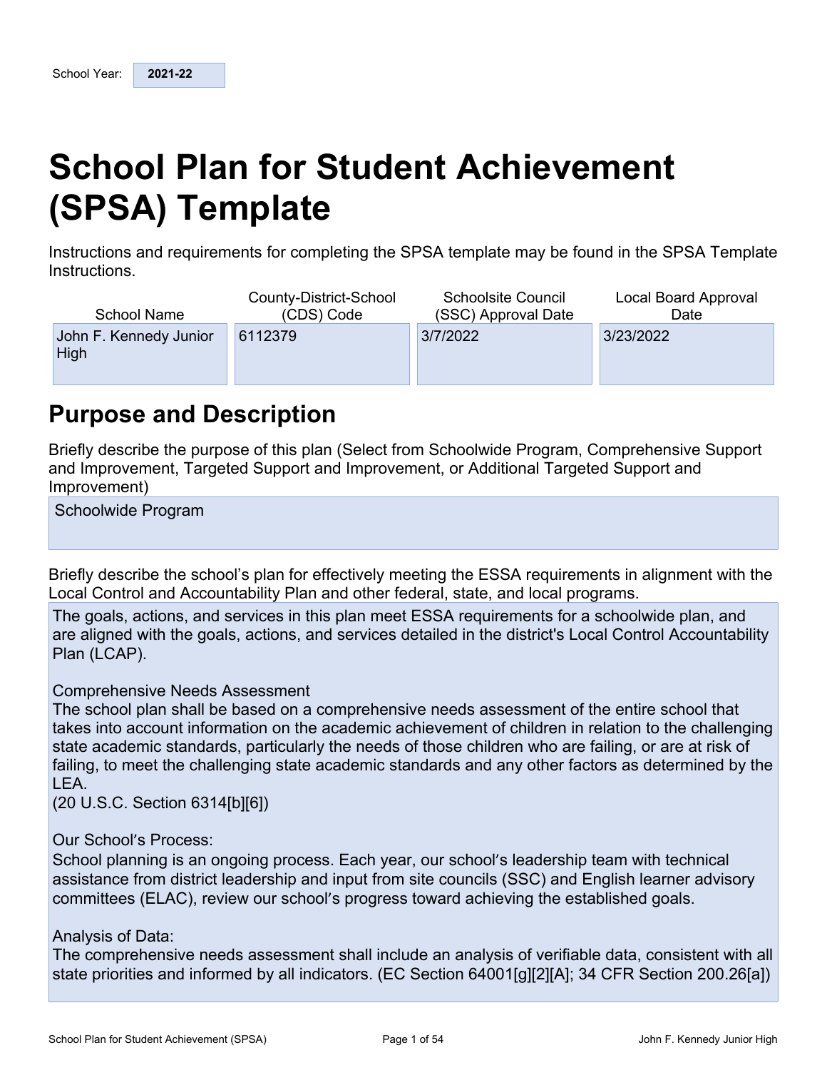| School Year: | 2021-22 |
|---|---|

# School Plan for Student Achievement (SPSA) Template

Instructions and requirements for completing the SPSA template may be found in the SPSA Template Instructions.

| School Name | County-District-School (CDS) Code | Schoolsite Council (SSC) Approval Date | Local Board Approval Date |
|---|---|---|---|
| John F. Kennedy Junior High | 6112379 | 3/7/2022 | 3/23/2022 |

## Purpose and Description

Briefly describe the purpose of this plan (Select from Schoolwide Program, Comprehensive Support and Improvement, Targeted Support and Improvement, or Additional Targeted Support and Improvement)

Schoolwide Program

Briefly describe the school's plan for effectively meeting the ESSA requirements in alignment with the Local Control and Accountability Plan and other federal, state, and local programs.

The goals, actions, and services in this plan meet ESSA requirements for a schoolwide plan, and are aligned with the goals, actions, and services detailed in the district's Local Control Accountability Plan (LCAP).

Comprehensive Needs Assessment
The school plan shall be based on a comprehensive needs assessment of the entire school that takes into account information on the academic achievement of children in relation to the challenging state academic standards, particularly the needs of those children who are failing, or are at risk of failing, to meet the challenging state academic standards and any other factors as determined by the LEA.
(20 U.S.C. Section 6314[b][6])

Our School's Process:
School planning is an ongoing process. Each year, our school's leadership team with technical assistance from district leadership and input from site councils (SSC) and English learner advisory committees (ELAC), review our school's progress toward achieving the established goals.

Analysis of Data:
The comprehensive needs assessment shall include an analysis of verifiable data, consistent with all state priorities and informed by all indicators. (EC Section 64001[g][2][A]; 34 CFR Section 200.26[a])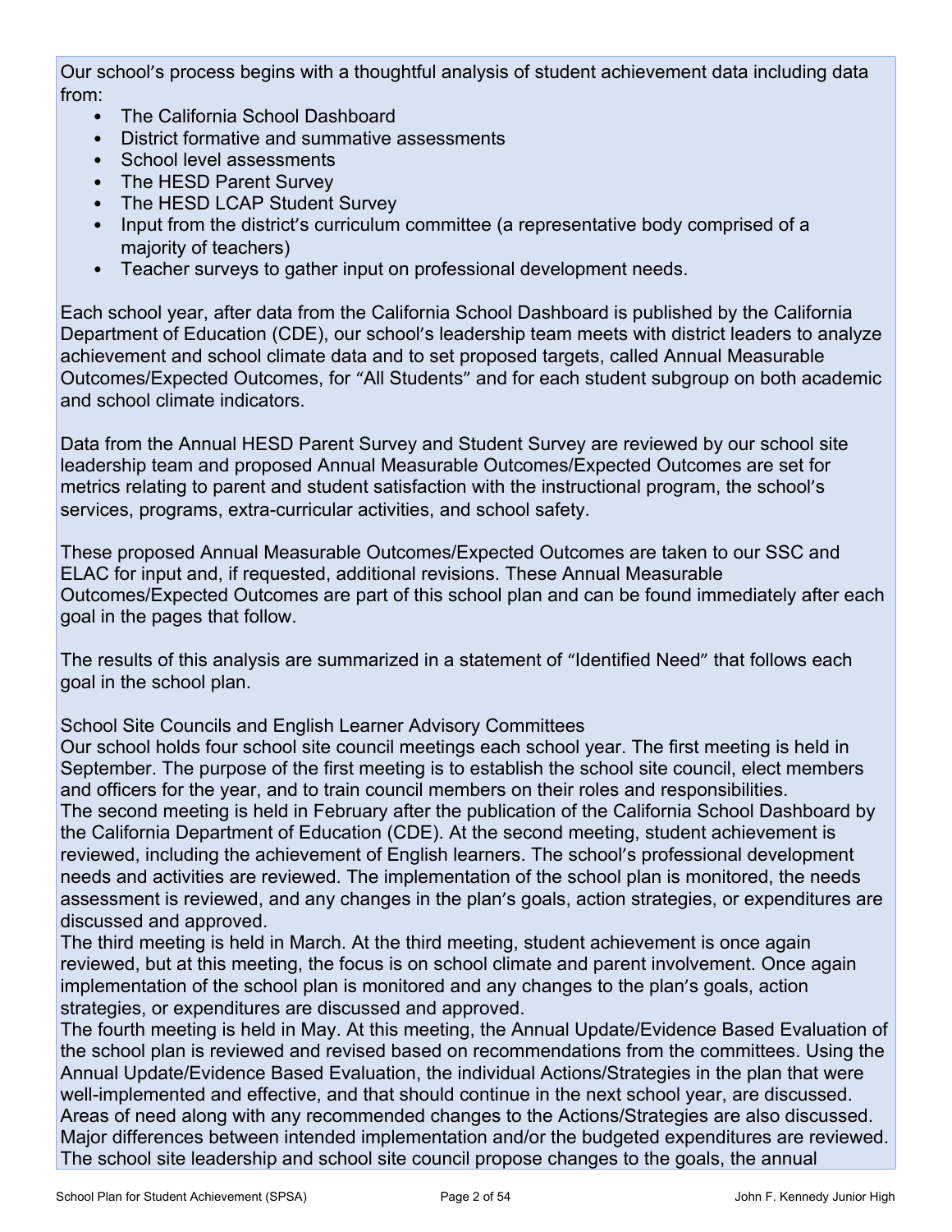Our school's process begins with a thoughtful analysis of student achievement data including data from:

- The California School Dashboard
- District formative and summative assessments
- School level assessments
- The HESD Parent Survey
- The HESD LCAP Student Survey
- Input from the district's curriculum committee (a representative body comprised of a majority of teachers)
- Teacher surveys to gather input on professional development needs.

Each school year, after data from the California School Dashboard is published by the California Department of Education (CDE), our school's leadership team meets with district leaders to analyze achievement and school climate data and to set proposed targets, called Annual Measurable Outcomes/Expected Outcomes, for "All Students" and for each student subgroup on both academic and school climate indicators.

Data from the Annual HESD Parent Survey and Student Survey are reviewed by our school site leadership team and proposed Annual Measurable Outcomes/Expected Outcomes are set for metrics relating to parent and student satisfaction with the instructional program, the school's services, programs, extra-curricular activities, and school safety.

These proposed Annual Measurable Outcomes/Expected Outcomes are taken to our SSC and ELAC for input and, if requested, additional revisions. These Annual Measurable Outcomes/Expected Outcomes are part of this school plan and can be found immediately after each goal in the pages that follow.

The results of this analysis are summarized in a statement of "Identified Need" that follows each goal in the school plan.

School Site Councils and English Learner Advisory Committees

Our school holds four school site council meetings each school year. The first meeting is held in September. The purpose of the first meeting is to establish the school site council, elect members and officers for the year, and to train council members on their roles and responsibilities.

The second meeting is held in February after the publication of the California School Dashboard by the California Department of Education (CDE). At the second meeting, student achievement is reviewed, including the achievement of English learners. The school's professional development needs and activities are reviewed. The implementation of the school plan is monitored, the needs assessment is reviewed, and any changes in the plan's goals, action strategies, or expenditures are discussed and approved.

The third meeting is held in March. At the third meeting, student achievement is once again reviewed, but at this meeting, the focus is on school climate and parent involvement. Once again implementation of the school plan is monitored and any changes to the plan's goals, action strategies, or expenditures are discussed and approved.

The fourth meeting is held in May. At this meeting, the Annual Update/Evidence Based Evaluation of the school plan is reviewed and revised based on recommendations from the committees. Using the Annual Update/Evidence Based Evaluation, the individual Actions/Strategies in the plan that were well-implemented and effective, and that should continue in the next school year, are discussed. Areas of need along with any recommended changes to the Actions/Strategies are also discussed. Major differences between intended implementation and/or the budgeted expenditures are reviewed. The school site leadership and school site council propose changes to the goals, the annual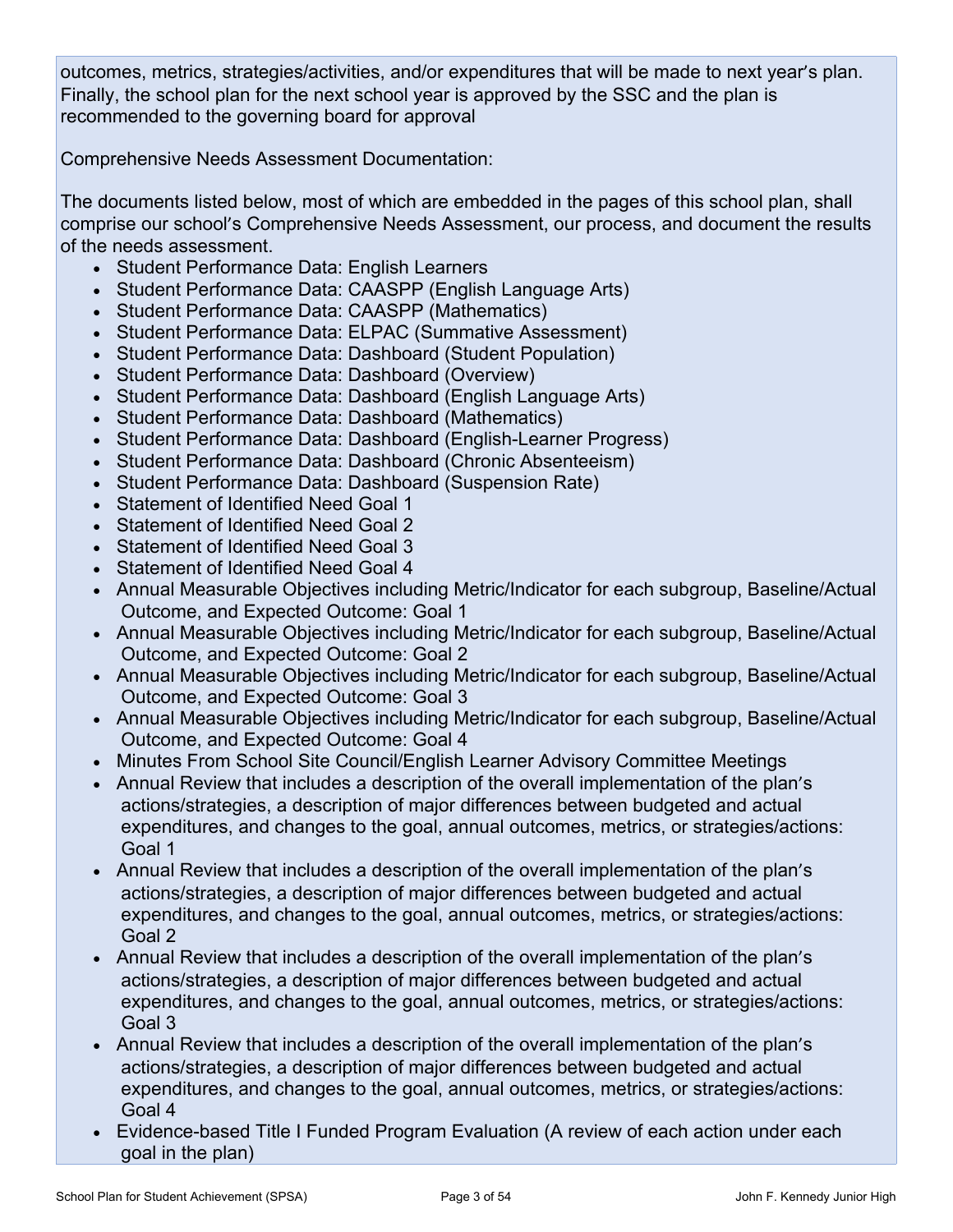outcomes, metrics, strategies/activities, and/or expenditures that will be made to next year's plan. Finally, the school plan for the next school year is approved by the SSC and the plan is recommended to the governing board for approval

Comprehensive Needs Assessment Documentation:

The documents listed below, most of which are embedded in the pages of this school plan, shall comprise our school's Comprehensive Needs Assessment, our process, and document the results of the needs assessment.

- Student Performance Data: English Learners
- Student Performance Data: CAASPP (English Language Arts)
- Student Performance Data: CAASPP (Mathematics)
- Student Performance Data: ELPAC (Summative Assessment)
- Student Performance Data: Dashboard (Student Population)
- Student Performance Data: Dashboard (Overview)
- Student Performance Data: Dashboard (English Language Arts)
- Student Performance Data: Dashboard (Mathematics)
- Student Performance Data: Dashboard (English-Learner Progress)
- Student Performance Data: Dashboard (Chronic Absenteeism)
- Student Performance Data: Dashboard (Suspension Rate)
- Statement of Identified Need Goal 1
- Statement of Identified Need Goal 2
- Statement of Identified Need Goal 3
- Statement of Identified Need Goal 4
- Annual Measurable Objectives including Metric/Indicator for each subgroup, Baseline/Actual Outcome, and Expected Outcome: Goal 1
- Annual Measurable Objectives including Metric/Indicator for each subgroup, Baseline/Actual Outcome, and Expected Outcome: Goal 2
- Annual Measurable Objectives including Metric/Indicator for each subgroup, Baseline/Actual Outcome, and Expected Outcome: Goal 3
- Annual Measurable Objectives including Metric/Indicator for each subgroup, Baseline/Actual Outcome, and Expected Outcome: Goal 4
- Minutes From School Site Council/English Learner Advisory Committee Meetings
- Annual Review that includes a description of the overall implementation of the plan's actions/strategies, a description of major differences between budgeted and actual expenditures, and changes to the goal, annual outcomes, metrics, or strategies/actions: Goal 1
- Annual Review that includes a description of the overall implementation of the plan's actions/strategies, a description of major differences between budgeted and actual expenditures, and changes to the goal, annual outcomes, metrics, or strategies/actions: Goal 2
- Annual Review that includes a description of the overall implementation of the plan's actions/strategies, a description of major differences between budgeted and actual expenditures, and changes to the goal, annual outcomes, metrics, or strategies/actions: Goal 3
- Annual Review that includes a description of the overall implementation of the plan's actions/strategies, a description of major differences between budgeted and actual expenditures, and changes to the goal, annual outcomes, metrics, or strategies/actions: Goal 4
- Evidence-based Title I Funded Program Evaluation (A review of each action under each goal in the plan)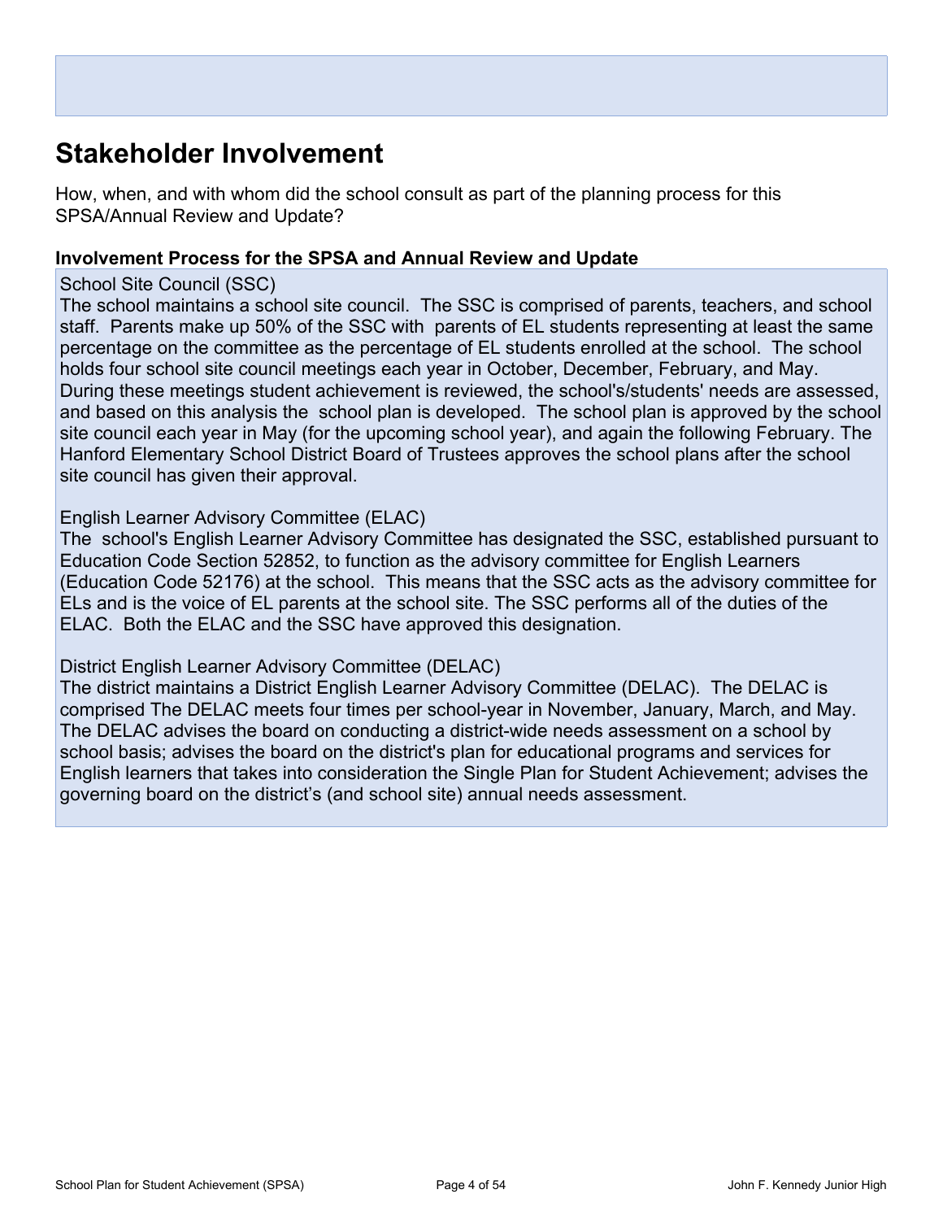## Stakeholder Involvement

How, when, and with whom did the school consult as part of the planning process for this SPSA/Annual Review and Update?

### Involvement Process for the SPSA and Annual Review and Update

School Site Council (SSC)
The school maintains a school site council. The SSC is comprised of parents, teachers, and school staff. Parents make up 50% of the SSC with parents of EL students representing at least the same percentage on the committee as the percentage of EL students enrolled at the school. The school holds four school site council meetings each year in October, December, February, and May. During these meetings student achievement is reviewed, the school's/students' needs are assessed, and based on this analysis the school plan is developed. The school plan is approved by the school site council each year in May (for the upcoming school year), and again the following February. The Hanford Elementary School District Board of Trustees approves the school plans after the school site council has given their approval.

English Learner Advisory Committee (ELAC)
The school's English Learner Advisory Committee has designated the SSC, established pursuant to Education Code Section 52852, to function as the advisory committee for English Learners (Education Code 52176) at the school. This means that the SSC acts as the advisory committee for ELs and is the voice of EL parents at the school site. The SSC performs all of the duties of the ELAC. Both the ELAC and the SSC have approved this designation.

District English Learner Advisory Committee (DELAC)
The district maintains a District English Learner Advisory Committee (DELAC). The DELAC is comprised The DELAC meets four times per school-year in November, January, March, and May. The DELAC advises the board on conducting a district-wide needs assessment on a school by school basis; advises the board on the district's plan for educational programs and services for English learners that takes into consideration the Single Plan for Student Achievement; advises the governing board on the district's (and school site) annual needs assessment.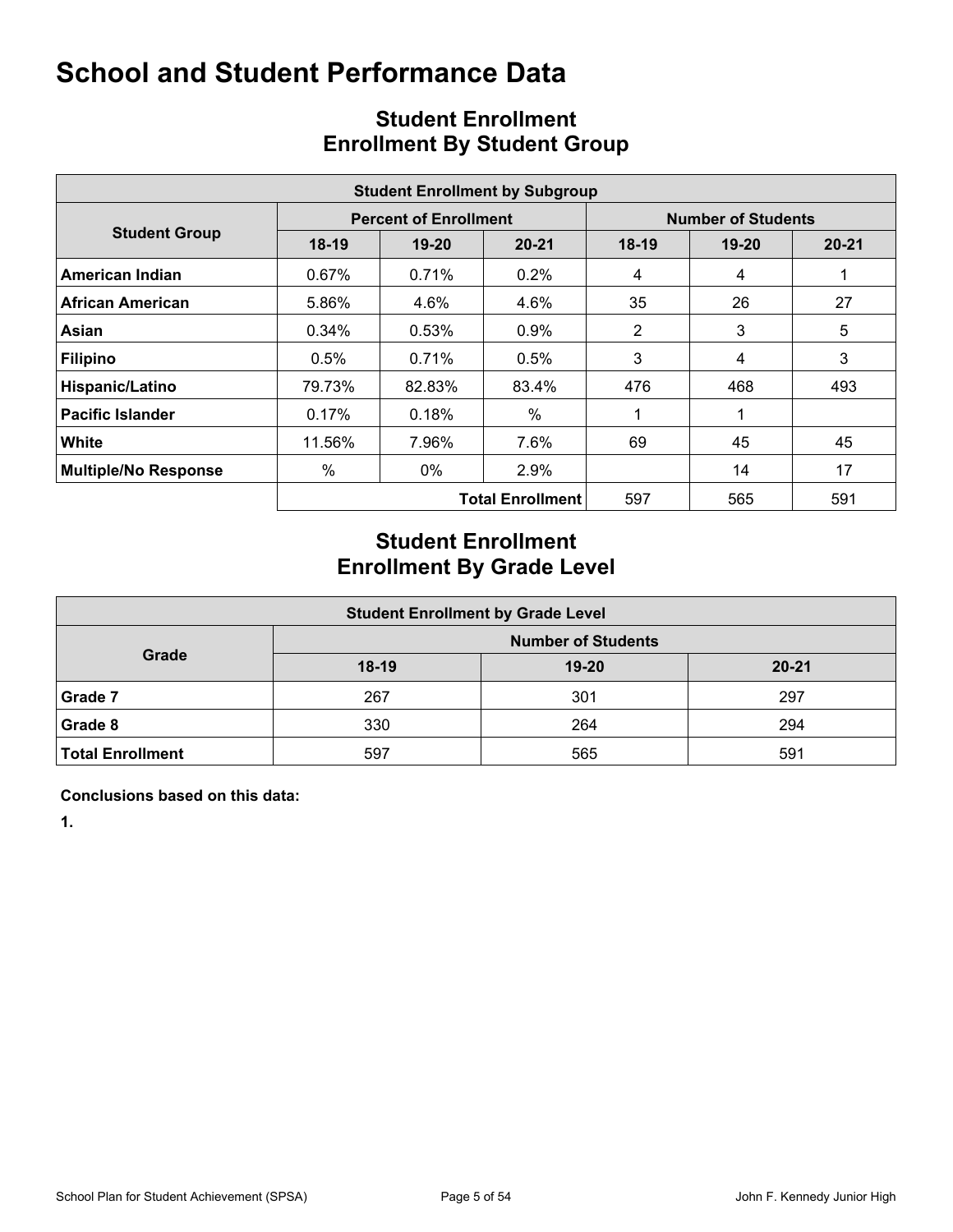# School and Student Performance Data

## Student Enrollment
## Enrollment By Student Group

| Student Enrollment by Subgroup | | | | | | |
|---|---|---|---|---|---|---|
| **Student Group** | **Percent of Enrollment** | | | **Number of Students** | | |
| | **18-19** | **19-20** | **20-21** | **18-19** | **19-20** | **20-21** |
| **American Indian** | 0.67% | 0.71% | 0.2% | 4 | 4 | 1 |
| **African American** | 5.86% | 4.6% | 4.6% | 35 | 26 | 27 |
| **Asian** | 0.34% | 0.53% | 0.9% | 2 | 3 | 5 |
| **Filipino** | 0.5% | 0.71% | 0.5% | 3 | 4 | 3 |
| **Hispanic/Latino** | 79.73% | 82.83% | 83.4% | 476 | 468 | 493 |
| **Pacific Islander** | 0.17% | 0.18% | % | 1 | 1 | |
| **White** | 11.56% | 7.96% | 7.6% | 69 | 45 | 45 |
| **Multiple/No Response** | % | 0% | 2.9% | | 14 | 17 |
| | | | **Total Enrollment** | 597 | 565 | 591 |

## Student Enrollment
## Enrollment By Grade Level

| Student Enrollment by Grade Level | | | |
|---|---|---|---|
| **Grade** | **Number of Students** | | |
| | **18-19** | **19-20** | **20-21** |
| **Grade 7** | 267 | 301 | 297 |
| **Grade 8** | 330 | 264 | 294 |
| **Total Enrollment** | 597 | 565 | 591 |

**Conclusions based on this data:**

**1.**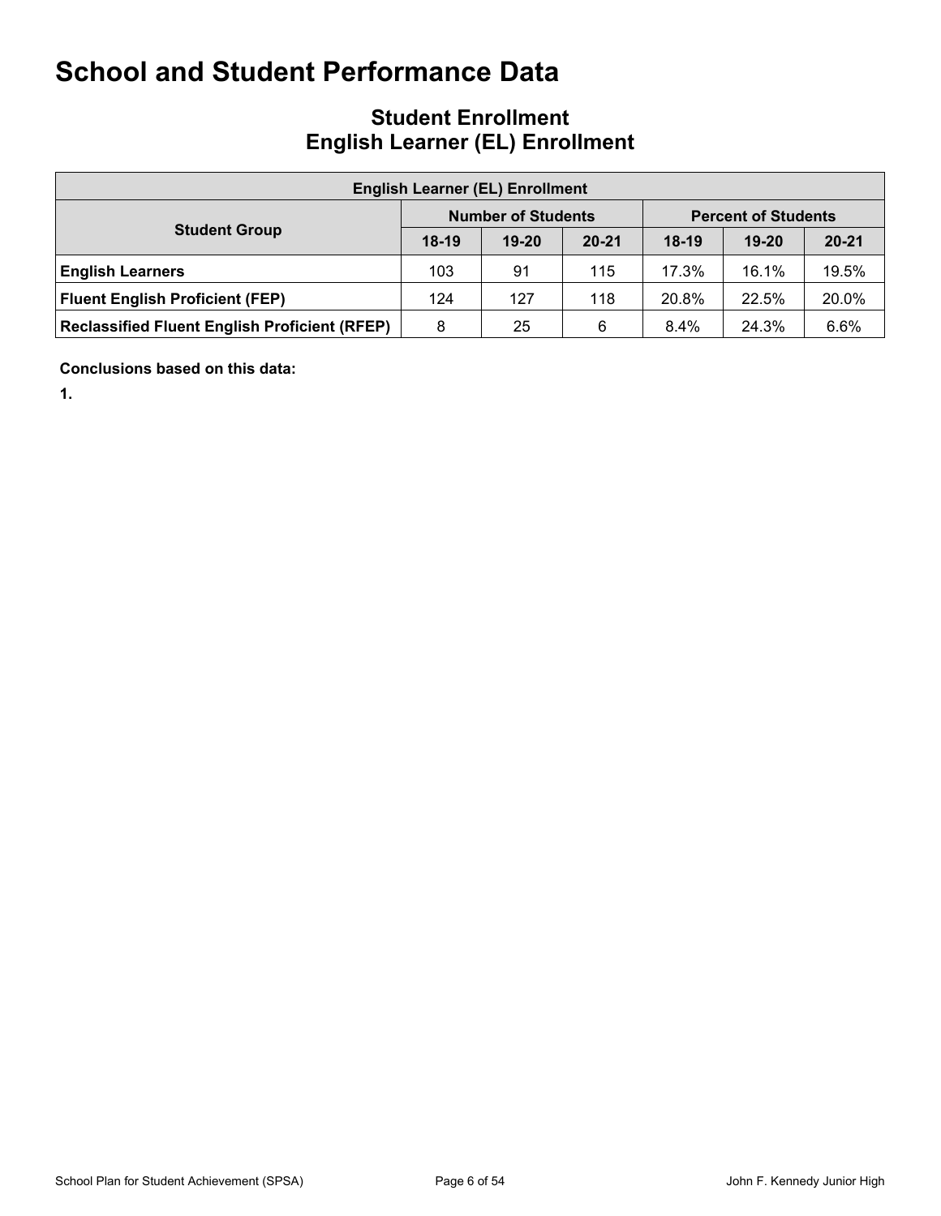# School and Student Performance Data

## Student Enrollment
## English Learner (EL) Enrollment

| English Learner (EL) Enrollment | | | | | | |
|---|---|---|---|---|---|---|
| **Student Group** | **Number of Students** | | | **Percent of Students** | | |
| | **18-19** | **19-20** | **20-21** | **18-19** | **19-20** | **20-21** |
| **English Learners** | 103 | 91 | 115 | 17.3% | 16.1% | 19.5% |
| **Fluent English Proficient (FEP)** | 124 | 127 | 118 | 20.8% | 22.5% | 20.0% |
| **Reclassified Fluent English Proficient (RFEP)** | 8 | 25 | 6 | 8.4% | 24.3% | 6.6% |

**Conclusions based on this data:**

**1.**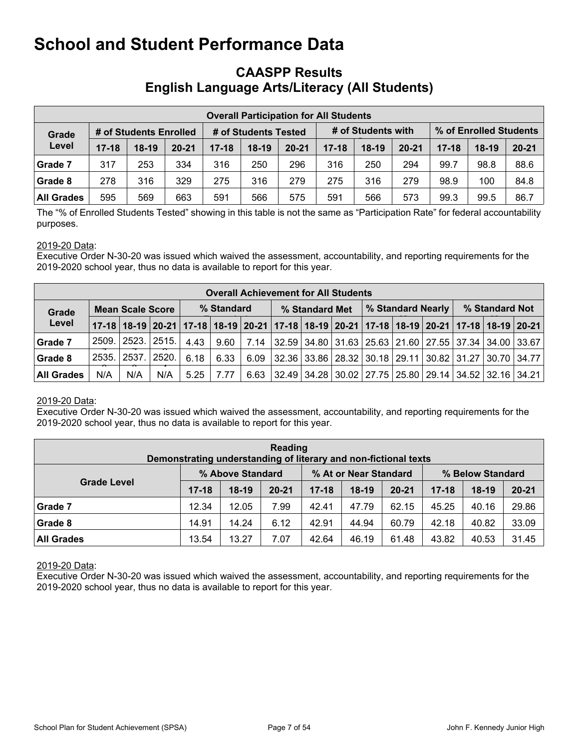# School and Student Performance Data

## CAASPP Results
## English Language Arts/Literacy (All Students)

| Overall Participation for All Students | | | | | | | | | | | | |
|---|---|---|---|---|---|---|---|---|---|---|---|---|
| Grade Level | # of Students Enrolled | | | # of Students Tested | | | # of Students with | | | % of Enrolled Students | | |
| | 17-18 | 18-19 | 20-21 | 17-18 | 18-19 | 20-21 | 17-18 | 18-19 | 20-21 | 17-18 | 18-19 | 20-21 |
| Grade 7 | 317 | 253 | 334 | 316 | 250 | 296 | 316 | 250 | 294 | 99.7 | 98.8 | 88.6 |
| Grade 8 | 278 | 316 | 329 | 275 | 316 | 279 | 275 | 316 | 279 | 98.9 | 100 | 84.8 |
| All Grades | 595 | 569 | 663 | 591 | 566 | 575 | 591 | 566 | 573 | 99.3 | 99.5 | 86.7 |

The "% of Enrolled Students Tested" showing in this table is not the same as "Participation Rate" for federal accountability purposes.

2019-20 Data:
Executive Order N-30-20 was issued which waived the assessment, accountability, and reporting requirements for the 2019-2020 school year, thus no data is available to report for this year.

| Overall Achievement for All Students | | | | | | | | | | | | | | | |
|---|---|---|---|---|---|---|---|---|---|---|---|---|---|---|---|
| Grade Level | Mean Scale Score | | | % Standard | | | % Standard Met | | | % Standard Nearly | | | % Standard Not | | |
| | 17-18 | 18-19 | 20-21 | 17-18 | 18-19 | 20-21 | 17-18 | 18-19 | 20-21 | 17-18 | 18-19 | 20-21 | 17-18 | 18-19 | 20-21 |
| Grade 7 | 2509. | 2523. | 2515. | 4.43 | 9.60 | 7.14 | 32.59 | 34.80 | 31.63 | 25.63 | 21.60 | 27.55 | 37.34 | 34.00 | 33.67 |
| Grade 8 | 2535. | 2537. | 2520. | 6.18 | 6.33 | 6.09 | 32.36 | 33.86 | 28.32 | 30.18 | 29.11 | 30.82 | 31.27 | 30.70 | 34.77 |
| All Grades | N/A | N/A | N/A | 5.25 | 7.77 | 6.63 | 32.49 | 34.28 | 30.02 | 27.75 | 25.80 | 29.14 | 34.52 | 32.16 | 34.21 |

2019-20 Data:
Executive Order N-30-20 was issued which waived the assessment, accountability, and reporting requirements for the 2019-2020 school year, thus no data is available to report for this year.

| Reading<br>Demonstrating understanding of literary and non-fictional texts | | | | | | | | | |
|---|---|---|---|---|---|---|---|---|---|
| Grade Level | % Above Standard | | | % At or Near Standard | | | % Below Standard | | |
| | 17-18 | 18-19 | 20-21 | 17-18 | 18-19 | 20-21 | 17-18 | 18-19 | 20-21 |
| Grade 7 | 12.34 | 12.05 | 7.99 | 42.41 | 47.79 | 62.15 | 45.25 | 40.16 | 29.86 |
| Grade 8 | 14.91 | 14.24 | 6.12 | 42.91 | 44.94 | 60.79 | 42.18 | 40.82 | 33.09 |
| All Grades | 13.54 | 13.27 | 7.07 | 42.64 | 46.19 | 61.48 | 43.82 | 40.53 | 31.45 |

2019-20 Data:
Executive Order N-30-20 was issued which waived the assessment, accountability, and reporting requirements for the 2019-2020 school year, thus no data is available to report for this year.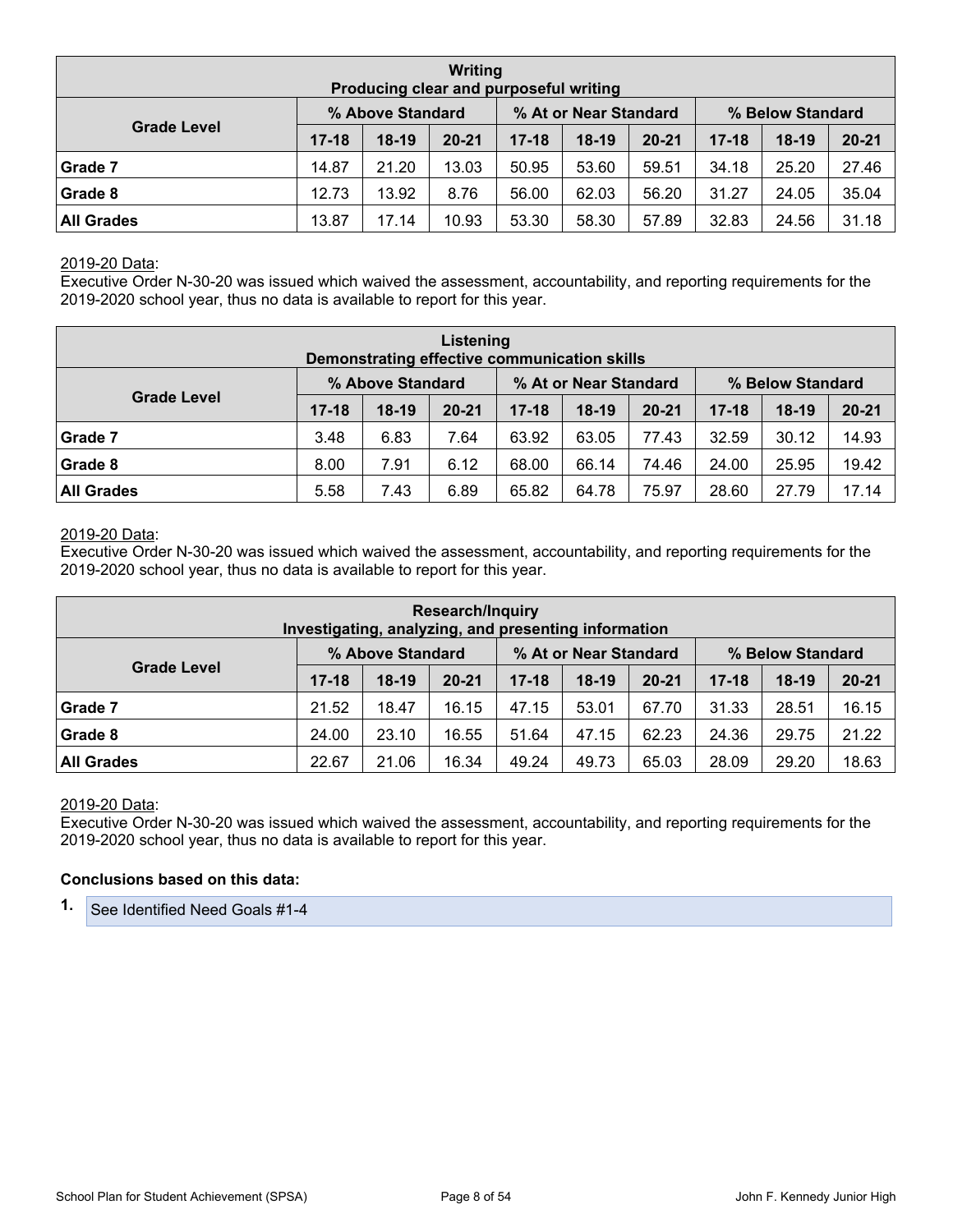| Writing<br>Producing clear and purposeful writing | | | | | | | | | |
|---|---|---|---|---|---|---|---|---|---|
| Grade Level | % Above Standard | | | % At or Near Standard | | | % Below Standard | | |
| | 17-18 | 18-19 | 20-21 | 17-18 | 18-19 | 20-21 | 17-18 | 18-19 | 20-21 |
| **Grade 7** | 14.87 | 21.20 | 13.03 | 50.95 | 53.60 | 59.51 | 34.18 | 25.20 | 27.46 |
| **Grade 8** | 12.73 | 13.92 | 8.76 | 56.00 | 62.03 | 56.20 | 31.27 | 24.05 | 35.04 |
| **All Grades** | 13.87 | 17.14 | 10.93 | 53.30 | 58.30 | 57.89 | 32.83 | 24.56 | 31.18 |

2019-20 Data:
Executive Order N-30-20 was issued which waived the assessment, accountability, and reporting requirements for the 2019-2020 school year, thus no data is available to report for this year.

| Listening<br>Demonstrating effective communication skills | | | | | | | | | |
|---|---|---|---|---|---|---|---|---|---|
| Grade Level | % Above Standard | | | % At or Near Standard | | | % Below Standard | | |
| | 17-18 | 18-19 | 20-21 | 17-18 | 18-19 | 20-21 | 17-18 | 18-19 | 20-21 |
| **Grade 7** | 3.48 | 6.83 | 7.64 | 63.92 | 63.05 | 77.43 | 32.59 | 30.12 | 14.93 |
| **Grade 8** | 8.00 | 7.91 | 6.12 | 68.00 | 66.14 | 74.46 | 24.00 | 25.95 | 19.42 |
| **All Grades** | 5.58 | 7.43 | 6.89 | 65.82 | 64.78 | 75.97 | 28.60 | 27.79 | 17.14 |

2019-20 Data:
Executive Order N-30-20 was issued which waived the assessment, accountability, and reporting requirements for the 2019-2020 school year, thus no data is available to report for this year.

| Research/Inquiry<br>Investigating, analyzing, and presenting information | | | | | | | | | |
|---|---|---|---|---|---|---|---|---|---|
| Grade Level | % Above Standard | | | % At or Near Standard | | | % Below Standard | | |
| | 17-18 | 18-19 | 20-21 | 17-18 | 18-19 | 20-21 | 17-18 | 18-19 | 20-21 |
| **Grade 7** | 21.52 | 18.47 | 16.15 | 47.15 | 53.01 | 67.70 | 31.33 | 28.51 | 16.15 |
| **Grade 8** | 24.00 | 23.10 | 16.55 | 51.64 | 47.15 | 62.23 | 24.36 | 29.75 | 21.22 |
| **All Grades** | 22.67 | 21.06 | 16.34 | 49.24 | 49.73 | 65.03 | 28.09 | 29.20 | 18.63 |

2019-20 Data:
Executive Order N-30-20 was issued which waived the assessment, accountability, and reporting requirements for the 2019-2020 school year, thus no data is available to report for this year.

**Conclusions based on this data:**

1. See Identified Need Goals #1-4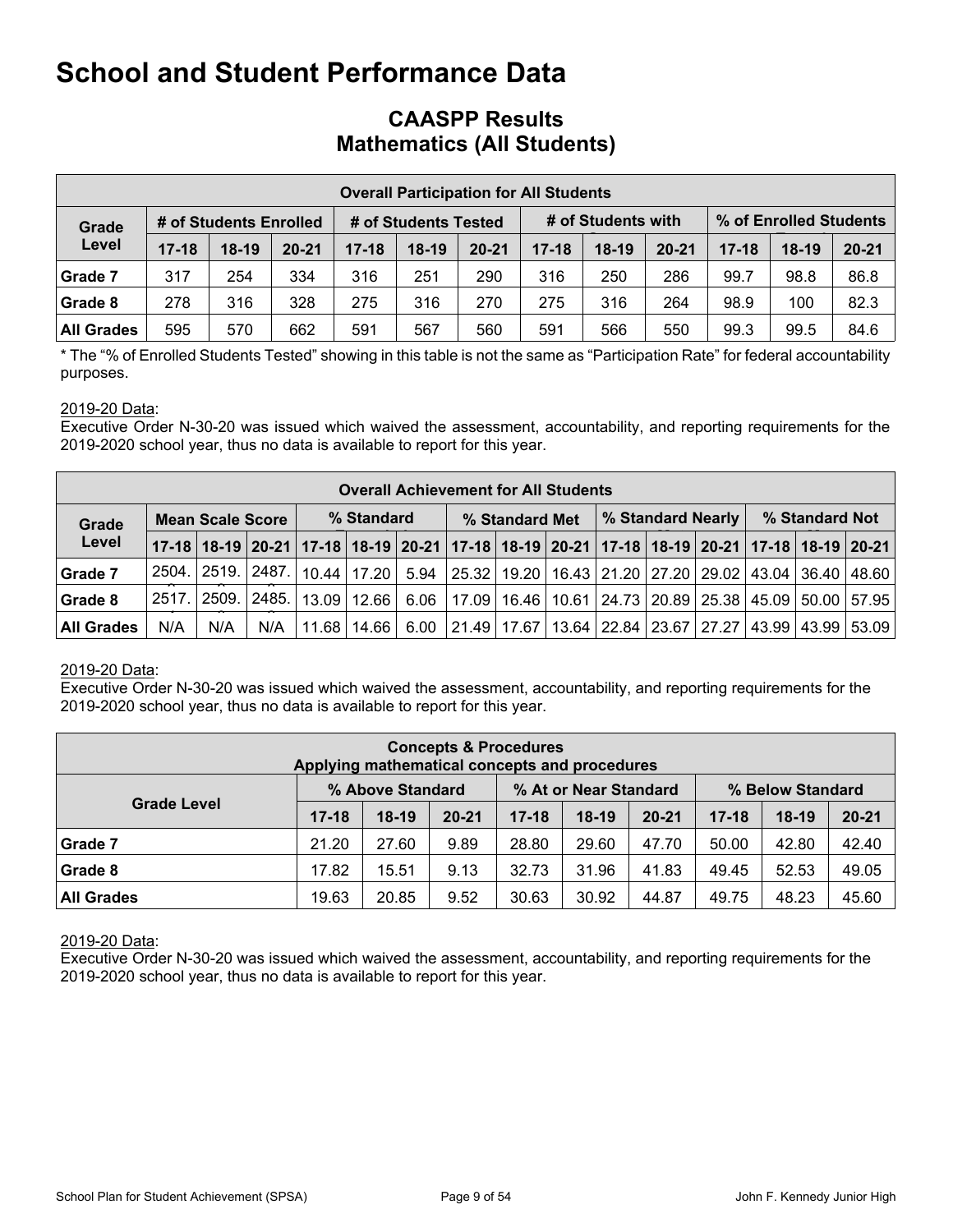# School and Student Performance Data

## CAASPP Results
## Mathematics (All Students)

| Overall Participation for All Students | | | | | | | | | | | | |
|---|---|---|---|---|---|---|---|---|---|---|---|---|
| Grade Level | # of Students Enrolled | | | # of Students Tested | | | # of Students with Scores | | | % of Enrolled Students Tested | | |
| | 17-18 | 18-19 | 20-21 | 17-18 | 18-19 | 20-21 | 17-18 | 18-19 | 20-21 | 17-18 | 18-19 | 20-21 |
| Grade 7 | 317 | 254 | 334 | 316 | 251 | 290 | 316 | 250 | 286 | 99.7 | 98.8 | 86.8 |
| Grade 8 | 278 | 316 | 328 | 275 | 316 | 270 | 275 | 316 | 264 | 98.9 | 100 | 82.3 |
| All Grades | 595 | 570 | 662 | 591 | 567 | 560 | 591 | 566 | 550 | 99.3 | 99.5 | 84.6 |

* The "% of Enrolled Students Tested" showing in this table is not the same as "Participation Rate" for federal accountability purposes.

2019-20 Data:
Executive Order N-30-20 was issued which waived the assessment, accountability, and reporting requirements for the 2019-2020 school year, thus no data is available to report for this year.

| Overall Achievement for All Students | | | | | | | | | | | | | | | |
|---|---|---|---|---|---|---|---|---|---|---|---|---|---|---|---|
| Grade Level | Mean Scale Score | | | % Standard Exceeded | | | % Standard Met | | | % Standard Nearly Met | | | % Standard Not Met | | |
| | 17-18 | 18-19 | 20-21 | 17-18 | 18-19 | 20-21 | 17-18 | 18-19 | 20-21 | 17-18 | 18-19 | 20-21 | 17-18 | 18-19 | 20-21 |
| Grade 7 | 2504. | 2519. | 2487. | 10.44 | 17.20 | 5.94 | 25.32 | 19.20 | 16.43 | 21.20 | 27.20 | 29.02 | 43.04 | 36.40 | 48.60 |
| Grade 8 | 2517. | 2509. | 2485. | 13.09 | 12.66 | 6.06 | 17.09 | 16.46 | 10.61 | 24.73 | 20.89 | 25.38 | 45.09 | 50.00 | 57.95 |
| All Grades | N/A | N/A | N/A | 11.68 | 14.66 | 6.00 | 21.49 | 17.67 | 13.64 | 22.84 | 23.67 | 27.27 | 43.99 | 43.99 | 53.09 |

2019-20 Data:
Executive Order N-30-20 was issued which waived the assessment, accountability, and reporting requirements for the 2019-2020 school year, thus no data is available to report for this year.

| Concepts & Procedures<br>Applying mathematical concepts and procedures | | | | | | | | | |
|---|---|---|---|---|---|---|---|---|---|
| Grade Level | % Above Standard | | | % At or Near Standard | | | % Below Standard | | |
| | 17-18 | 18-19 | 20-21 | 17-18 | 18-19 | 20-21 | 17-18 | 18-19 | 20-21 |
| Grade 7 | 21.20 | 27.60 | 9.89 | 28.80 | 29.60 | 47.70 | 50.00 | 42.80 | 42.40 |
| Grade 8 | 17.82 | 15.51 | 9.13 | 32.73 | 31.96 | 41.83 | 49.45 | 52.53 | 49.05 |
| All Grades | 19.63 | 20.85 | 9.52 | 30.63 | 30.92 | 44.87 | 49.75 | 48.23 | 45.60 |

2019-20 Data:
Executive Order N-30-20 was issued which waived the assessment, accountability, and reporting requirements for the 2019-2020 school year, thus no data is available to report for this year.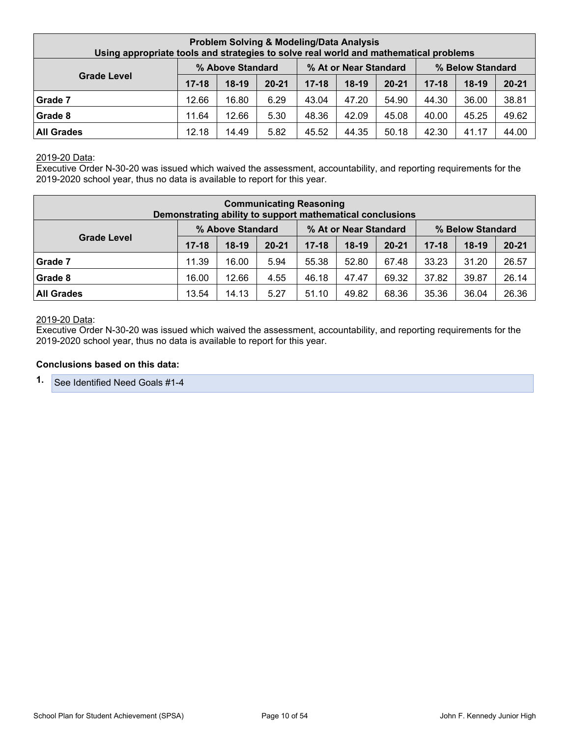| Problem Solving & Modeling/Data Analysis<br>Using appropriate tools and strategies to solve real world and mathematical problems | | | | | | | | | |
|---|---|---|---|---|---|---|---|---|---|
| Grade Level | % Above Standard | | | % At or Near Standard | | | % Below Standard | | |
| | 17-18 | 18-19 | 20-21 | 17-18 | 18-19 | 20-21 | 17-18 | 18-19 | 20-21 |
| Grade 7 | 12.66 | 16.80 | 6.29 | 43.04 | 47.20 | 54.90 | 44.30 | 36.00 | 38.81 |
| Grade 8 | 11.64 | 12.66 | 5.30 | 48.36 | 42.09 | 45.08 | 40.00 | 45.25 | 49.62 |
| All Grades | 12.18 | 14.49 | 5.82 | 45.52 | 44.35 | 50.18 | 42.30 | 41.17 | 44.00 |

2019-20 Data:
Executive Order N-30-20 was issued which waived the assessment, accountability, and reporting requirements for the 2019-2020 school year, thus no data is available to report for this year.

| Communicating Reasoning<br>Demonstrating ability to support mathematical conclusions | | | | | | | | | |
|---|---|---|---|---|---|---|---|---|---|
| Grade Level | % Above Standard | | | % At or Near Standard | | | % Below Standard | | |
| | 17-18 | 18-19 | 20-21 | 17-18 | 18-19 | 20-21 | 17-18 | 18-19 | 20-21 |
| Grade 7 | 11.39 | 16.00 | 5.94 | 55.38 | 52.80 | 67.48 | 33.23 | 31.20 | 26.57 |
| Grade 8 | 16.00 | 12.66 | 4.55 | 46.18 | 47.47 | 69.32 | 37.82 | 39.87 | 26.14 |
| All Grades | 13.54 | 14.13 | 5.27 | 51.10 | 49.82 | 68.36 | 35.36 | 36.04 | 26.36 |

2019-20 Data:
Executive Order N-30-20 was issued which waived the assessment, accountability, and reporting requirements for the 2019-2020 school year, thus no data is available to report for this year.

**Conclusions based on this data:**

1. See Identified Need Goals #1-4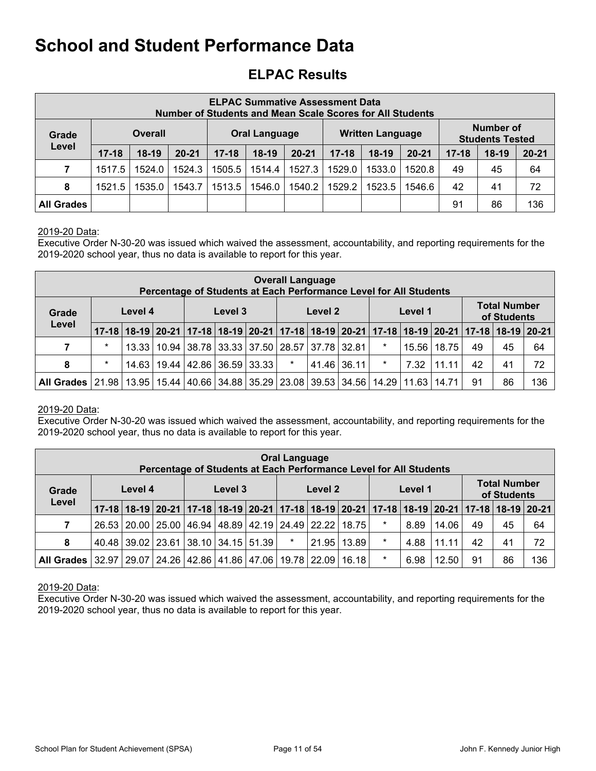# School and Student Performance Data

## ELPAC Results

| ELPAC Summative Assessment Data Number of Students and Mean Scale Scores for All Students | | | | | | | | | | | | |
|---|---|---|---|---|---|---|---|---|---|---|---|---|
| Grade Level | Overall | | | Oral Language | | | Written Language | | | Number of Students Tested | | |
| | 17-18 | 18-19 | 20-21 | 17-18 | 18-19 | 20-21 | 17-18 | 18-19 | 20-21 | 17-18 | 18-19 | 20-21 |
| 7 | 1517.5 | 1524.0 | 1524.3 | 1505.5 | 1514.4 | 1527.3 | 1529.0 | 1533.0 | 1520.8 | 49 | 45 | 64 |
| 8 | 1521.5 | 1535.0 | 1543.7 | 1513.5 | 1546.0 | 1540.2 | 1529.2 | 1523.5 | 1546.6 | 42 | 41 | 72 |
| All Grades | | | | | | | | | | 91 | 86 | 136 |

2019-20 Data:
Executive Order N-30-20 was issued which waived the assessment, accountability, and reporting requirements for the 2019-2020 school year, thus no data is available to report for this year.

| Overall Language Percentage of Students at Each Performance Level for All Students | | | | | | | | | | | | | | | |
|---|---|---|---|---|---|---|---|---|---|---|---|---|---|---|---|
| Grade Level | Level 4 | | | Level 3 | | | Level 2 | | | Level 1 | | | Total Number of Students | | |
| | 17-18 | 18-19 | 20-21 | 17-18 | 18-19 | 20-21 | 17-18 | 18-19 | 20-21 | 17-18 | 18-19 | 20-21 | 17-18 | 18-19 | 20-21 |
| 7 | * | 13.33 | 10.94 | 38.78 | 33.33 | 37.50 | 28.57 | 37.78 | 32.81 | * | 15.56 | 18.75 | 49 | 45 | 64 |
| 8 | * | 14.63 | 19.44 | 42.86 | 36.59 | 33.33 | * | 41.46 | 36.11 | * | 7.32 | 11.11 | 42 | 41 | 72 |
| All Grades | 21.98 | 13.95 | 15.44 | 40.66 | 34.88 | 35.29 | 23.08 | 39.53 | 34.56 | 14.29 | 11.63 | 14.71 | 91 | 86 | 136 |

2019-20 Data:
Executive Order N-30-20 was issued which waived the assessment, accountability, and reporting requirements for the 2019-2020 school year, thus no data is available to report for this year.

| Oral Language Percentage of Students at Each Performance Level for All Students | | | | | | | | | | | | | | | |
|---|---|---|---|---|---|---|---|---|---|---|---|---|---|---|---|
| Grade Level | Level 4 | | | Level 3 | | | Level 2 | | | Level 1 | | | Total Number of Students | | |
| | 17-18 | 18-19 | 20-21 | 17-18 | 18-19 | 20-21 | 17-18 | 18-19 | 20-21 | 17-18 | 18-19 | 20-21 | 17-18 | 18-19 | 20-21 |
| 7 | 26.53 | 20.00 | 25.00 | 46.94 | 48.89 | 42.19 | 24.49 | 22.22 | 18.75 | * | 8.89 | 14.06 | 49 | 45 | 64 |
| 8 | 40.48 | 39.02 | 23.61 | 38.10 | 34.15 | 51.39 | * | 21.95 | 13.89 | * | 4.88 | 11.11 | 42 | 41 | 72 |
| All Grades | 32.97 | 29.07 | 24.26 | 42.86 | 41.86 | 47.06 | 19.78 | 22.09 | 16.18 | * | 6.98 | 12.50 | 91 | 86 | 136 |

2019-20 Data:
Executive Order N-30-20 was issued which waived the assessment, accountability, and reporting requirements for the 2019-2020 school year, thus no data is available to report for this year.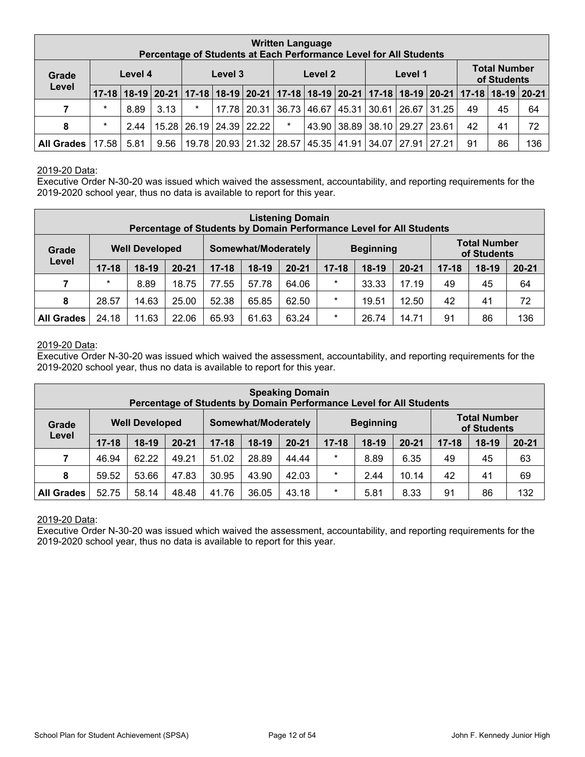| Written Language<br>Percentage of Students at Each Performance Level for All Students | | | | | | | | | | | | | | | |
|---|---|---|---|---|---|---|---|---|---|---|---|---|---|---|---|
| Grade Level | Level 4 | | | Level 3 | | | Level 2 | | | Level 1 | | | Total Number of Students | | |
| | 17-18 | 18-19 | 20-21 | 17-18 | 18-19 | 20-21 | 17-18 | 18-19 | 20-21 | 17-18 | 18-19 | 20-21 | 17-18 | 18-19 | 20-21 |
| 7 | * | 8.89 | 3.13 | * | 17.78 | 20.31 | 36.73 | 46.67 | 45.31 | 30.61 | 26.67 | 31.25 | 49 | 45 | 64 |
| 8 | * | 2.44 | 15.28 | 26.19 | 24.39 | 22.22 | * | 43.90 | 38.89 | 38.10 | 29.27 | 23.61 | 42 | 41 | 72 |
| All Grades | 17.58 | 5.81 | 9.56 | 19.78 | 20.93 | 21.32 | 28.57 | 45.35 | 41.91 | 34.07 | 27.91 | 27.21 | 91 | 86 | 136 |

2019-20 Data:
Executive Order N-30-20 was issued which waived the assessment, accountability, and reporting requirements for the 2019-2020 school year, thus no data is available to report for this year.

| Listening Domain<br>Percentage of Students by Domain Performance Level for All Students | | | | | | | | | | | | |
|---|---|---|---|---|---|---|---|---|---|---|---|---|
| Grade Level | Well Developed | | | Somewhat/Moderately | | | Beginning | | | Total Number of Students | | |
| | 17-18 | 18-19 | 20-21 | 17-18 | 18-19 | 20-21 | 17-18 | 18-19 | 20-21 | 17-18 | 18-19 | 20-21 |
| 7 | * | 8.89 | 18.75 | 77.55 | 57.78 | 64.06 | * | 33.33 | 17.19 | 49 | 45 | 64 |
| 8 | 28.57 | 14.63 | 25.00 | 52.38 | 65.85 | 62.50 | * | 19.51 | 12.50 | 42 | 41 | 72 |
| All Grades | 24.18 | 11.63 | 22.06 | 65.93 | 61.63 | 63.24 | * | 26.74 | 14.71 | 91 | 86 | 136 |

2019-20 Data:
Executive Order N-30-20 was issued which waived the assessment, accountability, and reporting requirements for the 2019-2020 school year, thus no data is available to report for this year.

| Speaking Domain<br>Percentage of Students by Domain Performance Level for All Students | | | | | | | | | | | | |
|---|---|---|---|---|---|---|---|---|---|---|---|---|
| Grade Level | Well Developed | | | Somewhat/Moderately | | | Beginning | | | Total Number of Students | | |
| | 17-18 | 18-19 | 20-21 | 17-18 | 18-19 | 20-21 | 17-18 | 18-19 | 20-21 | 17-18 | 18-19 | 20-21 |
| 7 | 46.94 | 62.22 | 49.21 | 51.02 | 28.89 | 44.44 | * | 8.89 | 6.35 | 49 | 45 | 63 |
| 8 | 59.52 | 53.66 | 47.83 | 30.95 | 43.90 | 42.03 | * | 2.44 | 10.14 | 42 | 41 | 69 |
| All Grades | 52.75 | 58.14 | 48.48 | 41.76 | 36.05 | 43.18 | * | 5.81 | 8.33 | 91 | 86 | 132 |

2019-20 Data:
Executive Order N-30-20 was issued which waived the assessment, accountability, and reporting requirements for the 2019-2020 school year, thus no data is available to report for this year.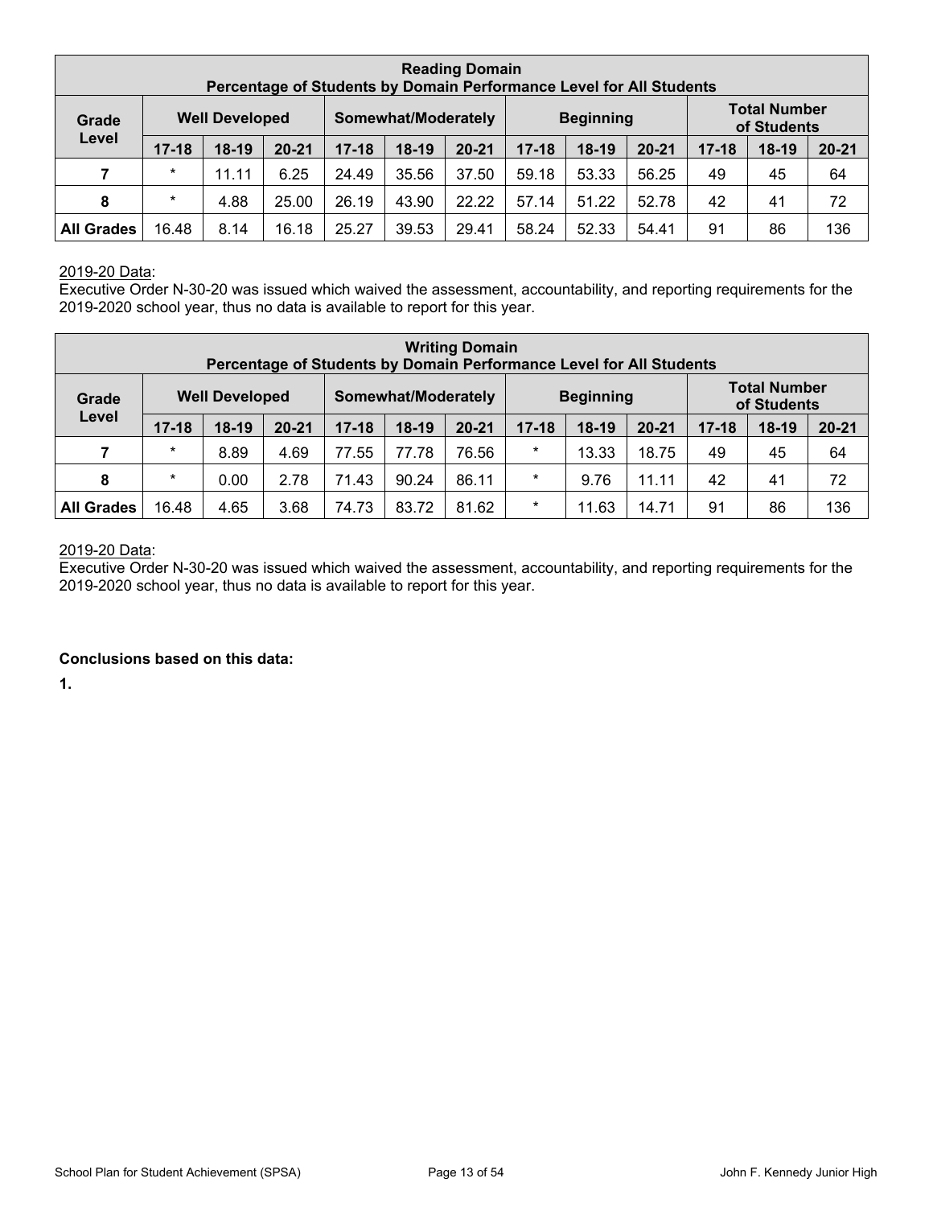| Reading Domain<br>Percentage of Students by Domain Performance Level for All Students | | | | | | | | | | | | |
|---|---|---|---|---|---|---|---|---|---|---|---|---|
| Grade Level | Well Developed | | | Somewhat/Moderately | | | Beginning | | | Total Number of Students | | |
| | 17-18 | 18-19 | 20-21 | 17-18 | 18-19 | 20-21 | 17-18 | 18-19 | 20-21 | 17-18 | 18-19 | 20-21 |
| 7 | * | 11.11 | 6.25 | 24.49 | 35.56 | 37.50 | 59.18 | 53.33 | 56.25 | 49 | 45 | 64 |
| 8 | * | 4.88 | 25.00 | 26.19 | 43.90 | 22.22 | 57.14 | 51.22 | 52.78 | 42 | 41 | 72 |
| All Grades | 16.48 | 8.14 | 16.18 | 25.27 | 39.53 | 29.41 | 58.24 | 52.33 | 54.41 | 91 | 86 | 136 |

2019-20 Data:
Executive Order N-30-20 was issued which waived the assessment, accountability, and reporting requirements for the 2019-2020 school year, thus no data is available to report for this year.

| Writing Domain<br>Percentage of Students by Domain Performance Level for All Students | | | | | | | | | | | | |
|---|---|---|---|---|---|---|---|---|---|---|---|---|
| Grade Level | Well Developed | | | Somewhat/Moderately | | | Beginning | | | Total Number of Students | | |
| | 17-18 | 18-19 | 20-21 | 17-18 | 18-19 | 20-21 | 17-18 | 18-19 | 20-21 | 17-18 | 18-19 | 20-21 |
| 7 | * | 8.89 | 4.69 | 77.55 | 77.78 | 76.56 | * | 13.33 | 18.75 | 49 | 45 | 64 |
| 8 | * | 0.00 | 2.78 | 71.43 | 90.24 | 86.11 | * | 9.76 | 11.11 | 42 | 41 | 72 |
| All Grades | 16.48 | 4.65 | 3.68 | 74.73 | 83.72 | 81.62 | * | 11.63 | 14.71 | 91 | 86 | 136 |

2019-20 Data:
Executive Order N-30-20 was issued which waived the assessment, accountability, and reporting requirements for the 2019-2020 school year, thus no data is available to report for this year.

**Conclusions based on this data:**

**1.**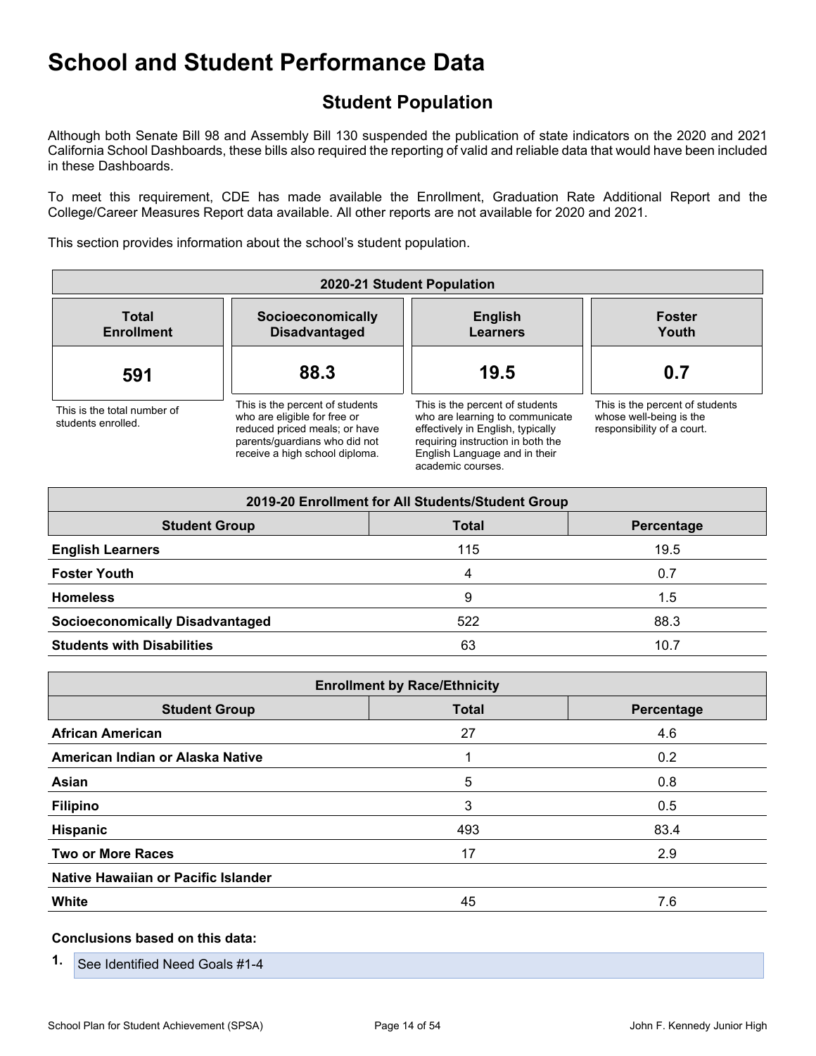# School and Student Performance Data

## Student Population

Although both Senate Bill 98 and Assembly Bill 130 suspended the publication of state indicators on the 2020 and 2021 California School Dashboards, these bills also required the reporting of valid and reliable data that would have been included in these Dashboards.

To meet this requirement, CDE has made available the Enrollment, Graduation Rate Additional Report and the College/Career Measures Report data available. All other reports are not available for 2020 and 2021.

This section provides information about the school's student population.

| 2020-21 Student Population | | | |
|---|---|---|---|
| **Total Enrollment** | **Socioeconomically Disadvantaged** | **English Learners** | **Foster Youth** |
| **591** | **88.3** | **19.5** | **0.7** |
| This is the total number of students enrolled. | This is the percent of students who are eligible for free or reduced priced meals; or have parents/guardians who did not receive a high school diploma. | This is the percent of students who are learning to communicate effectively in English, typically requiring instruction in both the English Language and in their academic courses. | This is the percent of students whose well-being is the responsibility of a court. |

| 2019-20 Enrollment for All Students/Student Group | | |
|---|---|---|
| **Student Group** | **Total** | **Percentage** |
| **English Learners** | 115 | 19.5 |
| **Foster Youth** | 4 | 0.7 |
| **Homeless** | 9 | 1.5 |
| **Socioeconomically Disadvantaged** | 522 | 88.3 |
| **Students with Disabilities** | 63 | 10.7 |

| Enrollment by Race/Ethnicity | | |
|---|---|---|
| **Student Group** | **Total** | **Percentage** |
| **African American** | 27 | 4.6 |
| **American Indian or Alaska Native** | 1 | 0.2 |
| **Asian** | 5 | 0.8 |
| **Filipino** | 3 | 0.5 |
| **Hispanic** | 493 | 83.4 |
| **Two or More Races** | 17 | 2.9 |
| **Native Hawaiian or Pacific Islander** | | |
| **White** | 45 | 7.6 |

**Conclusions based on this data:**

1. See Identified Need Goals #1-4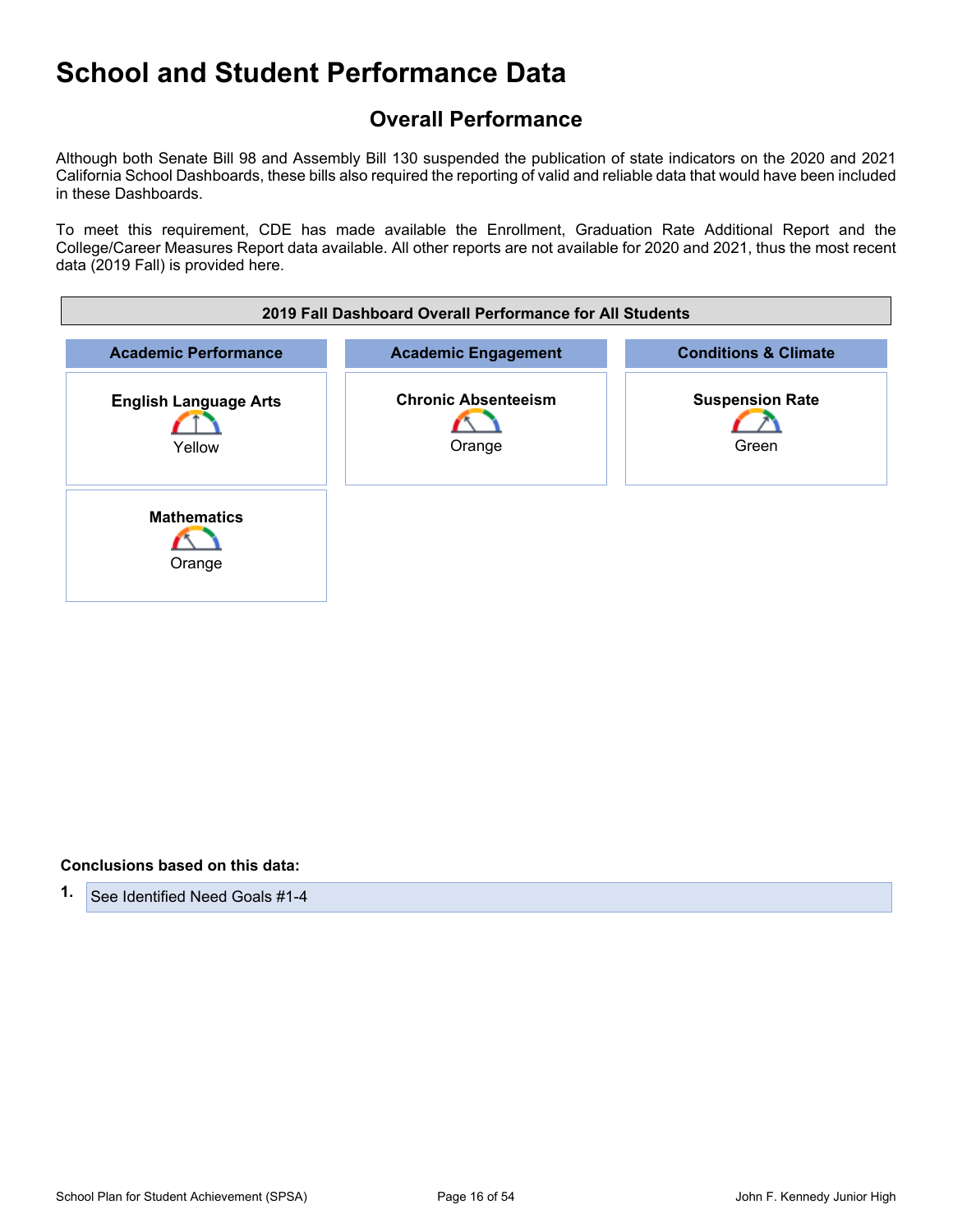# School and Student Performance Data

## Overall Performance

Although both Senate Bill 98 and Assembly Bill 130 suspended the publication of state indicators on the 2020 and 2021 California School Dashboards, these bills also required the reporting of valid and reliable data that would have been included in these Dashboards.

To meet this requirement, CDE has made available the Enrollment, Graduation Rate Additional Report and the College/Career Measures Report data available. All other reports are not available for 2020 and 2021, thus the most recent data (2019 Fall) is provided here.

| 2019 Fall Dashboard Overall Performance for All Students | | |
|---|---|---|
| **Academic Performance** | **Academic Engagement** | **Conditions & Climate** |
| **English Language Arts**<br>Yellow | **Chronic Absenteeism**<br>Orange | **Suspension Rate**<br>Green |
| **Mathematics**<br>Orange | | |

**Conclusions based on this data:**

1. See Identified Need Goals #1-4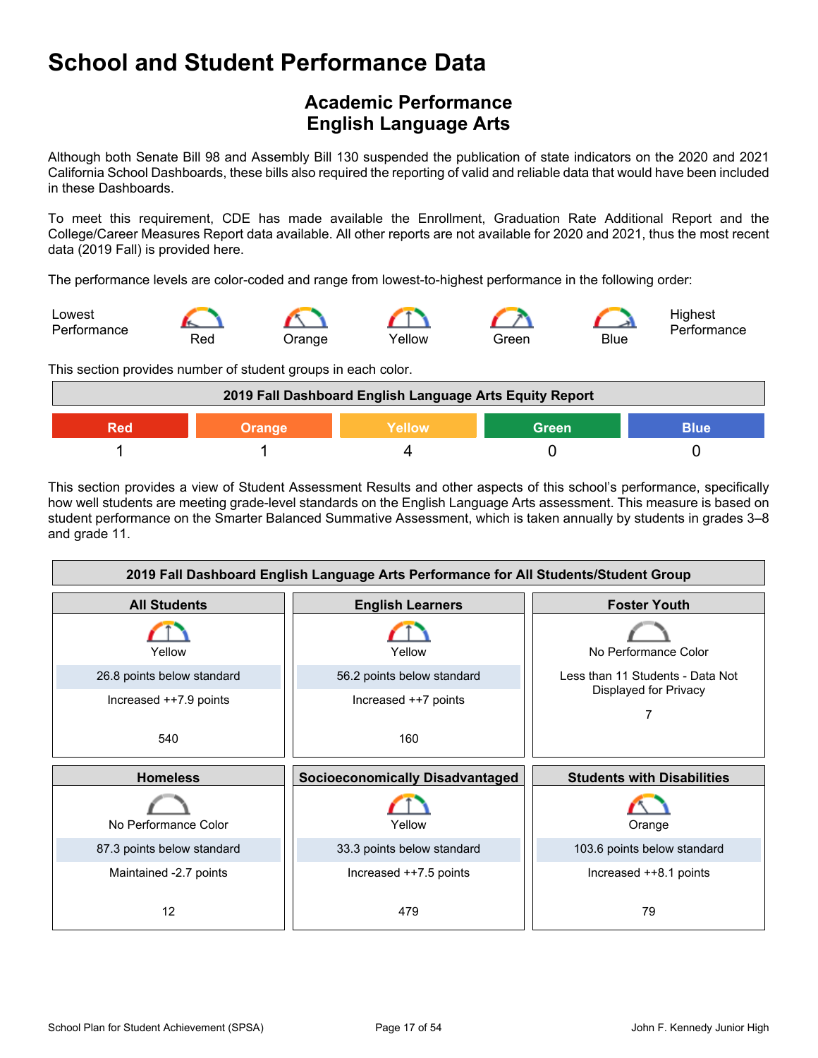# School and Student Performance Data

## Academic Performance
## English Language Arts

Although both Senate Bill 98 and Assembly Bill 130 suspended the publication of state indicators on the 2020 and 2021 California School Dashboards, these bills also required the reporting of valid and reliable data that would have been included in these Dashboards.

To meet this requirement, CDE has made available the Enrollment, Graduation Rate Additional Report and the College/Career Measures Report data available. All other reports are not available for 2020 and 2021, thus the most recent data (2019 Fall) is provided here.

The performance levels are color-coded and range from lowest-to-highest performance in the following order:

Lowest Performance — Red — Orange — Yellow — Green — Blue — Highest Performance

This section provides number of student groups in each color.

| 2019 Fall Dashboard English Language Arts Equity Report | | | | |
|---|---|---|---|---|
| Red | Orange | Yellow | Green | Blue |
| 1 | 1 | 4 | 0 | 0 |

This section provides a view of Student Assessment Results and other aspects of this school's performance, specifically how well students are meeting grade-level standards on the English Language Arts assessment. This measure is based on student performance on the Smarter Balanced Summative Assessment, which is taken annually by students in grades 3–8 and grade 11.

| 2019 Fall Dashboard English Language Arts Performance for All Students/Student Group | | |
|---|---|---|
| **All Students** | **English Learners** | **Foster Youth** |
| Yellow | Yellow | No Performance Color |
| 26.8 points below standard | 56.2 points below standard | Less than 11 Students - Data Not Displayed for Privacy |
| Increased ++7.9 points | Increased ++7 points | |
| 540 | 160 | 7 |
| **Homeless** | **Socioeconomically Disadvantaged** | **Students with Disabilities** |
| No Performance Color | Yellow | Orange |
| 87.3 points below standard | 33.3 points below standard | 103.6 points below standard |
| Maintained -2.7 points | Increased ++7.5 points | Increased ++8.1 points |
| 12 | 479 | 79 |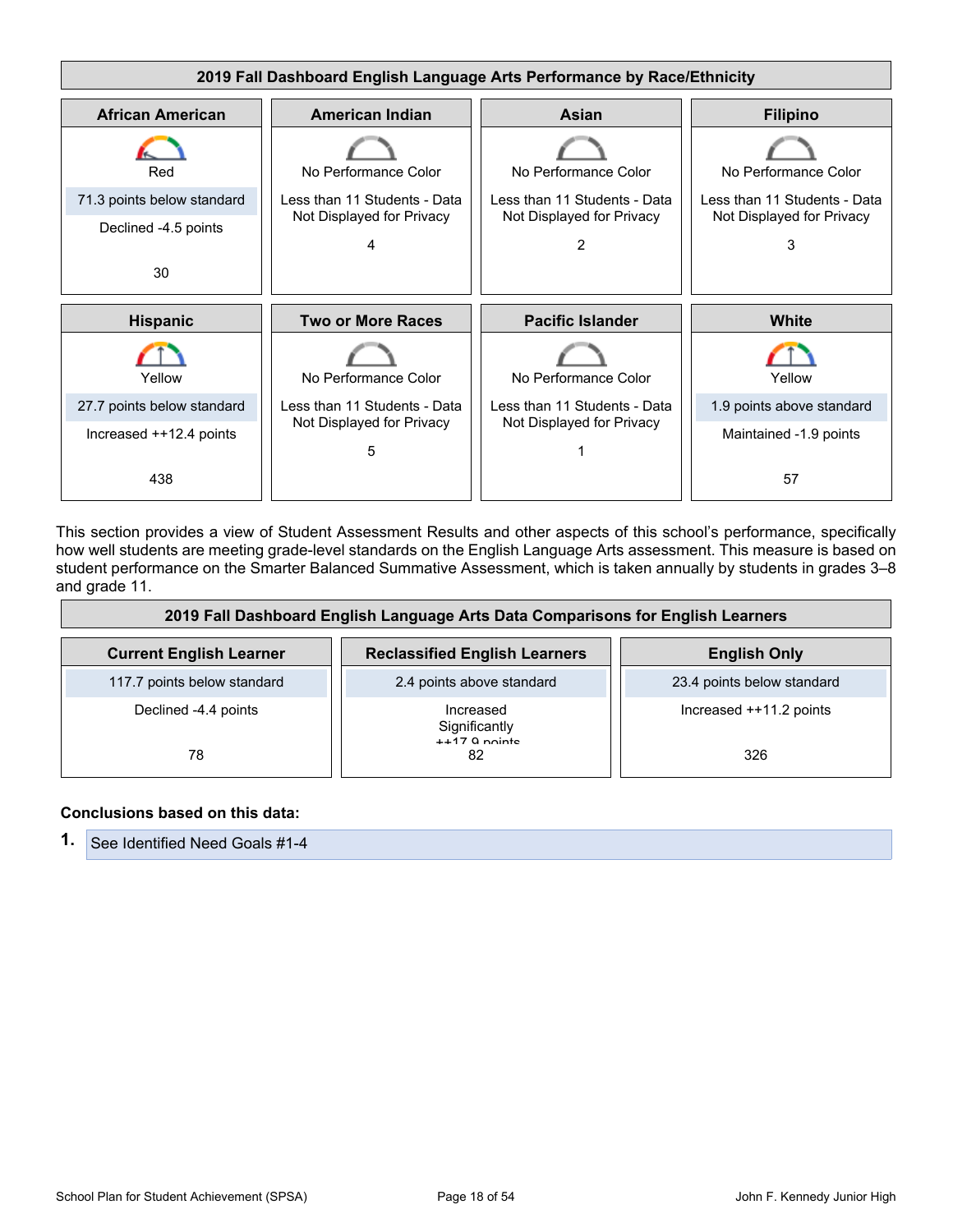**2019 Fall Dashboard English Language Arts Performance by Race/Ethnicity**

| African American | American Indian | Asian | Filipino |
|---|---|---|---|
| Red | No Performance Color | No Performance Color | No Performance Color |
| 71.3 points below standard | Less than 11 Students - Data Not Displayed for Privacy | Less than 11 Students - Data Not Displayed for Privacy | Less than 11 Students - Data Not Displayed for Privacy |
| Declined -4.5 points | 4 | 2 | 3 |
| 30 | | | |

| Hispanic | Two or More Races | Pacific Islander | White |
|---|---|---|---|
| Yellow | No Performance Color | No Performance Color | Yellow |
| 27.7 points below standard | Less than 11 Students - Data Not Displayed for Privacy | Less than 11 Students - Data Not Displayed for Privacy | 1.9 points above standard |
| Increased ++12.4 points | 5 | 1 | Maintained -1.9 points |
| 438 | | | 57 |

This section provides a view of Student Assessment Results and other aspects of this school's performance, specifically how well students are meeting grade-level standards on the English Language Arts assessment. This measure is based on student performance on the Smarter Balanced Summative Assessment, which is taken annually by students in grades 3–8 and grade 11.

**2019 Fall Dashboard English Language Arts Data Comparisons for English Learners**

| Current English Learner | Reclassified English Learners | English Only |
|---|---|---|
| 117.7 points below standard | 2.4 points above standard | 23.4 points below standard |
| Declined -4.4 points | Increased Significantly ++17.9 points | Increased ++11.2 points |
| 78 | 82 | 326 |

**Conclusions based on this data:**

1. See Identified Need Goals #1-4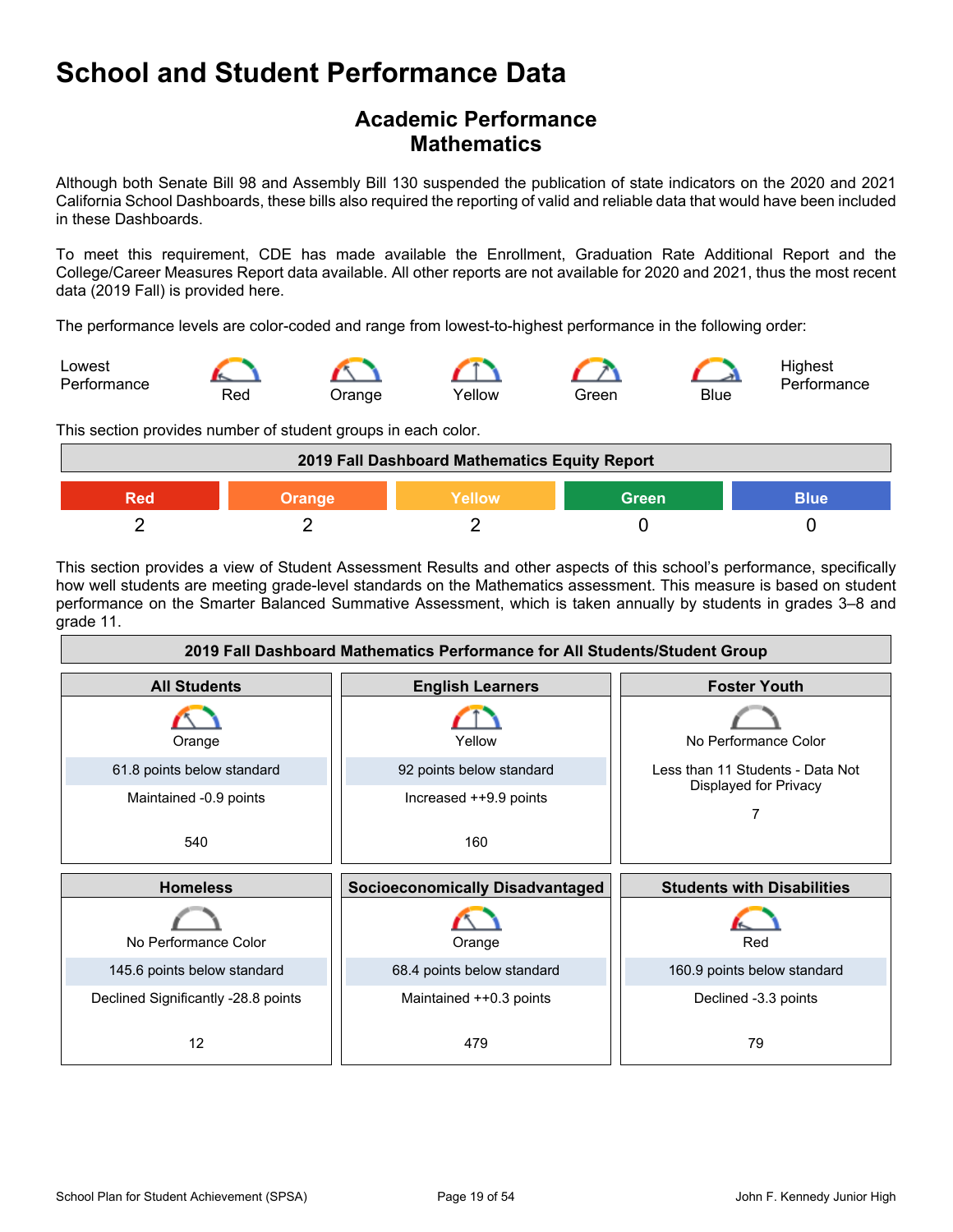# School and Student Performance Data

## Academic Performance
## Mathematics

Although both Senate Bill 98 and Assembly Bill 130 suspended the publication of state indicators on the 2020 and 2021 California School Dashboards, these bills also required the reporting of valid and reliable data that would have been included in these Dashboards.

To meet this requirement, CDE has made available the Enrollment, Graduation Rate Additional Report and the College/Career Measures Report data available. All other reports are not available for 2020 and 2021, thus the most recent data (2019 Fall) is provided here.

The performance levels are color-coded and range from lowest-to-highest performance in the following order:

Lowest Performance — Red — Orange — Yellow — Green — Blue — Highest Performance

This section provides number of student groups in each color.

| 2019 Fall Dashboard Mathematics Equity Report | | | | |
|---|---|---|---|---|
| Red | Orange | Yellow | Green | Blue |
| 2 | 2 | 2 | 0 | 0 |

This section provides a view of Student Assessment Results and other aspects of this school's performance, specifically how well students are meeting grade-level standards on the Mathematics assessment. This measure is based on student performance on the Smarter Balanced Summative Assessment, which is taken annually by students in grades 3–8 and grade 11.

| 2019 Fall Dashboard Mathematics Performance for All Students/Student Group | | |
|---|---|---|
| **All Students** | **English Learners** | **Foster Youth** |
| Orange | Yellow | No Performance Color |
| 61.8 points below standard | 92 points below standard | Less than 11 Students - Data Not Displayed for Privacy |
| Maintained -0.9 points | Increased ++9.9 points | 7 |
| 540 | 160 | |
| **Homeless** | **Socioeconomically Disadvantaged** | **Students with Disabilities** |
| No Performance Color | Orange | Red |
| 145.6 points below standard | 68.4 points below standard | 160.9 points below standard |
| Declined Significantly -28.8 points | Maintained ++0.3 points | Declined -3.3 points |
| 12 | 479 | 79 |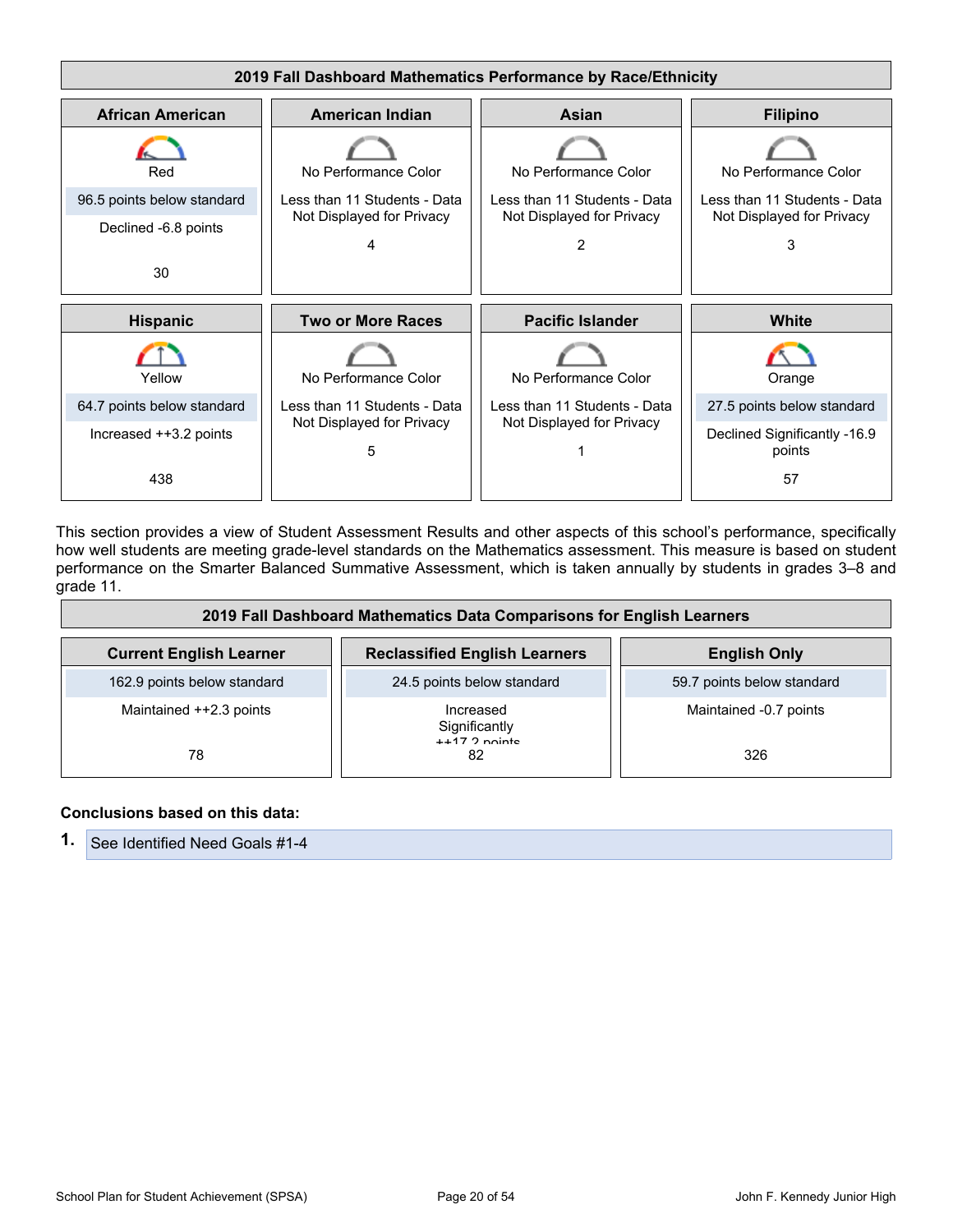| 2019 Fall Dashboard Mathematics Performance by Race/Ethnicity | | | |
|---|---|---|---|
| **African American** | **American Indian** | **Asian** | **Filipino** |
| Red<br>96.5 points below standard<br>Declined -6.8 points<br>30 | No Performance Color<br>Less than 11 Students - Data Not Displayed for Privacy<br>4 | No Performance Color<br>Less than 11 Students - Data Not Displayed for Privacy<br>2 | No Performance Color<br>Less than 11 Students - Data Not Displayed for Privacy<br>3 |
| **Hispanic** | **Two or More Races** | **Pacific Islander** | **White** |
| Yellow<br>64.7 points below standard<br>Increased ++3.2 points<br>438 | No Performance Color<br>Less than 11 Students - Data Not Displayed for Privacy<br>5 | No Performance Color<br>Less than 11 Students - Data Not Displayed for Privacy<br>1 | Orange<br>27.5 points below standard<br>Declined Significantly -16.9 points<br>57 |

This section provides a view of Student Assessment Results and other aspects of this school's performance, specifically how well students are meeting grade-level standards on the Mathematics assessment. This measure is based on student performance on the Smarter Balanced Summative Assessment, which is taken annually by students in grades 3–8 and grade 11.

| 2019 Fall Dashboard Mathematics Data Comparisons for English Learners | | |
|---|---|---|
| **Current English Learner** | **Reclassified English Learners** | **English Only** |
| 162.9 points below standard | 24.5 points below standard | 59.7 points below standard |
| Maintained ++2.3 points | Increased Significantly ++17.2 points | Maintained -0.7 points |
| 78 | 82 | 326 |

**Conclusions based on this data:**

1. See Identified Need Goals #1-4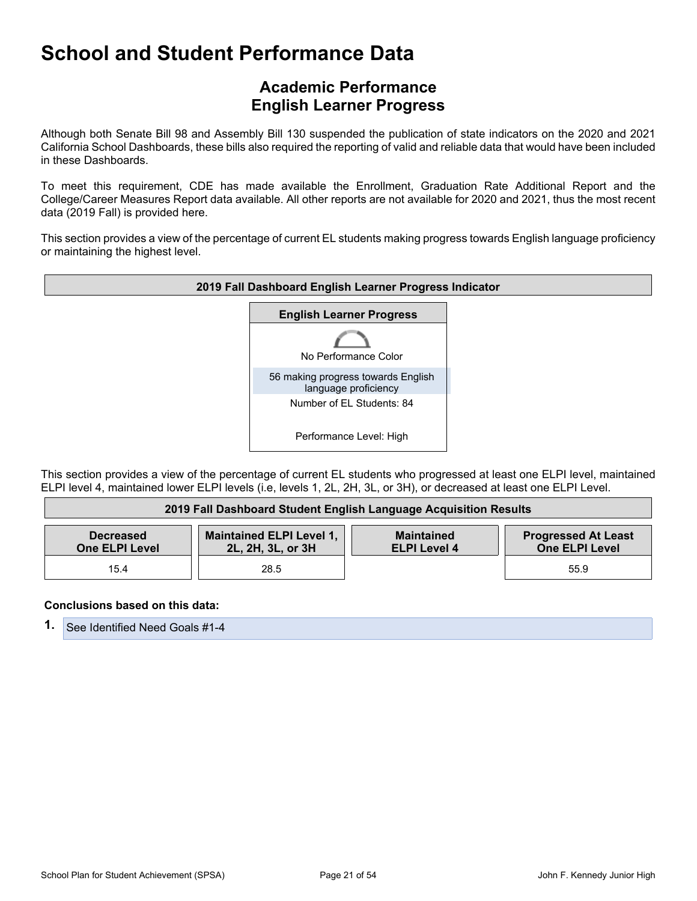# School and Student Performance Data

## Academic Performance
## English Learner Progress

Although both Senate Bill 98 and Assembly Bill 130 suspended the publication of state indicators on the 2020 and 2021 California School Dashboards, these bills also required the reporting of valid and reliable data that would have been included in these Dashboards.

To meet this requirement, CDE has made available the Enrollment, Graduation Rate Additional Report and the College/Career Measures Report data available. All other reports are not available for 2020 and 2021, thus the most recent data (2019 Fall) is provided here.

This section provides a view of the percentage of current EL students making progress towards English language proficiency or maintaining the highest level.

| 2019 Fall Dashboard English Learner Progress Indicator |
|---|
| **English Learner Progress** |
| No Performance Color |
| 56 making progress towards English language proficiency |
| Number of EL Students: 84 |
| Performance Level: High |

This section provides a view of the percentage of current EL students who progressed at least one ELPI level, maintained ELPI level 4, maintained lower ELPI levels (i.e, levels 1, 2L, 2H, 3L, or 3H), or decreased at least one ELPI Level.

| 2019 Fall Dashboard Student English Language Acquisition Results | | | |
|---|---|---|---|
| **Decreased One ELPI Level** | **Maintained ELPI Level 1, 2L, 2H, 3L, or 3H** | **Maintained ELPI Level 4** | **Progressed At Least One ELPI Level** |
| 15.4 | 28.5 | | 55.9 |

**Conclusions based on this data:**

1. See Identified Need Goals #1-4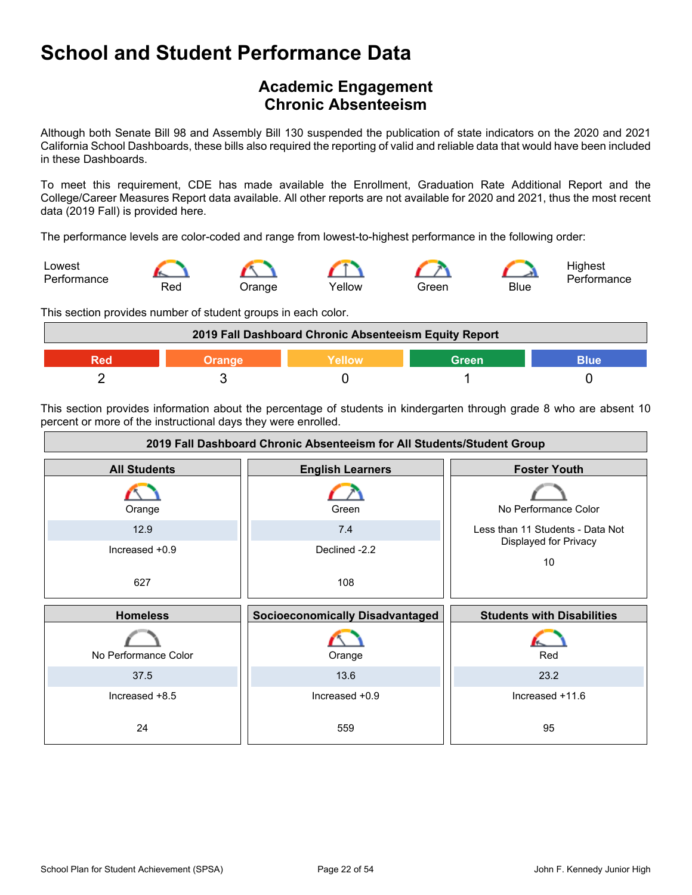# School and Student Performance Data

## Academic Engagement
## Chronic Absenteeism

Although both Senate Bill 98 and Assembly Bill 130 suspended the publication of state indicators on the 2020 and 2021 California School Dashboards, these bills also required the reporting of valid and reliable data that would have been included in these Dashboards.

To meet this requirement, CDE has made available the Enrollment, Graduation Rate Additional Report and the College/Career Measures Report data available. All other reports are not available for 2020 and 2021, thus the most recent data (2019 Fall) is provided here.

The performance levels are color-coded and range from lowest-to-highest performance in the following order:

Lowest Performance — Red — Orange — Yellow — Green — Blue — Highest Performance

This section provides number of student groups in each color.

| 2019 Fall Dashboard Chronic Absenteeism Equity Report | | | | |
|---|---|---|---|---|
| Red | Orange | Yellow | Green | Blue |
| 2 | 3 | 0 | 1 | 0 |

This section provides information about the percentage of students in kindergarten through grade 8 who are absent 10 percent or more of the instructional days they were enrolled.

| 2019 Fall Dashboard Chronic Absenteeism for All Students/Student Group | | |
|---|---|---|
| **All Students** | **English Learners** | **Foster Youth** |
| Orange | Green | No Performance Color |
| 12.9 | 7.4 | Less than 11 Students - Data Not Displayed for Privacy |
| Increased +0.9 | Declined -2.2 | 10 |
| 627 | 108 | |
| **Homeless** | **Socioeconomically Disadvantaged** | **Students with Disabilities** |
| No Performance Color | Orange | Red |
| 37.5 | 13.6 | 23.2 |
| Increased +8.5 | Increased +0.9 | Increased +11.6 |
| 24 | 559 | 95 |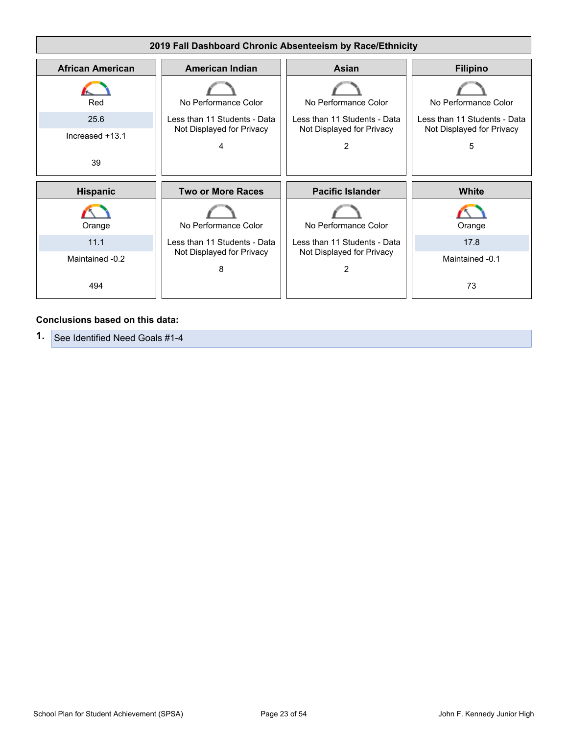## 2019 Fall Dashboard Chronic Absenteeism by Race/Ethnicity

| African American | American Indian | Asian | Filipino |
|---|---|---|---|
| Red | No Performance Color | No Performance Color | No Performance Color |
| 25.6 | Less than 11 Students - Data Not Displayed for Privacy | Less than 11 Students - Data Not Displayed for Privacy | Less than 11 Students - Data Not Displayed for Privacy |
| Increased +13.1 | 4 | 2 | 5 |
| 39 | | | |

| Hispanic | Two or More Races | Pacific Islander | White |
|---|---|---|---|
| Orange | No Performance Color | No Performance Color | Orange |
| 11.1 | Less than 11 Students - Data Not Displayed for Privacy | Less than 11 Students - Data Not Displayed for Privacy | 17.8 |
| Maintained -0.2 | 8 | 2 | Maintained -0.1 |
| 494 | | | 73 |

**Conclusions based on this data:**

1. See Identified Need Goals #1-4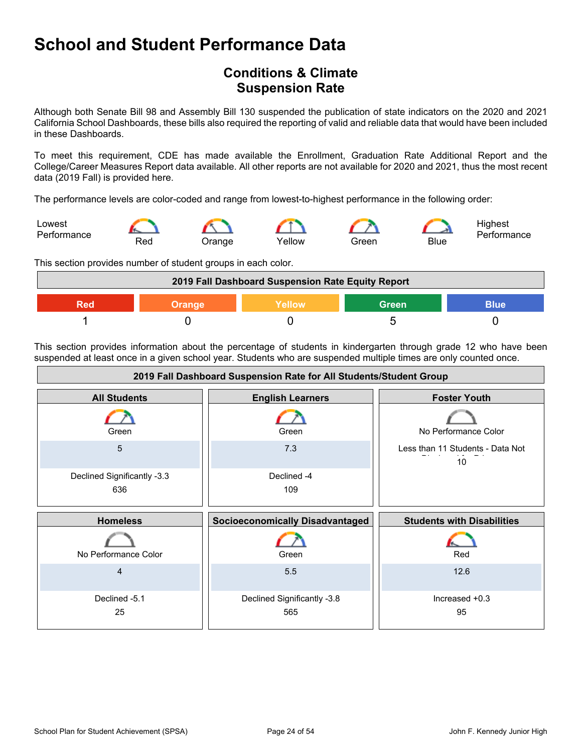// School and Student Performance Data

# School and Student Performance Data

## Conditions & Climate
## Suspension Rate

Although both Senate Bill 98 and Assembly Bill 130 suspended the publication of state indicators on the 2020 and 2021 California School Dashboards, these bills also required the reporting of valid and reliable data that would have been included in these Dashboards.

To meet this requirement, CDE has made available the Enrollment, Graduation Rate Additional Report and the College/Career Measures Report data available. All other reports are not available for 2020 and 2021, thus the most recent data (2019 Fall) is provided here.

The performance levels are color-coded and range from lowest-to-highest performance in the following order:

Lowest Performance — Red — Orange — Yellow — Green — Blue — Highest Performance

This section provides number of student groups in each color.

| 2019 Fall Dashboard Suspension Rate Equity Report | | | | |
|---|---|---|---|---|
| Red | Orange | Yellow | Green | Blue |
| 1 | 0 | 0 | 5 | 0 |

This section provides information about the percentage of students in kindergarten through grade 12 who have been suspended at least once in a given school year. Students who are suspended multiple times are only counted once.

| 2019 Fall Dashboard Suspension Rate for All Students/Student Group | | |
|---|---|---|
| **All Students** | **English Learners** | **Foster Youth** |
| Green | Green | No Performance Color |
| 5 | 7.3 | Less than 11 Students - Data Not Displayed for Privacy |
| Declined Significantly -3.3 | Declined -4 | 10 |
| 636 | 109 | |
| **Homeless** | **Socioeconomically Disadvantaged** | **Students with Disabilities** |
| No Performance Color | Green | Red |
| 4 | 5.5 | 12.6 |
| Declined -5.1 | Declined Significantly -3.8 | Increased +0.3 |
| 25 | 565 | 95 |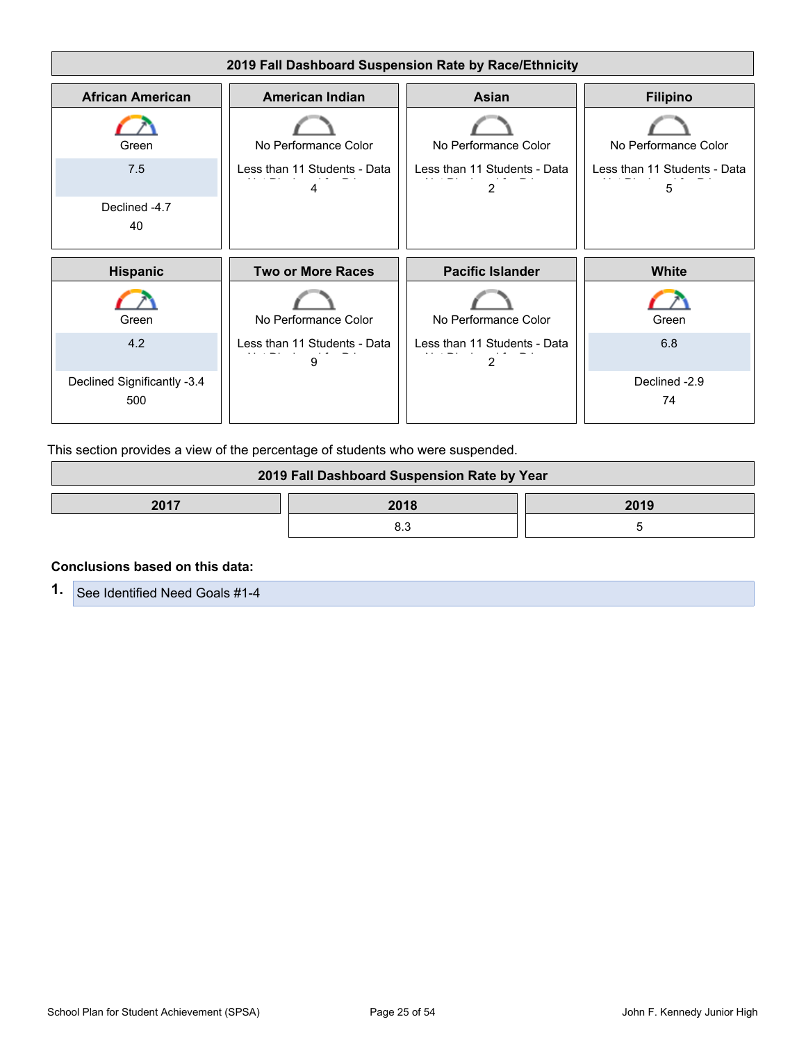## 2019 Fall Dashboard Suspension Rate by Race/Ethnicity

| African American | American Indian | Asian | Filipino |
|---|---|---|---|
| Green | No Performance Color | No Performance Color | No Performance Color |
| 7.5 | Less than 11 Students - Data Not Displayed for Privacy | Less than 11 Students - Data Not Displayed for Privacy | Less than 11 Students - Data Not Displayed for Privacy |
| Declined -4.7 | | | |
| 40 | 4 | 2 | 5 |

| Hispanic | Two or More Races | Pacific Islander | White |
|---|---|---|---|
| Green | No Performance Color | No Performance Color | Green |
| 4.2 | Less than 11 Students - Data Not Displayed for Privacy | Less than 11 Students - Data Not Displayed for Privacy | 6.8 |
| Declined Significantly -3.4 | | | Declined -2.9 |
| 500 | 9 | 2 | 74 |

This section provides a view of the percentage of students who were suspended.

## 2019 Fall Dashboard Suspension Rate by Year

| 2017 | 2018 | 2019 |
|---|---|---|
| | 8.3 | 5 |

**Conclusions based on this data:**

1. See Identified Need Goals #1-4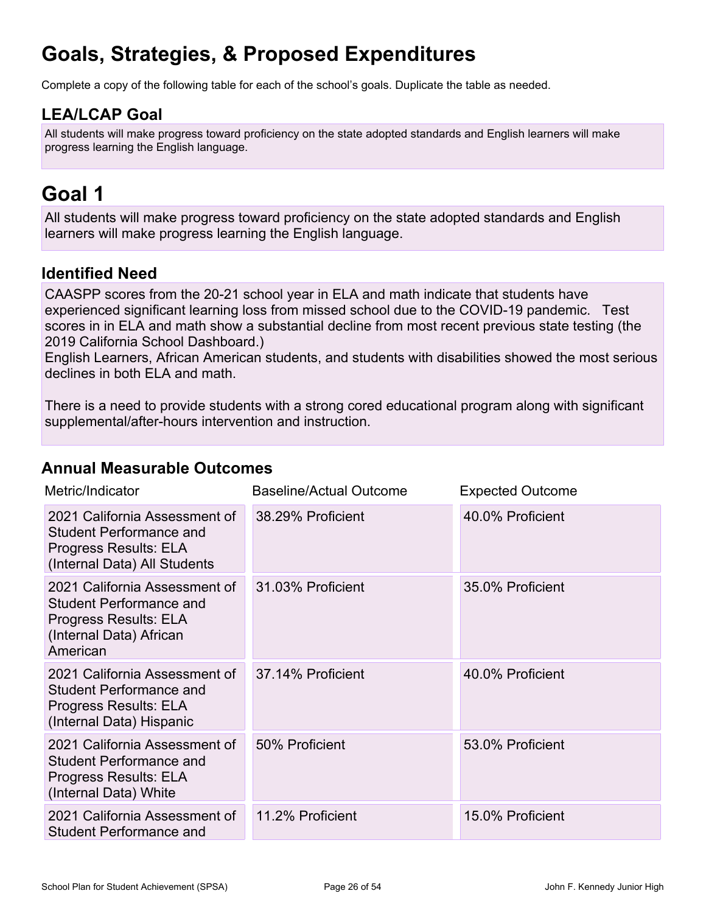# Goals, Strategies, & Proposed Expenditures

Complete a copy of the following table for each of the school's goals. Duplicate the table as needed.

## LEA/LCAP Goal

All students will make progress toward proficiency on the state adopted standards and English learners will make progress learning the English language.

# Goal 1

All students will make progress toward proficiency on the state adopted standards and English learners will make progress learning the English language.

## Identified Need

CAASPP scores from the 20-21 school year in ELA and math indicate that students have experienced significant learning loss from missed school due to the COVID-19 pandemic. Test scores in in ELA and math show a substantial decline from most recent previous state testing (the 2019 California School Dashboard.)
English Learners, African American students, and students with disabilities showed the most serious declines in both ELA and math.

There is a need to provide students with a strong cored educational program along with significant supplemental/after-hours intervention and instruction.

## Annual Measurable Outcomes

| Metric/Indicator | Baseline/Actual Outcome | Expected Outcome |
|---|---|---|
| 2021 California Assessment of Student Performance and Progress Results: ELA (Internal Data) All Students | 38.29% Proficient | 40.0% Proficient |
| 2021 California Assessment of Student Performance and Progress Results: ELA (Internal Data) African American | 31.03% Proficient | 35.0% Proficient |
| 2021 California Assessment of Student Performance and Progress Results: ELA (Internal Data) Hispanic | 37.14% Proficient | 40.0% Proficient |
| 2021 California Assessment of Student Performance and Progress Results: ELA (Internal Data) White | 50% Proficient | 53.0% Proficient |
| 2021 California Assessment of Student Performance and | 11.2% Proficient | 15.0% Proficient |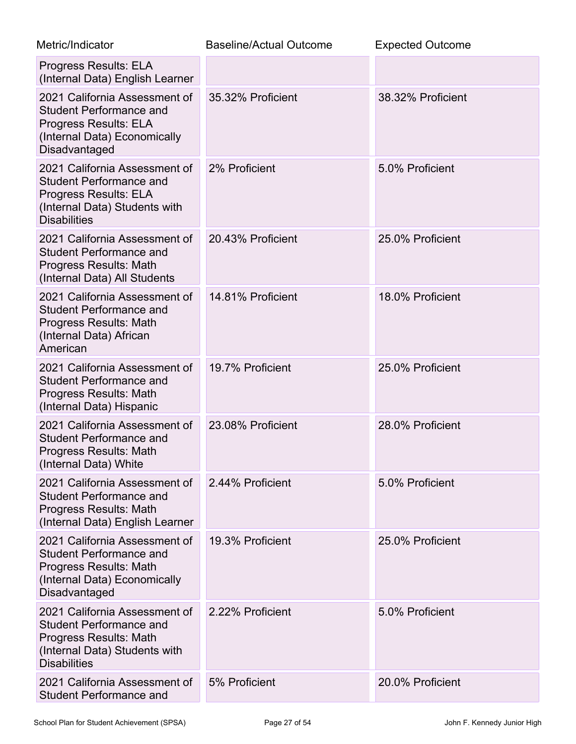| Metric/Indicator | Baseline/Actual Outcome | Expected Outcome |
| --- | --- | --- |
| Progress Results: ELA (Internal Data) English Learner | | |
| 2021 California Assessment of Student Performance and Progress Results: ELA (Internal Data) Economically Disadvantaged | 35.32% Proficient | 38.32% Proficient |
| 2021 California Assessment of Student Performance and Progress Results: ELA (Internal Data) Students with Disabilities | 2% Proficient | 5.0% Proficient |
| 2021 California Assessment of Student Performance and Progress Results: Math (Internal Data) All Students | 20.43% Proficient | 25.0% Proficient |
| 2021 California Assessment of Student Performance and Progress Results: Math (Internal Data) African American | 14.81% Proficient | 18.0% Proficient |
| 2021 California Assessment of Student Performance and Progress Results: Math (Internal Data) Hispanic | 19.7% Proficient | 25.0% Proficient |
| 2021 California Assessment of Student Performance and Progress Results: Math (Internal Data) White | 23.08% Proficient | 28.0% Proficient |
| 2021 California Assessment of Student Performance and Progress Results: Math (Internal Data) English Learner | 2.44% Proficient | 5.0% Proficient |
| 2021 California Assessment of Student Performance and Progress Results: Math (Internal Data) Economically Disadvantaged | 19.3% Proficient | 25.0% Proficient |
| 2021 California Assessment of Student Performance and Progress Results: Math (Internal Data) Students with Disabilities | 2.22% Proficient | 5.0% Proficient |
| 2021 California Assessment of Student Performance and | 5% Proficient | 20.0% Proficient |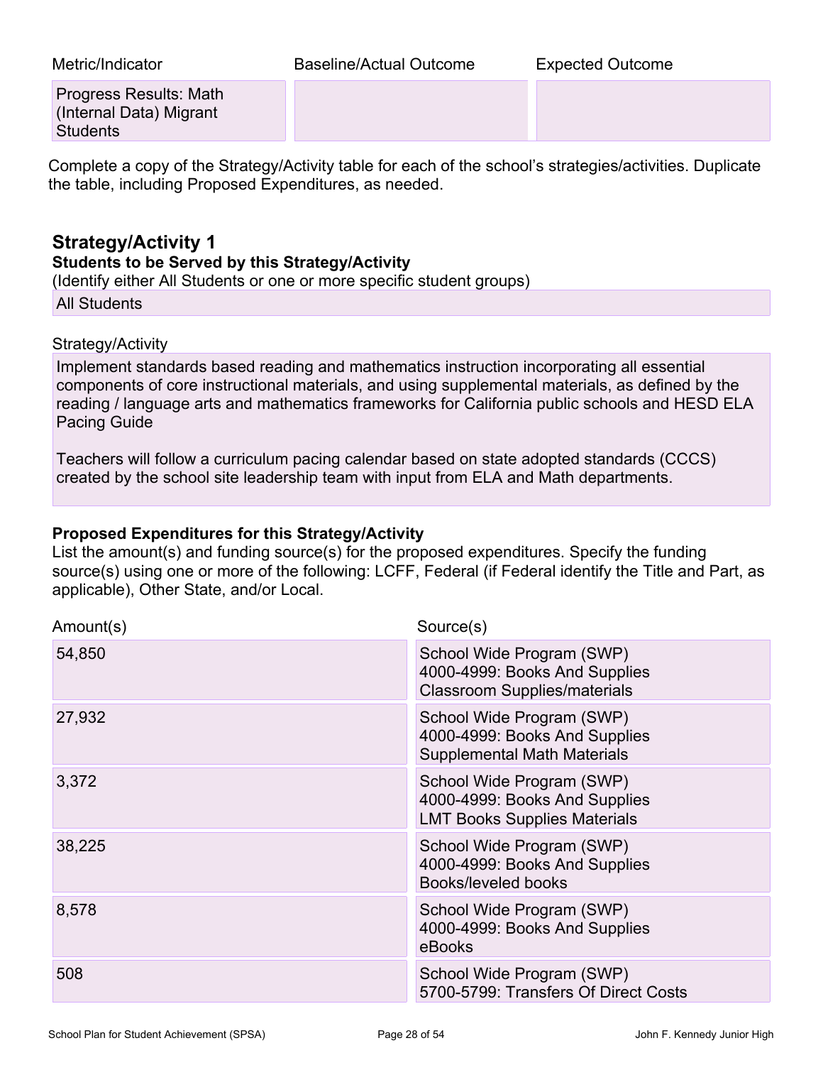| Metric/Indicator | Baseline/Actual Outcome | Expected Outcome |
| --- | --- | --- |
| Progress Results: Math (Internal Data) Migrant Students | | |

Complete a copy of the Strategy/Activity table for each of the school's strategies/activities. Duplicate the table, including Proposed Expenditures, as needed.

## Strategy/Activity 1

### Students to be Served by this Strategy/Activity

(Identify either All Students or one or more specific student groups)

All Students

Strategy/Activity

Implement standards based reading and mathematics instruction incorporating all essential components of core instructional materials, and using supplemental materials, as defined by the reading / language arts and mathematics frameworks for California public schools and HESD ELA Pacing Guide

Teachers will follow a curriculum pacing calendar based on state adopted standards (CCCS) created by the school site leadership team with input from ELA and Math departments.

### Proposed Expenditures for this Strategy/Activity

List the amount(s) and funding source(s) for the proposed expenditures. Specify the funding source(s) using one or more of the following: LCFF, Federal (if Federal identify the Title and Part, as applicable), Other State, and/or Local.

| Amount(s) | Source(s) |
| --- | --- |
| 54,850 | School Wide Program (SWP)<br>4000-4999: Books And Supplies<br>Classroom Supplies/materials |
| 27,932 | School Wide Program (SWP)<br>4000-4999: Books And Supplies<br>Supplemental Math Materials |
| 3,372 | School Wide Program (SWP)<br>4000-4999: Books And Supplies<br>LMT Books Supplies Materials |
| 38,225 | School Wide Program (SWP)<br>4000-4999: Books And Supplies<br>Books/leveled books |
| 8,578 | School Wide Program (SWP)<br>4000-4999: Books And Supplies<br>eBooks |
| 508 | School Wide Program (SWP)<br>5700-5799: Transfers Of Direct Costs |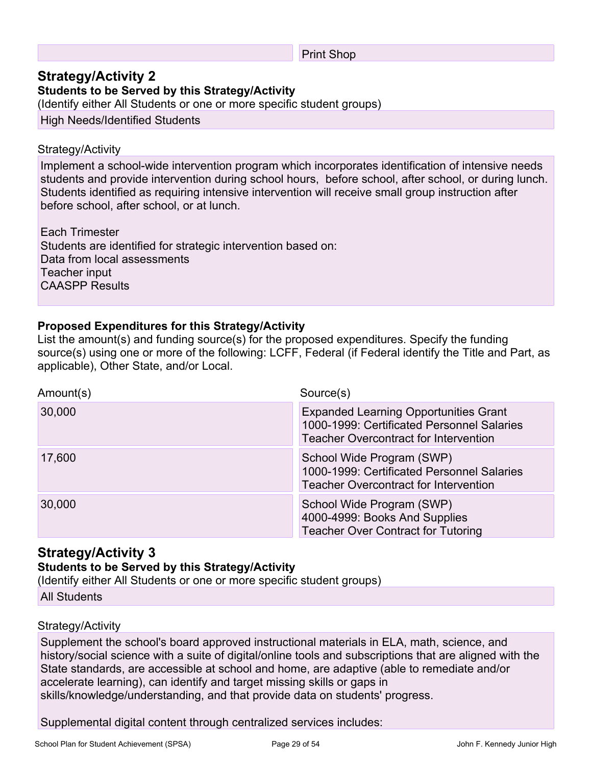| | Print Shop |
|---|---|

## Strategy/Activity 2

**Students to be Served by this Strategy/Activity**

(Identify either All Students or one or more specific student groups)

High Needs/Identified Students

Strategy/Activity

Implement a school-wide intervention program which incorporates identification of intensive needs students and provide intervention during school hours,  before school, after school, or during lunch. Students identified as requiring intensive intervention will receive small group instruction after before school, after school, or at lunch.

Each Trimester
Students are identified for strategic intervention based on:
Data from local assessments
Teacher input
CAASPP Results

**Proposed Expenditures for this Strategy/Activity**

List the amount(s) and funding source(s) for the proposed expenditures. Specify the funding source(s) using one or more of the following: LCFF, Federal (if Federal identify the Title and Part, as applicable), Other State, and/or Local.

| Amount(s) | Source(s) |
|---|---|
| 30,000 | Expanded Learning Opportunities Grant<br>1000-1999: Certificated Personnel Salaries<br>Teacher Overcontract for Intervention |
| 17,600 | School Wide Program (SWP)<br>1000-1999: Certificated Personnel Salaries<br>Teacher Overcontract for Intervention |
| 30,000 | School Wide Program (SWP)<br>4000-4999: Books And Supplies<br>Teacher Over Contract for Tutoring |

## Strategy/Activity 3

**Students to be Served by this Strategy/Activity**

(Identify either All Students or one or more specific student groups)

All Students

Strategy/Activity

Supplement the school's board approved instructional materials in ELA, math, science, and history/social science with a suite of digital/online tools and subscriptions that are aligned with the State standards, are accessible at school and home, are adaptive (able to remediate and/or accelerate learning), can identify and target missing skills or gaps in skills/knowledge/understanding, and that provide data on students' progress.

Supplemental digital content through centralized services includes: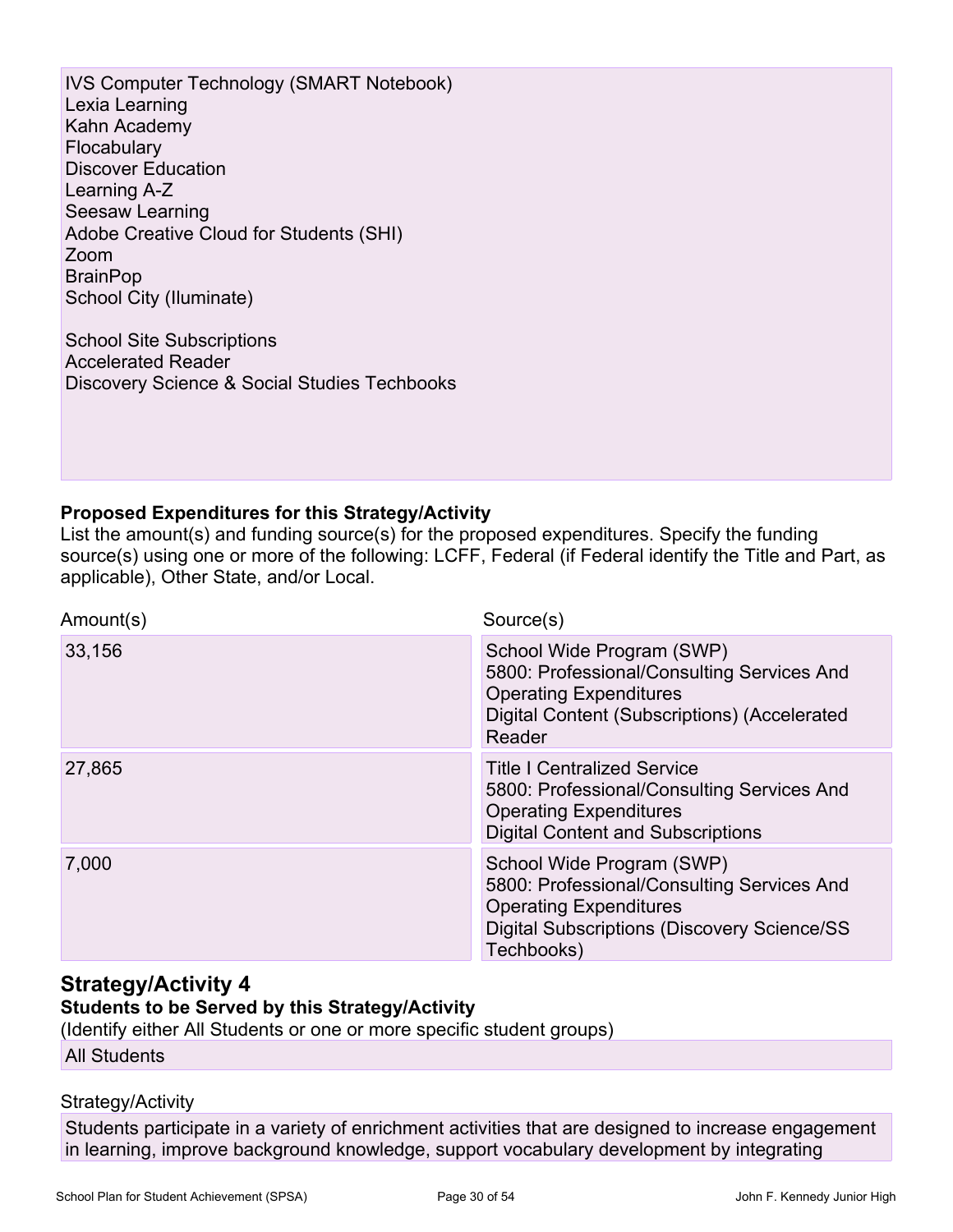IVS Computer Technology (SMART Notebook)
Lexia Learning
Kahn Academy
Flocabulary
Discover Education
Learning A-Z
Seesaw Learning
Adobe Creative Cloud for Students (SHI)
Zoom
BrainPop
School City (Iluminate)

School Site Subscriptions
Accelerated Reader
Discovery Science & Social Studies Techbooks

**Proposed Expenditures for this Strategy/Activity**

List the amount(s) and funding source(s) for the proposed expenditures. Specify the funding source(s) using one or more of the following: LCFF, Federal (if Federal identify the Title and Part, as applicable), Other State, and/or Local.

| Amount(s) | Source(s) |
| --- | --- |
| 33,156 | School Wide Program (SWP)<br>5800: Professional/Consulting Services And Operating Expenditures<br>Digital Content (Subscriptions) (Accelerated Reader |
| 27,865 | Title I Centralized Service<br>5800: Professional/Consulting Services And Operating Expenditures<br>Digital Content and Subscriptions |
| 7,000 | School Wide Program (SWP)<br>5800: Professional/Consulting Services And Operating Expenditures<br>Digital Subscriptions (Discovery Science/SS Techbooks) |

## Strategy/Activity 4

**Students to be Served by this Strategy/Activity**

(Identify either All Students or one or more specific student groups)

All Students

Strategy/Activity

Students participate in a variety of enrichment activities that are designed to increase engagement in learning, improve background knowledge, support vocabulary development by integrating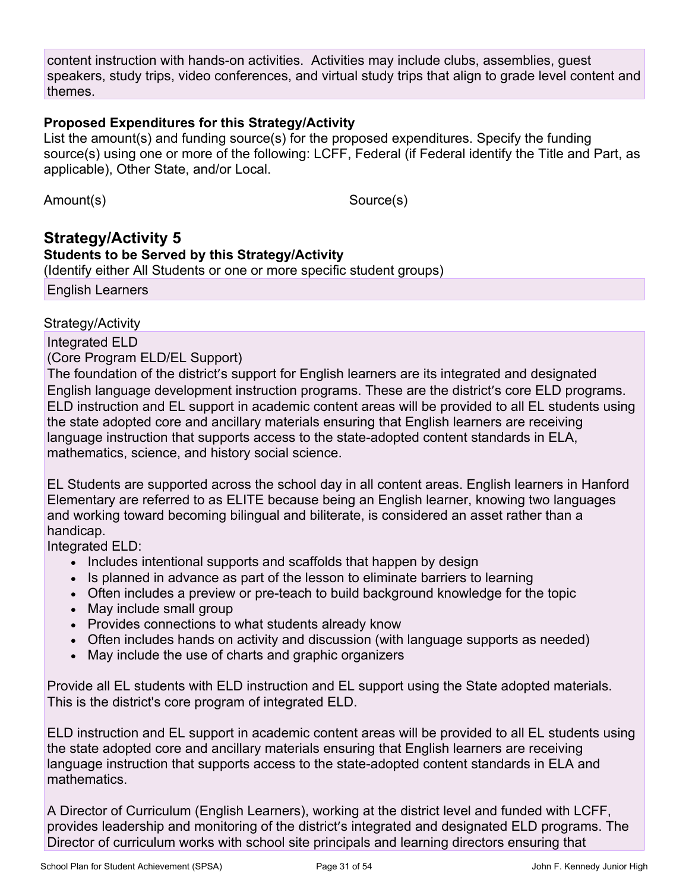content instruction with hands-on activities. Activities may include clubs, assemblies, guest speakers, study trips, video conferences, and virtual study trips that align to grade level content and themes.

**Proposed Expenditures for this Strategy/Activity**

List the amount(s) and funding source(s) for the proposed expenditures. Specify the funding source(s) using one or more of the following: LCFF, Federal (if Federal identify the Title and Part, as applicable), Other State, and/or Local.

| Amount(s) | Source(s) |
| --- | --- |

## Strategy/Activity 5

**Students to be Served by this Strategy/Activity**

(Identify either All Students or one or more specific student groups)

English Learners

Strategy/Activity

Integrated ELD

(Core Program ELD/EL Support)

The foundation of the district's support for English learners are its integrated and designated English language development instruction programs. These are the district's core ELD programs. ELD instruction and EL support in academic content areas will be provided to all EL students using the state adopted core and ancillary materials ensuring that English learners are receiving language instruction that supports access to the state-adopted content standards in ELA, mathematics, science, and history social science.

EL Students are supported across the school day in all content areas. English learners in Hanford Elementary are referred to as ELITE because being an English learner, knowing two languages and working toward becoming bilingual and biliterate, is considered an asset rather than a handicap.

Integrated ELD:

- Includes intentional supports and scaffolds that happen by design
- Is planned in advance as part of the lesson to eliminate barriers to learning
- Often includes a preview or pre-teach to build background knowledge for the topic
- May include small group
- Provides connections to what students already know
- Often includes hands on activity and discussion (with language supports as needed)
- May include the use of charts and graphic organizers

Provide all EL students with ELD instruction and EL support using the State adopted materials. This is the district's core program of integrated ELD.

ELD instruction and EL support in academic content areas will be provided to all EL students using the state adopted core and ancillary materials ensuring that English learners are receiving language instruction that supports access to the state-adopted content standards in ELA and mathematics.

A Director of Curriculum (English Learners), working at the district level and funded with LCFF, provides leadership and monitoring of the district's integrated and designated ELD programs. The Director of curriculum works with school site principals and learning directors ensuring that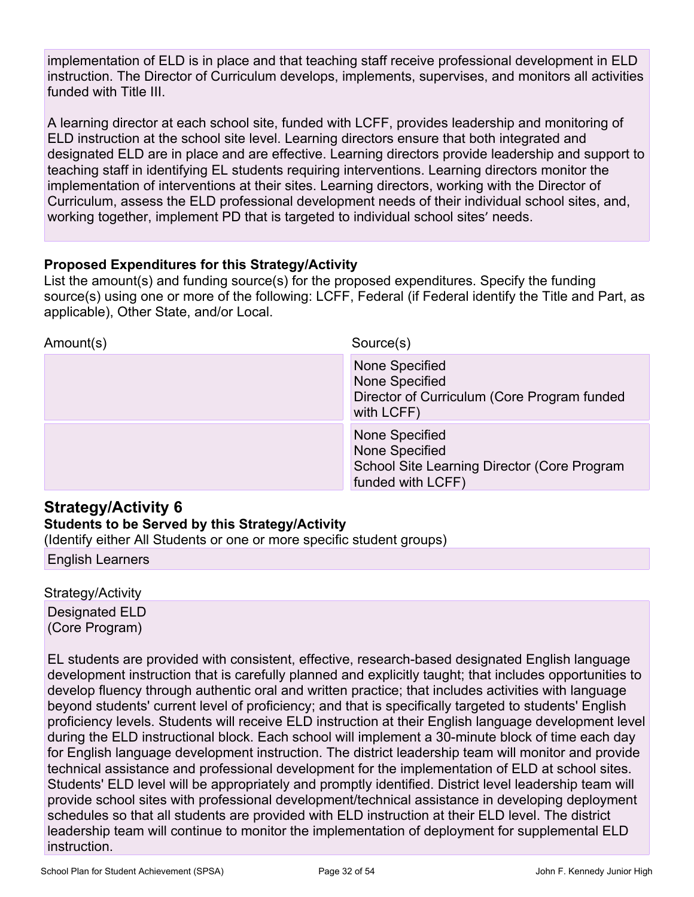implementation of ELD is in place and that teaching staff receive professional development in ELD instruction. The Director of Curriculum develops, implements, supervises, and monitors all activities funded with Title III.

A learning director at each school site, funded with LCFF, provides leadership and monitoring of ELD instruction at the school site level. Learning directors ensure that both integrated and designated ELD are in place and are effective. Learning directors provide leadership and support to teaching staff in identifying EL students requiring interventions. Learning directors monitor the implementation of interventions at their sites. Learning directors, working with the Director of Curriculum, assess the ELD professional development needs of their individual school sites, and, working together, implement PD that is targeted to individual school sites' needs.

**Proposed Expenditures for this Strategy/Activity**

List the amount(s) and funding source(s) for the proposed expenditures. Specify the funding source(s) using one or more of the following: LCFF, Federal (if Federal identify the Title and Part, as applicable), Other State, and/or Local.

| Amount(s) | Source(s) |
| --- | --- |
| | None Specified<br>None Specified<br>Director of Curriculum (Core Program funded with LCFF) |
| | None Specified<br>None Specified<br>School Site Learning Director (Core Program funded with LCFF) |

## Strategy/Activity 6

**Students to be Served by this Strategy/Activity**

(Identify either All Students or one or more specific student groups)

English Learners

Strategy/Activity

Designated ELD
(Core Program)

EL students are provided with consistent, effective, research-based designated English language development instruction that is carefully planned and explicitly taught; that includes opportunities to develop fluency through authentic oral and written practice; that includes activities with language beyond students' current level of proficiency; and that is specifically targeted to students' English proficiency levels. Students will receive ELD instruction at their English language development level during the ELD instructional block. Each school will implement a 30-minute block of time each day for English language development instruction. The district leadership team will monitor and provide technical assistance and professional development for the implementation of ELD at school sites. Students' ELD level will be appropriately and promptly identified. District level leadership team will provide school sites with professional development/technical assistance in developing deployment schedules so that all students are provided with ELD instruction at their ELD level. The district leadership team will continue to monitor the implementation of deployment for supplemental ELD instruction.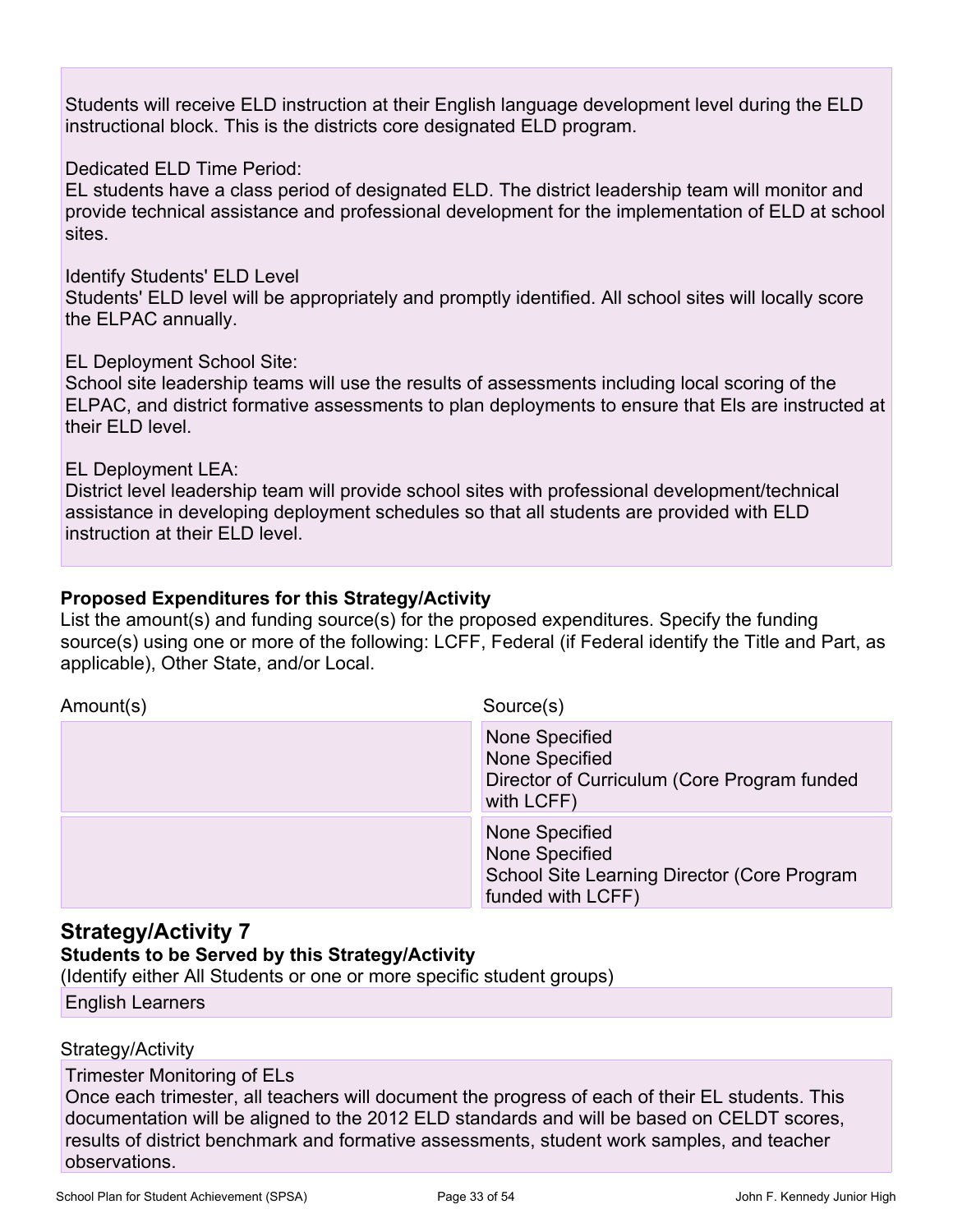Students will receive ELD instruction at their English language development level during the ELD instructional block. This is the districts core designated ELD program.

Dedicated ELD Time Period:
EL students have a class period of designated ELD. The district leadership team will monitor and provide technical assistance and professional development for the implementation of ELD at school sites.

Identify Students' ELD Level
Students' ELD level will be appropriately and promptly identified. All school sites will locally score the ELPAC annually.

EL Deployment School Site:
School site leadership teams will use the results of assessments including local scoring of the ELPAC, and district formative assessments to plan deployments to ensure that Els are instructed at their ELD level.

EL Deployment LEA:
District level leadership team will provide school sites with professional development/technical assistance in developing deployment schedules so that all students are provided with ELD instruction at their ELD level.

**Proposed Expenditures for this Strategy/Activity**

List the amount(s) and funding source(s) for the proposed expenditures. Specify the funding source(s) using one or more of the following: LCFF, Federal (if Federal identify the Title and Part, as applicable), Other State, and/or Local.

| Amount(s) | Source(s) |
|---|---|
| | None Specified<br>None Specified<br>Director of Curriculum (Core Program funded with LCFF) |
| | None Specified<br>None Specified<br>School Site Learning Director (Core Program funded with LCFF) |

## Strategy/Activity 7

**Students to be Served by this Strategy/Activity**

(Identify either All Students or one or more specific student groups)

English Learners

Strategy/Activity

Trimester Monitoring of ELs
Once each trimester, all teachers will document the progress of each of their EL students. This documentation will be aligned to the 2012 ELD standards and will be based on CELDT scores, results of district benchmark and formative assessments, student work samples, and teacher observations.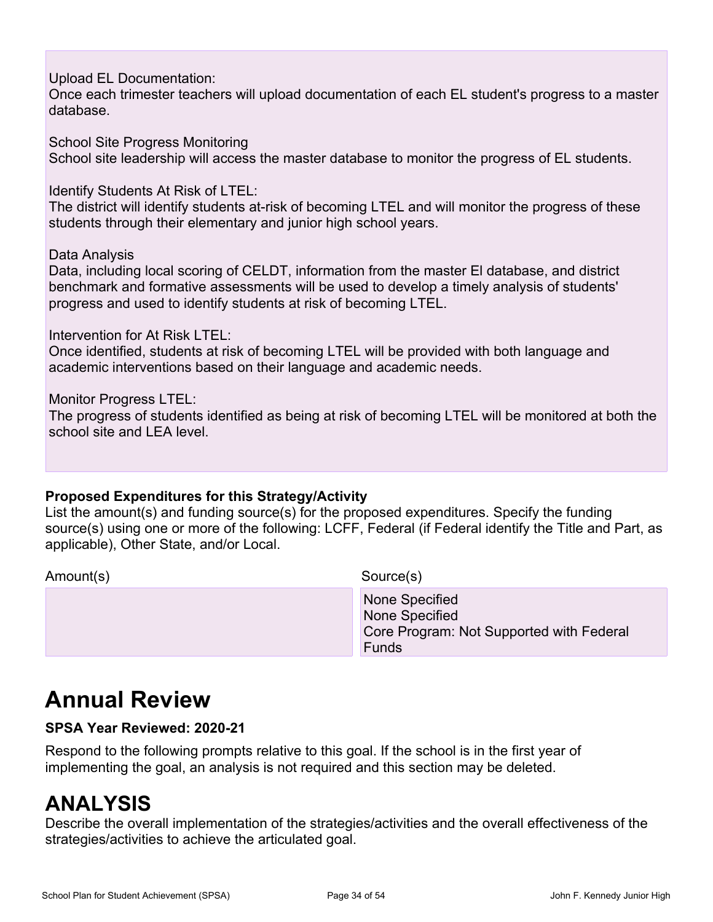Upload EL Documentation:
Once each trimester teachers will upload documentation of each EL student's progress to a master database.

School Site Progress Monitoring
School site leadership will access the master database to monitor the progress of EL students.

Identify Students At Risk of LTEL:
The district will identify students at-risk of becoming LTEL and will monitor the progress of these students through their elementary and junior high school years.

Data Analysis
Data, including local scoring of CELDT, information from the master El database, and district benchmark and formative assessments will be used to develop a timely analysis of students' progress and used to identify students at risk of becoming LTEL.

Intervention for At Risk LTEL:
Once identified, students at risk of becoming LTEL will be provided with both language and academic interventions based on their language and academic needs.

Monitor Progress LTEL:
The progress of students identified as being at risk of becoming LTEL will be monitored at both the school site and LEA level.

**Proposed Expenditures for this Strategy/Activity**

List the amount(s) and funding source(s) for the proposed expenditures. Specify the funding source(s) using one or more of the following: LCFF, Federal (if Federal identify the Title and Part, as applicable), Other State, and/or Local.

| Amount(s) | Source(s) |
|---|---|
| | None Specified<br>None Specified<br>Core Program: Not Supported with Federal Funds |

# Annual Review

**SPSA Year Reviewed: 2020-21**

Respond to the following prompts relative to this goal. If the school is in the first year of implementing the goal, an analysis is not required and this section may be deleted.

# ANALYSIS

Describe the overall implementation of the strategies/activities and the overall effectiveness of the strategies/activities to achieve the articulated goal.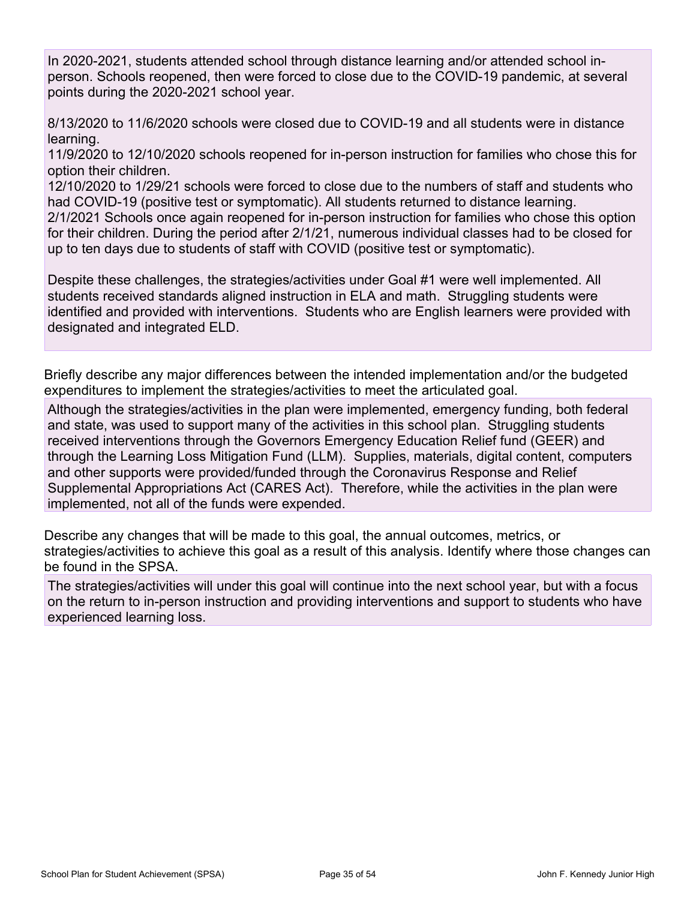In 2020-2021, students attended school through distance learning and/or attended school in-person. Schools reopened, then were forced to close due to the COVID-19 pandemic, at several points during the 2020-2021 school year.

8/13/2020 to 11/6/2020 schools were closed due to COVID-19 and all students were in distance learning.
11/9/2020 to 12/10/2020 schools reopened for in-person instruction for families who chose this for option their children.
12/10/2020 to 1/29/21 schools were forced to close due to the numbers of staff and students who had COVID-19 (positive test or symptomatic). All students returned to distance learning.
2/1/2021 Schools once again reopened for in-person instruction for families who chose this option for their children. During the period after 2/1/21, numerous individual classes had to be closed for up to ten days due to students of staff with COVID (positive test or symptomatic).

Despite these challenges, the strategies/activities under Goal #1 were well implemented. All students received standards aligned instruction in ELA and math. Struggling students were identified and provided with interventions. Students who are English learners were provided with designated and integrated ELD.

Briefly describe any major differences between the intended implementation and/or the budgeted expenditures to implement the strategies/activities to meet the articulated goal.

Although the strategies/activities in the plan were implemented, emergency funding, both federal and state, was used to support many of the activities in this school plan. Struggling students received interventions through the Governors Emergency Education Relief fund (GEER) and through the Learning Loss Mitigation Fund (LLM). Supplies, materials, digital content, computers and other supports were provided/funded through the Coronavirus Response and Relief Supplemental Appropriations Act (CARES Act). Therefore, while the activities in the plan were implemented, not all of the funds were expended.

Describe any changes that will be made to this goal, the annual outcomes, metrics, or strategies/activities to achieve this goal as a result of this analysis. Identify where those changes can be found in the SPSA.

The strategies/activities will under this goal will continue into the next school year, but with a focus on the return to in-person instruction and providing interventions and support to students who have experienced learning loss.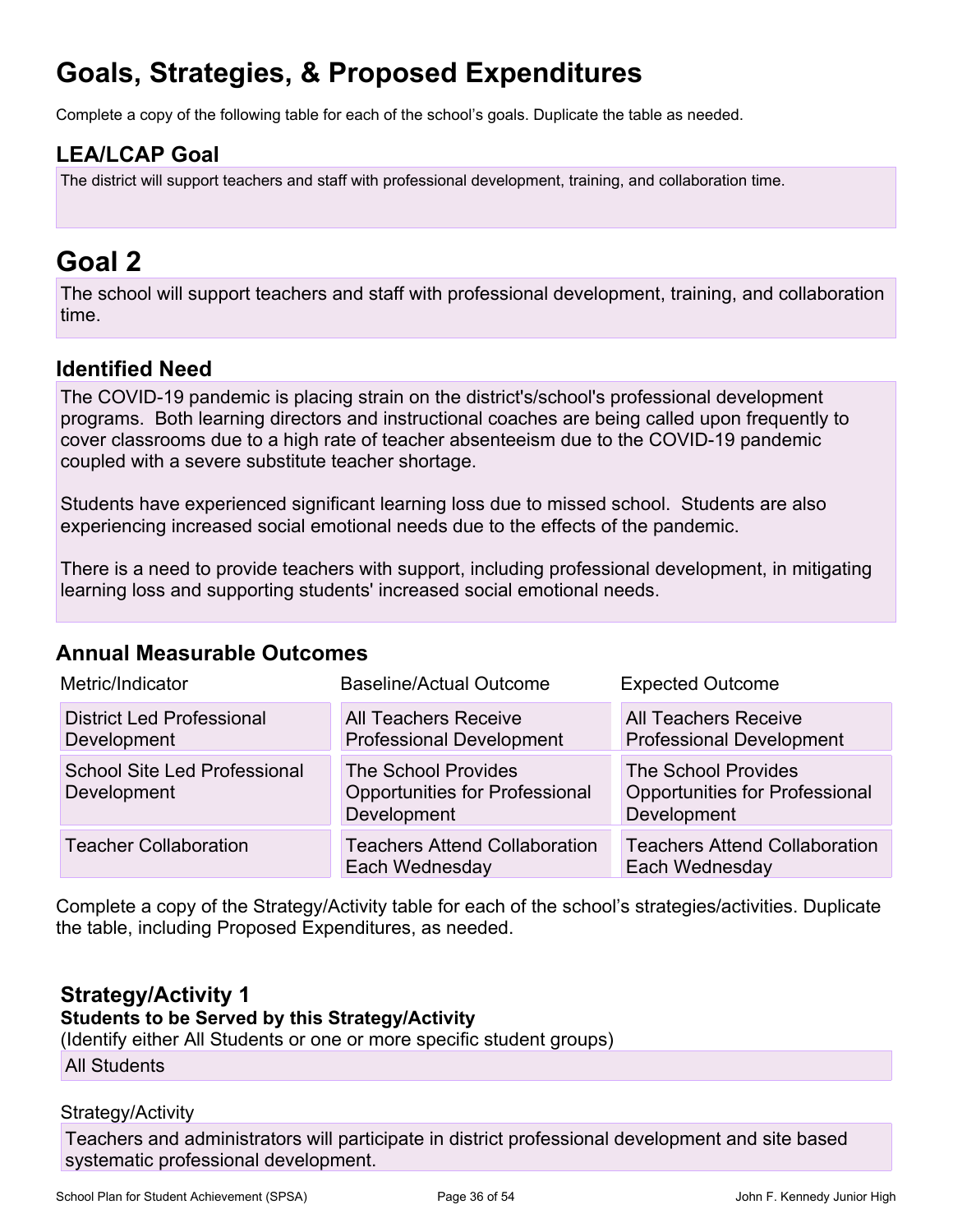# Goals, Strategies, & Proposed Expenditures

Complete a copy of the following table for each of the school's goals. Duplicate the table as needed.

## LEA/LCAP Goal

The district will support teachers and staff with professional development, training, and collaboration time.

# Goal 2

The school will support teachers and staff with professional development, training, and collaboration time.

## Identified Need

The COVID-19 pandemic is placing strain on the district's/school's professional development programs. Both learning directors and instructional coaches are being called upon frequently to cover classrooms due to a high rate of teacher absenteeism due to the COVID-19 pandemic coupled with a severe substitute teacher shortage.

Students have experienced significant learning loss due to missed school. Students are also experiencing increased social emotional needs due to the effects of the pandemic.

There is a need to provide teachers with support, including professional development, in mitigating learning loss and supporting students' increased social emotional needs.

## Annual Measurable Outcomes

| Metric/Indicator | Baseline/Actual Outcome | Expected Outcome |
|---|---|---|
| District Led Professional Development | All Teachers Receive Professional Development | All Teachers Receive Professional Development |
| School Site Led Professional Development | The School Provides Opportunities for Professional Development | The School Provides Opportunities for Professional Development |
| Teacher Collaboration | Teachers Attend Collaboration Each Wednesday | Teachers Attend Collaboration Each Wednesday |

Complete a copy of the Strategy/Activity table for each of the school's strategies/activities. Duplicate the table, including Proposed Expenditures, as needed.

### Strategy/Activity 1

**Students to be Served by this Strategy/Activity**

(Identify either All Students or one or more specific student groups)

All Students

Strategy/Activity

Teachers and administrators will participate in district professional development and site based systematic professional development.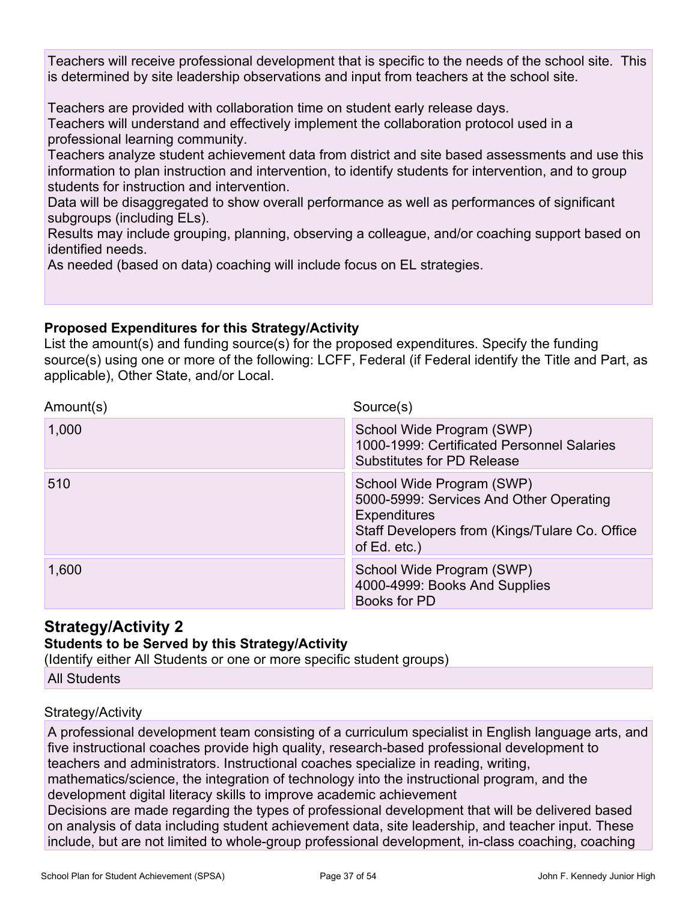Teachers will receive professional development that is specific to the needs of the school site. This is determined by site leadership observations and input from teachers at the school site.

Teachers are provided with collaboration time on student early release days.
Teachers will understand and effectively implement the collaboration protocol used in a professional learning community.
Teachers analyze student achievement data from district and site based assessments and use this information to plan instruction and intervention, to identify students for intervention, and to group students for instruction and intervention.
Data will be disaggregated to show overall performance as well as performances of significant subgroups (including ELs).
Results may include grouping, planning, observing a colleague, and/or coaching support based on identified needs.
As needed (based on data) coaching will include focus on EL strategies.

**Proposed Expenditures for this Strategy/Activity**

List the amount(s) and funding source(s) for the proposed expenditures. Specify the funding source(s) using one or more of the following: LCFF, Federal (if Federal identify the Title and Part, as applicable), Other State, and/or Local.

| Amount(s) | Source(s) |
|---|---|
| 1,000 | School Wide Program (SWP)<br>1000-1999: Certificated Personnel Salaries<br>Substitutes for PD Release |
| 510 | School Wide Program (SWP)<br>5000-5999: Services And Other Operating Expenditures<br>Staff Developers from (Kings/Tulare Co. Office of Ed. etc.) |
| 1,600 | School Wide Program (SWP)<br>4000-4999: Books And Supplies<br>Books for PD |

## Strategy/Activity 2

**Students to be Served by this Strategy/Activity**

(Identify either All Students or one or more specific student groups)

All Students

Strategy/Activity

A professional development team consisting of a curriculum specialist in English language arts, and five instructional coaches provide high quality, research-based professional development to teachers and administrators. Instructional coaches specialize in reading, writing, mathematics/science, the integration of technology into the instructional program, and the development digital literacy skills to improve academic achievement
Decisions are made regarding the types of professional development that will be delivered based on analysis of data including student achievement data, site leadership, and teacher input. These include, but are not limited to whole-group professional development, in-class coaching, coaching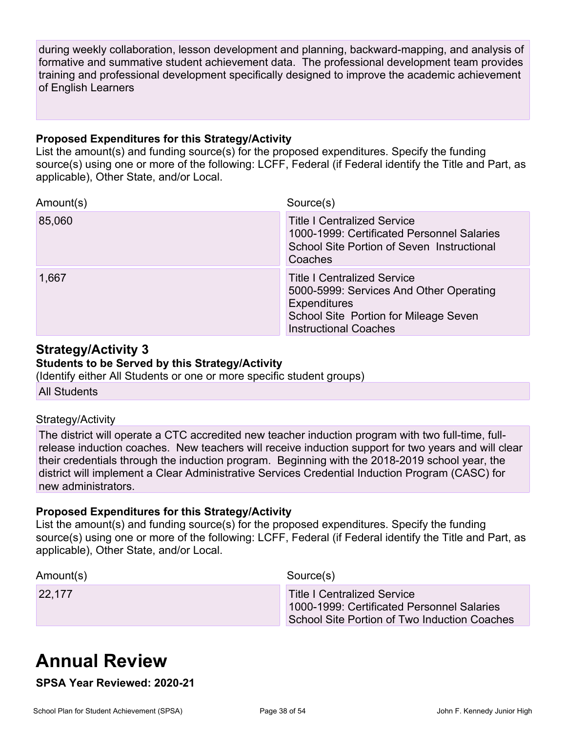during weekly collaboration, lesson development and planning, backward-mapping, and analysis of formative and summative student achievement data. The professional development team provides training and professional development specifically designed to improve the academic achievement of English Learners

**Proposed Expenditures for this Strategy/Activity**

List the amount(s) and funding source(s) for the proposed expenditures. Specify the funding source(s) using one or more of the following: LCFF, Federal (if Federal identify the Title and Part, as applicable), Other State, and/or Local.

| Amount(s) | Source(s) |
| --- | --- |
| 85,060 | Title I Centralized Service<br>1000-1999: Certificated Personnel Salaries<br>School Site Portion of Seven Instructional Coaches |
| 1,667 | Title I Centralized Service<br>5000-5999: Services And Other Operating Expenditures<br>School Site Portion for Mileage Seven Instructional Coaches |

## Strategy/Activity 3

**Students to be Served by this Strategy/Activity**

(Identify either All Students or one or more specific student groups)

All Students

Strategy/Activity

The district will operate a CTC accredited new teacher induction program with two full-time, full-release induction coaches. New teachers will receive induction support for two years and will clear their credentials through the induction program. Beginning with the 2018-2019 school year, the district will implement a Clear Administrative Services Credential Induction Program (CASC) for new administrators.

**Proposed Expenditures for this Strategy/Activity**

List the amount(s) and funding source(s) for the proposed expenditures. Specify the funding source(s) using one or more of the following: LCFF, Federal (if Federal identify the Title and Part, as applicable), Other State, and/or Local.

| Amount(s) | Source(s) |
| --- | --- |
| 22,177 | Title I Centralized Service<br>1000-1999: Certificated Personnel Salaries<br>School Site Portion of Two Induction Coaches |

# Annual Review

**SPSA Year Reviewed: 2020-21**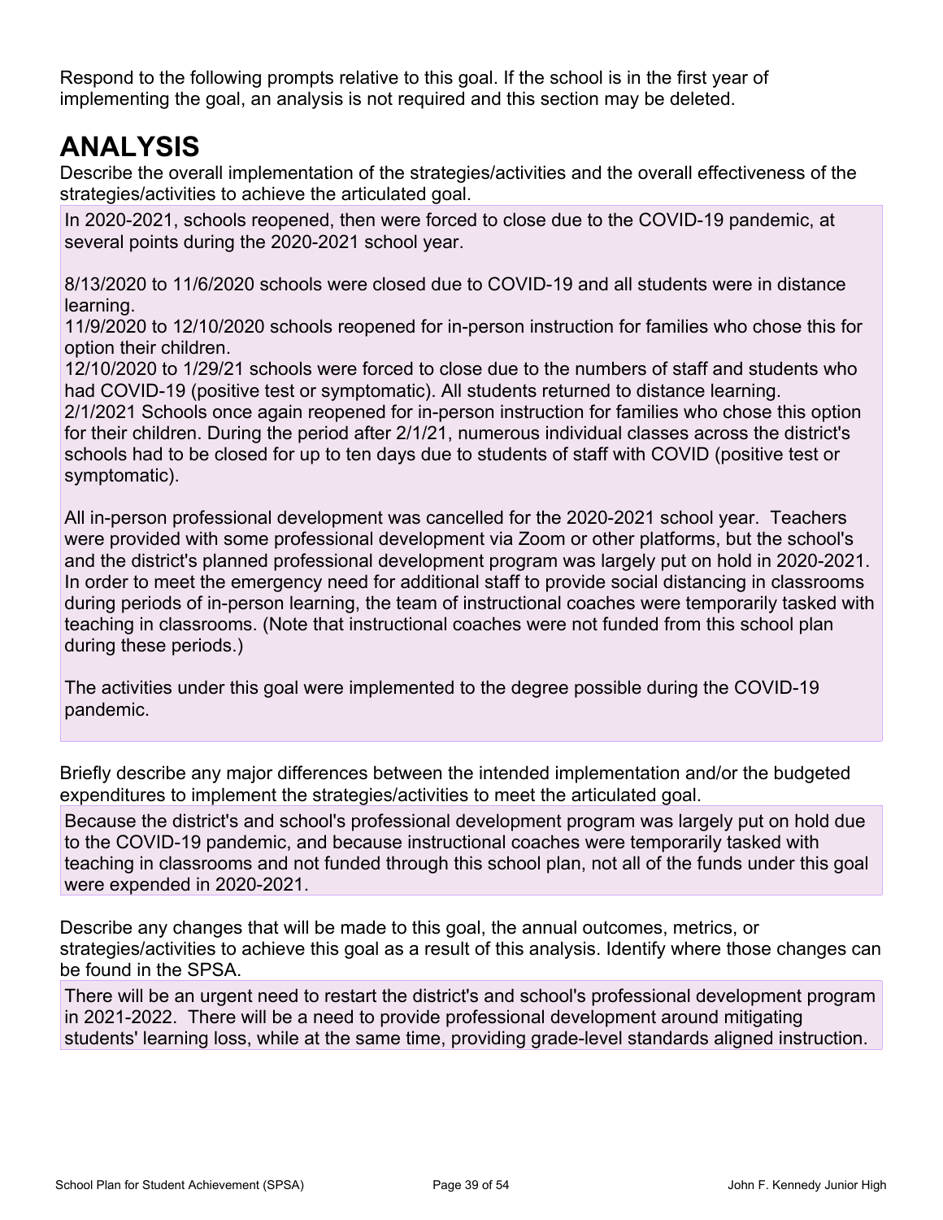Respond to the following prompts relative to this goal. If the school is in the first year of implementing the goal, an analysis is not required and this section may be deleted.

# ANALYSIS

Describe the overall implementation of the strategies/activities and the overall effectiveness of the strategies/activities to achieve the articulated goal.

In 2020-2021, schools reopened, then were forced to close due to the COVID-19 pandemic, at several points during the 2020-2021 school year.

8/13/2020 to 11/6/2020 schools were closed due to COVID-19 and all students were in distance learning.
11/9/2020 to 12/10/2020 schools reopened for in-person instruction for families who chose this for option their children.
12/10/2020 to 1/29/21 schools were forced to close due to the numbers of staff and students who had COVID-19 (positive test or symptomatic). All students returned to distance learning.
2/1/2021 Schools once again reopened for in-person instruction for families who chose this option for their children. During the period after 2/1/21, numerous individual classes across the district's schools had to be closed for up to ten days due to students of staff with COVID (positive test or symptomatic).

All in-person professional development was cancelled for the 2020-2021 school year. Teachers were provided with some professional development via Zoom or other platforms, but the school's and the district's planned professional development program was largely put on hold in 2020-2021. In order to meet the emergency need for additional staff to provide social distancing in classrooms during periods of in-person learning, the team of instructional coaches were temporarily tasked with teaching in classrooms. (Note that instructional coaches were not funded from this school plan during these periods.)

The activities under this goal were implemented to the degree possible during the COVID-19 pandemic.

Briefly describe any major differences between the intended implementation and/or the budgeted expenditures to implement the strategies/activities to meet the articulated goal.

Because the district's and school's professional development program was largely put on hold due to the COVID-19 pandemic, and because instructional coaches were temporarily tasked with teaching in classrooms and not funded through this school plan, not all of the funds under this goal were expended in 2020-2021.

Describe any changes that will be made to this goal, the annual outcomes, metrics, or strategies/activities to achieve this goal as a result of this analysis. Identify where those changes can be found in the SPSA.

There will be an urgent need to restart the district's and school's professional development program in 2021-2022. There will be a need to provide professional development around mitigating students' learning loss, while at the same time, providing grade-level standards aligned instruction.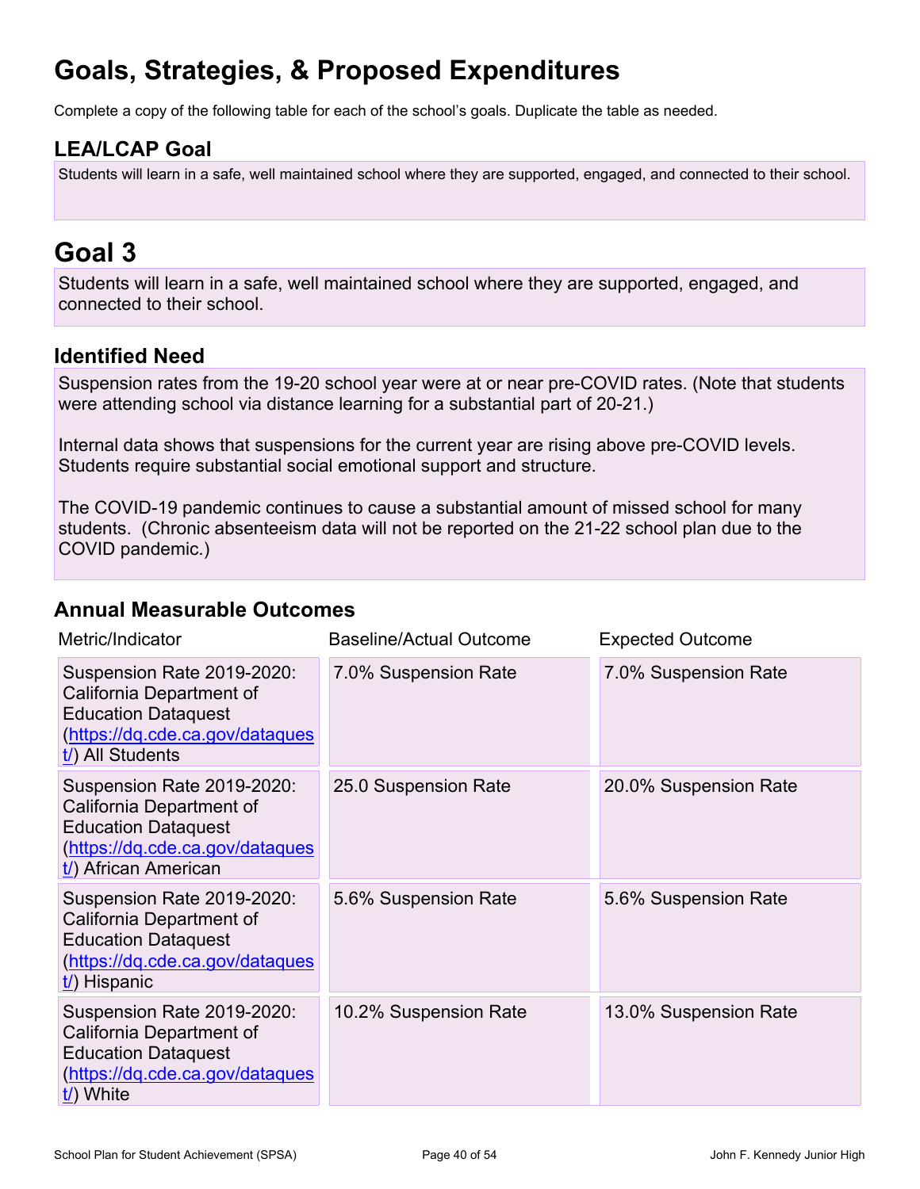# Goals, Strategies, & Proposed Expenditures

Complete a copy of the following table for each of the school's goals. Duplicate the table as needed.

## LEA/LCAP Goal

Students will learn in a safe, well maintained school where they are supported, engaged, and connected to their school.

# Goal 3

Students will learn in a safe, well maintained school where they are supported, engaged, and connected to their school.

## Identified Need

Suspension rates from the 19-20 school year were at or near pre-COVID rates. (Note that students were attending school via distance learning for a substantial part of 20-21.)

Internal data shows that suspensions for the current year are rising above pre-COVID levels. Students require substantial social emotional support and structure.

The COVID-19 pandemic continues to cause a substantial amount of missed school for many students. (Chronic absenteeism data will not be reported on the 21-22 school plan due to the COVID pandemic.)

## Annual Measurable Outcomes

| Metric/Indicator | Baseline/Actual Outcome | Expected Outcome |
|---|---|---|
| Suspension Rate 2019-2020: California Department of Education Dataquest (https://dq.cde.ca.gov/dataquest/) All Students | 7.0% Suspension Rate | 7.0% Suspension Rate |
| Suspension Rate 2019-2020: California Department of Education Dataquest (https://dq.cde.ca.gov/dataquest/) African American | 25.0 Suspension Rate | 20.0% Suspension Rate |
| Suspension Rate 2019-2020: California Department of Education Dataquest (https://dq.cde.ca.gov/dataquest/) Hispanic | 5.6% Suspension Rate | 5.6% Suspension Rate |
| Suspension Rate 2019-2020: California Department of Education Dataquest (https://dq.cde.ca.gov/dataquest/) White | 10.2% Suspension Rate | 13.0% Suspension Rate |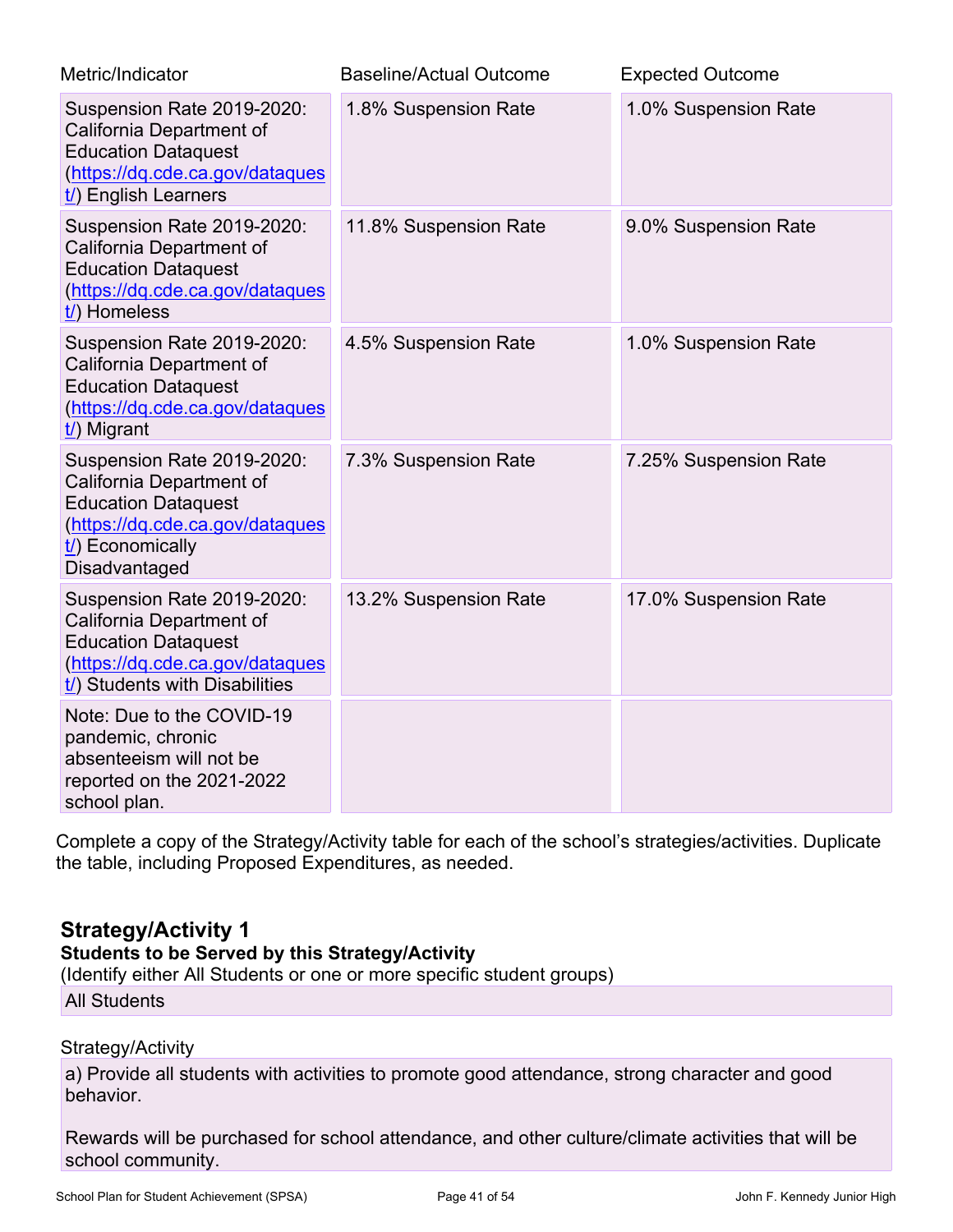| Metric/Indicator | Baseline/Actual Outcome | Expected Outcome |
|---|---|---|
| Suspension Rate 2019-2020: California Department of Education Dataquest (https://dq.cde.ca.gov/dataquest/) English Learners | 1.8% Suspension Rate | 1.0% Suspension Rate |
| Suspension Rate 2019-2020: California Department of Education Dataquest (https://dq.cde.ca.gov/dataquest/) Homeless | 11.8% Suspension Rate | 9.0% Suspension Rate |
| Suspension Rate 2019-2020: California Department of Education Dataquest (https://dq.cde.ca.gov/dataquest/) Migrant | 4.5% Suspension Rate | 1.0% Suspension Rate |
| Suspension Rate 2019-2020: California Department of Education Dataquest (https://dq.cde.ca.gov/dataquest/) Economically Disadvantaged | 7.3% Suspension Rate | 7.25% Suspension Rate |
| Suspension Rate 2019-2020: California Department of Education Dataquest (https://dq.cde.ca.gov/dataquest/) Students with Disabilities | 13.2% Suspension Rate | 17.0% Suspension Rate |
| Note: Due to the COVID-19 pandemic, chronic absenteeism will not be reported on the 2021-2022 school plan. | | |

Complete a copy of the Strategy/Activity table for each of the school's strategies/activities. Duplicate the table, including Proposed Expenditures, as needed.

## Strategy/Activity 1

**Students to be Served by this Strategy/Activity**

(Identify either All Students or one or more specific student groups)

All Students

Strategy/Activity

a) Provide all students with activities to promote good attendance, strong character and good behavior.

Rewards will be purchased for school attendance, and other culture/climate activities that will be school community.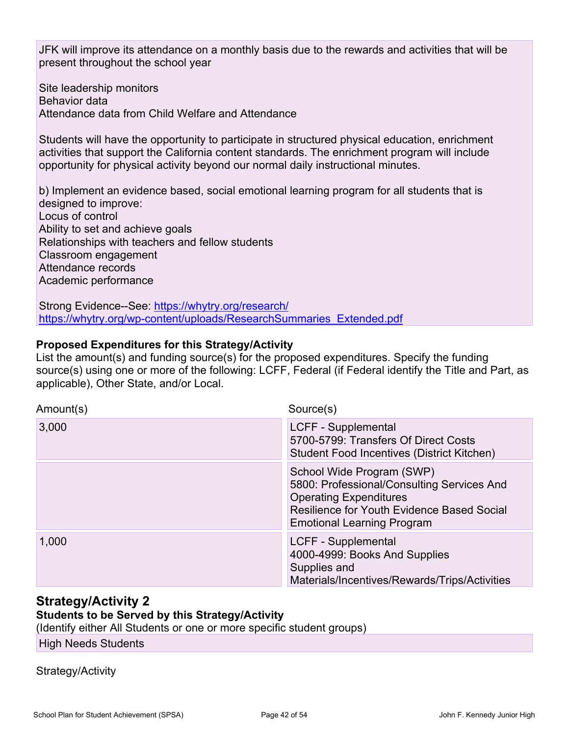JFK will improve its attendance on a monthly basis due to the rewards and activities that will be present throughout the school year

Site leadership monitors
Behavior data
Attendance data from Child Welfare and Attendance

Students will have the opportunity to participate in structured physical education, enrichment activities that support the California content standards. The enrichment program will include opportunity for physical activity beyond our normal daily instructional minutes.

b) Implement an evidence based, social emotional learning program for all students that is designed to improve:
Locus of control
Ability to set and achieve goals
Relationships with teachers and fellow students
Classroom engagement
Attendance records
Academic performance

Strong Evidence--See: https://whytry.org/research/
https://whytry.org/wp-content/uploads/ResearchSummaries_Extended.pdf

**Proposed Expenditures for this Strategy/Activity**
List the amount(s) and funding source(s) for the proposed expenditures. Specify the funding source(s) using one or more of the following: LCFF, Federal (if Federal identify the Title and Part, as applicable), Other State, and/or Local.

| Amount(s) | Source(s) |
|---|---|
| 3,000 | LCFF - Supplemental<br>5700-5799: Transfers Of Direct Costs<br>Student Food Incentives (District Kitchen) |
| | School Wide Program (SWP)<br>5800: Professional/Consulting Services And Operating Expenditures<br>Resilience for Youth Evidence Based Social Emotional Learning Program |
| 1,000 | LCFF - Supplemental<br>4000-4999: Books And Supplies<br>Supplies and Materials/Incentives/Rewards/Trips/Activities |

## Strategy/Activity 2

**Students to be Served by this Strategy/Activity**
(Identify either All Students or one or more specific student groups)

High Needs Students

Strategy/Activity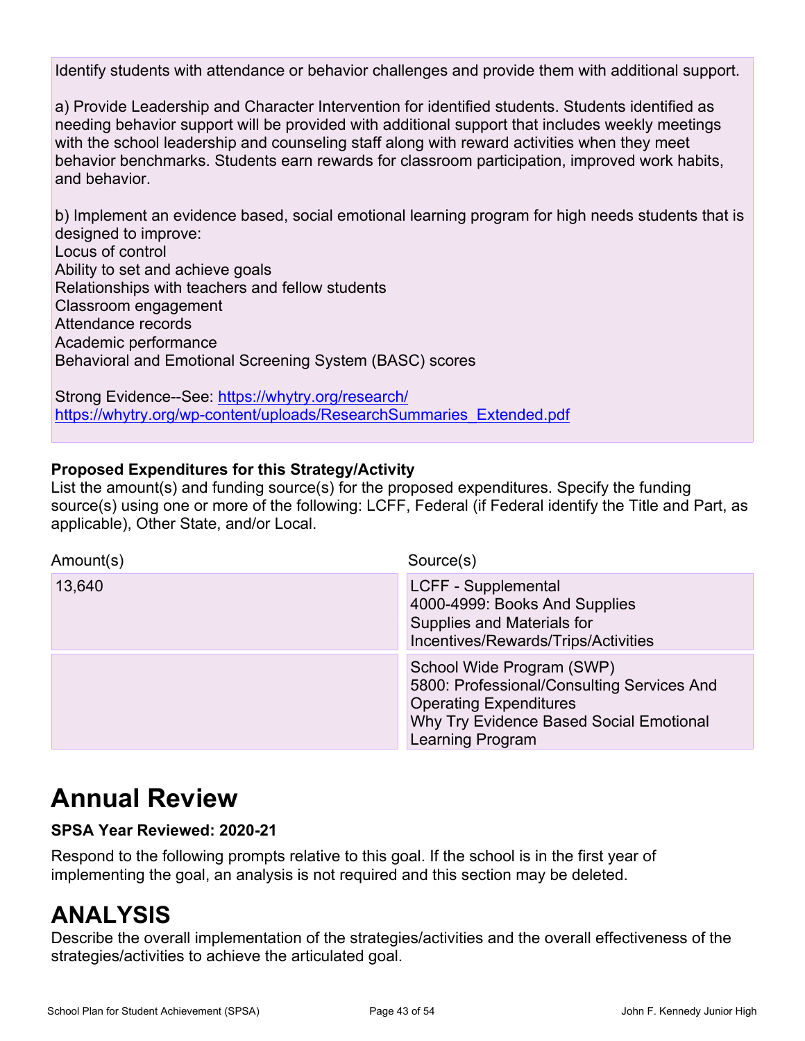Identify students with attendance or behavior challenges and provide them with additional support.

a) Provide Leadership and Character Intervention for identified students. Students identified as needing behavior support will be provided with additional support that includes weekly meetings with the school leadership and counseling staff along with reward activities when they meet behavior benchmarks. Students earn rewards for classroom participation, improved work habits, and behavior.

b) Implement an evidence based, social emotional learning program for high needs students that is designed to improve:
Locus of control
Ability to set and achieve goals
Relationships with teachers and fellow students
Classroom engagement
Attendance records
Academic performance
Behavioral and Emotional Screening System (BASC) scores

Strong Evidence--See: [https://whytry.org/research/](https://whytry.org/research/)
[https://whytry.org/wp-content/uploads/ResearchSummaries_Extended.pdf](https://whytry.org/wp-content/uploads/ResearchSummaries_Extended.pdf)

**Proposed Expenditures for this Strategy/Activity**

List the amount(s) and funding source(s) for the proposed expenditures. Specify the funding source(s) using one or more of the following: LCFF, Federal (if Federal identify the Title and Part, as applicable), Other State, and/or Local.

| Amount(s) | Source(s) |
| --- | --- |
| 13,640 | LCFF - Supplemental<br>4000-4999: Books And Supplies<br>Supplies and Materials for Incentives/Rewards/Trips/Activities |
| | School Wide Program (SWP)<br>5800: Professional/Consulting Services And Operating Expenditures<br>Why Try Evidence Based Social Emotional Learning Program |

# Annual Review

**SPSA Year Reviewed: 2020-21**

Respond to the following prompts relative to this goal. If the school is in the first year of implementing the goal, an analysis is not required and this section may be deleted.

# ANALYSIS

Describe the overall implementation of the strategies/activities and the overall effectiveness of the strategies/activities to achieve the articulated goal.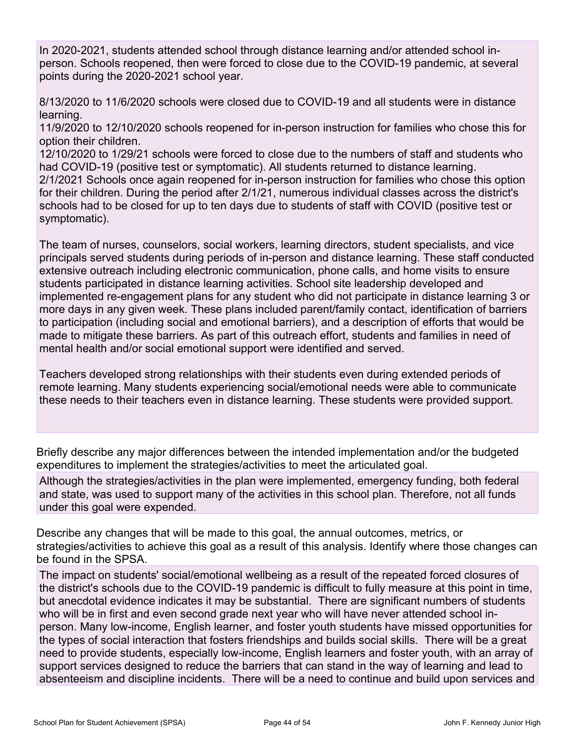In 2020-2021, students attended school through distance learning and/or attended school in-person. Schools reopened, then were forced to close due to the COVID-19 pandemic, at several points during the 2020-2021 school year.

8/13/2020 to 11/6/2020 schools were closed due to COVID-19 and all students were in distance learning.
11/9/2020 to 12/10/2020 schools reopened for in-person instruction for families who chose this for option their children.
12/10/2020 to 1/29/21 schools were forced to close due to the numbers of staff and students who had COVID-19 (positive test or symptomatic). All students returned to distance learning.
2/1/2021 Schools once again reopened for in-person instruction for families who chose this option for their children. During the period after 2/1/21, numerous individual classes across the district's schools had to be closed for up to ten days due to students of staff with COVID (positive test or symptomatic).

The team of nurses, counselors, social workers, learning directors, student specialists, and vice principals served students during periods of in-person and distance learning. These staff conducted extensive outreach including electronic communication, phone calls, and home visits to ensure students participated in distance learning activities. School site leadership developed and implemented re-engagement plans for any student who did not participate in distance learning 3 or more days in any given week. These plans included parent/family contact, identification of barriers to participation (including social and emotional barriers), and a description of efforts that would be made to mitigate these barriers. As part of this outreach effort, students and families in need of mental health and/or social emotional support were identified and served.

Teachers developed strong relationships with their students even during extended periods of remote learning. Many students experiencing social/emotional needs were able to communicate these needs to their teachers even in distance learning. These students were provided support.

Briefly describe any major differences between the intended implementation and/or the budgeted expenditures to implement the strategies/activities to meet the articulated goal.

Although the strategies/activities in the plan were implemented, emergency funding, both federal and state, was used to support many of the activities in this school plan. Therefore, not all funds under this goal were expended.

Describe any changes that will be made to this goal, the annual outcomes, metrics, or strategies/activities to achieve this goal as a result of this analysis. Identify where those changes can be found in the SPSA.

The impact on students' social/emotional wellbeing as a result of the repeated forced closures of the district's schools due to the COVID-19 pandemic is difficult to fully measure at this point in time, but anecdotal evidence indicates it may be substantial. There are significant numbers of students who will be in first and even second grade next year who will have never attended school in-person. Many low-income, English learner, and foster youth students have missed opportunities for the types of social interaction that fosters friendships and builds social skills. There will be a great need to provide students, especially low-income, English learners and foster youth, with an array of support services designed to reduce the barriers that can stand in the way of learning and lead to absenteeism and discipline incidents. There will be a need to continue and build upon services and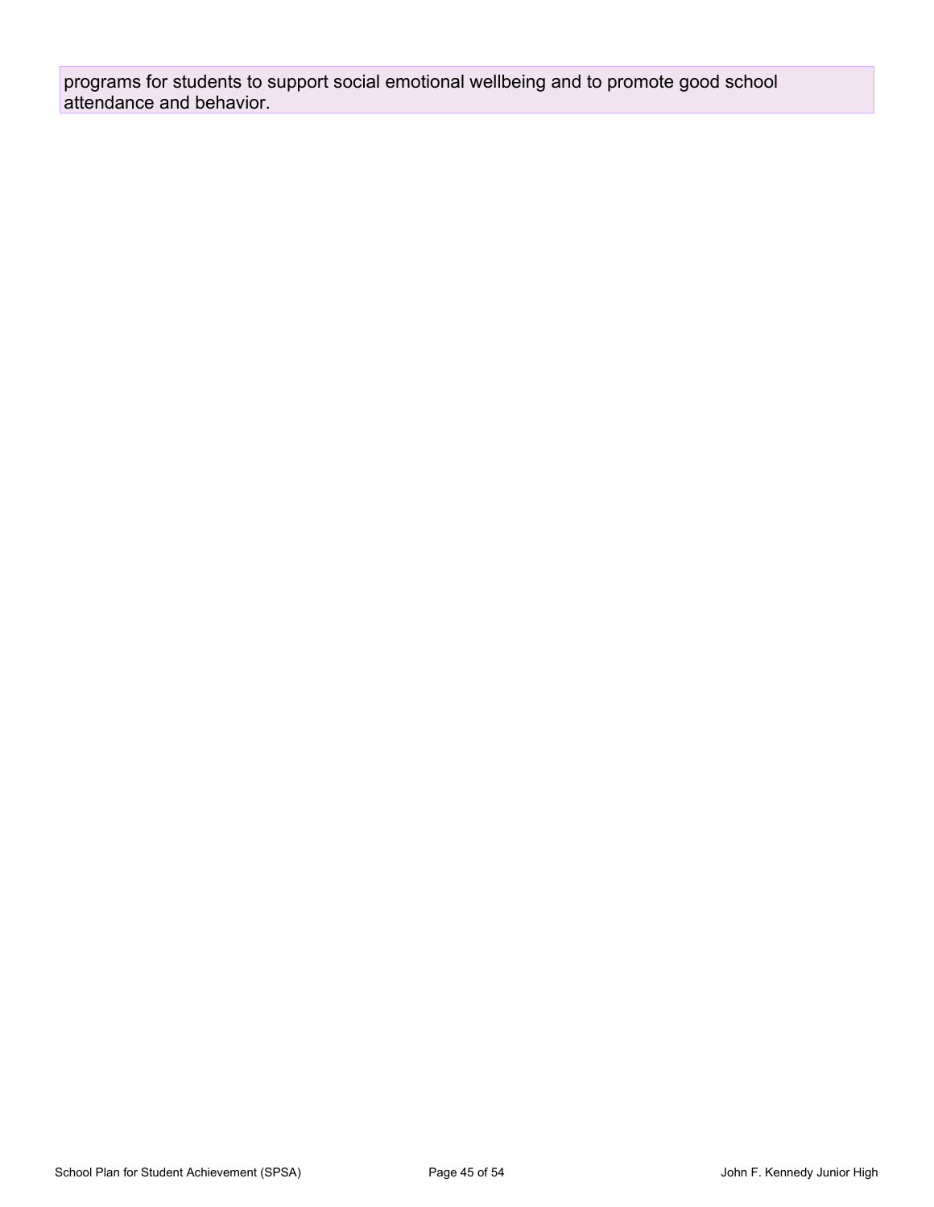programs for students to support social emotional wellbeing and to promote good school attendance and behavior.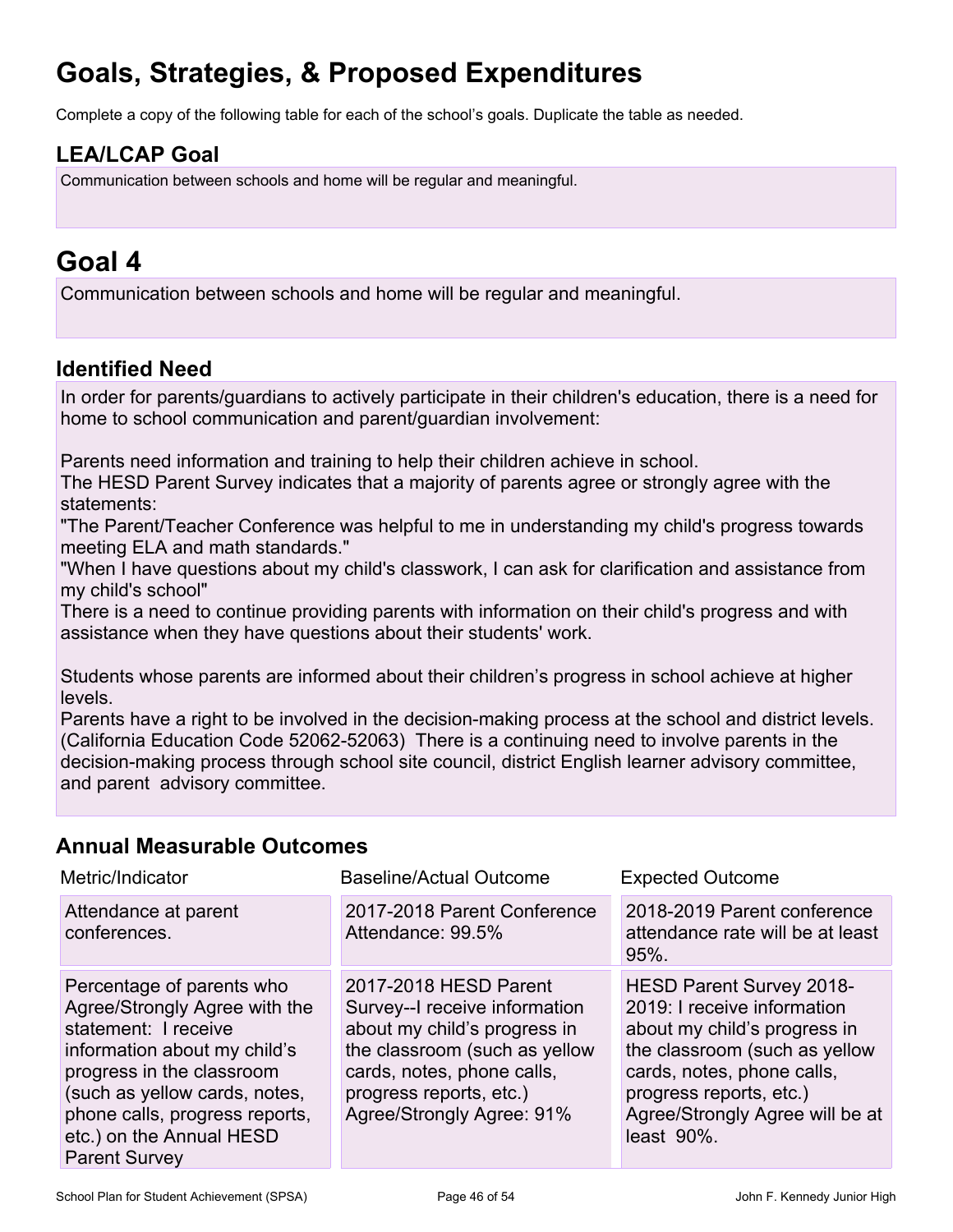# Goals, Strategies, & Proposed Expenditures

Complete a copy of the following table for each of the school's goals. Duplicate the table as needed.

## LEA/LCAP Goal

Communication between schools and home will be regular and meaningful.

# Goal 4

Communication between schools and home will be regular and meaningful.

## Identified Need

In order for parents/guardians to actively participate in their children's education, there is a need for home to school communication and parent/guardian involvement:

Parents need information and training to help their children achieve in school.
The HESD Parent Survey indicates that a majority of parents agree or strongly agree with the statements:
"The Parent/Teacher Conference was helpful to me in understanding my child's progress towards meeting ELA and math standards."
"When I have questions about my child's classwork, I can ask for clarification and assistance from my child's school"
There is a need to continue providing parents with information on their child's progress and with assistance when they have questions about their students' work.

Students whose parents are informed about their children's progress in school achieve at higher levels.
Parents have a right to be involved in the decision-making process at the school and district levels. (California Education Code 52062-52063) There is a continuing need to involve parents in the decision-making process through school site council, district English learner advisory committee, and parent advisory committee.

## Annual Measurable Outcomes

| Metric/Indicator | Baseline/Actual Outcome | Expected Outcome |
|---|---|---|
| Attendance at parent conferences. | 2017-2018 Parent Conference Attendance: 99.5% | 2018-2019 Parent conference attendance rate will be at least 95%. |
| Percentage of parents who Agree/Strongly Agree with the statement: I receive information about my child's progress in the classroom (such as yellow cards, notes, phone calls, progress reports, etc.) on the Annual HESD Parent Survey | 2017-2018 HESD Parent Survey--I receive information about my child's progress in the classroom (such as yellow cards, notes, phone calls, progress reports, etc.) Agree/Strongly Agree: 91% | HESD Parent Survey 2018-2019: I receive information about my child's progress in the classroom (such as yellow cards, notes, phone calls, progress reports, etc.) Agree/Strongly Agree will be at least 90%. |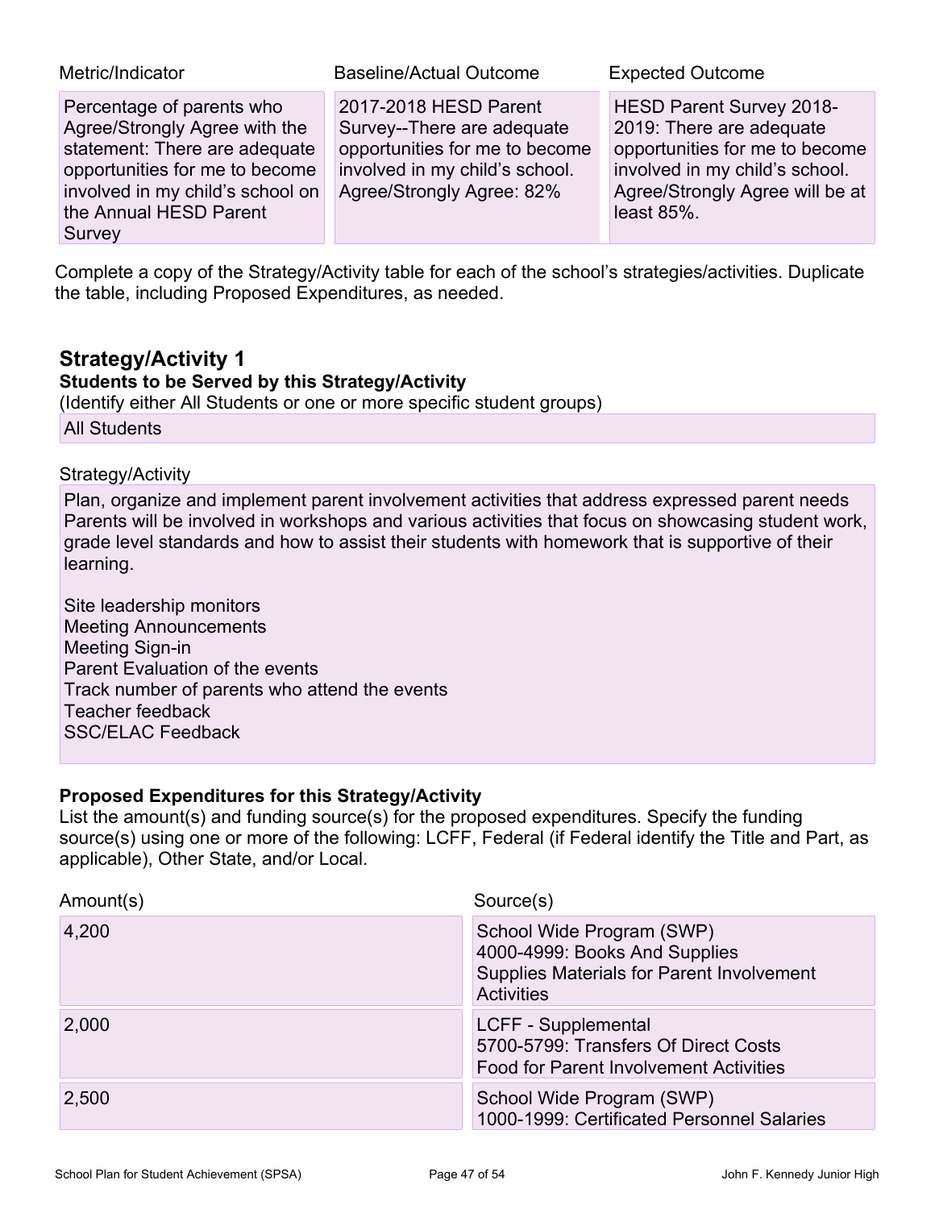| Metric/Indicator | Baseline/Actual Outcome | Expected Outcome |
| --- | --- | --- |
| Percentage of parents who Agree/Strongly Agree with the statement: There are adequate opportunities for me to become involved in my child's school on the Annual HESD Parent Survey | 2017-2018 HESD Parent Survey--There are adequate opportunities for me to become involved in my child's school. Agree/Strongly Agree: 82% | HESD Parent Survey 2018-2019: There are adequate opportunities for me to become involved in my child's school. Agree/Strongly Agree will be at least 85%. |

Complete a copy of the Strategy/Activity table for each of the school's strategies/activities. Duplicate the table, including Proposed Expenditures, as needed.

## Strategy/Activity 1

**Students to be Served by this Strategy/Activity**

(Identify either All Students or one or more specific student groups)

All Students

Strategy/Activity

Plan, organize and implement parent involvement activities that address expressed parent needs Parents will be involved in workshops and various activities that focus on showcasing student work, grade level standards and how to assist their students with homework that is supportive of their learning.

Site leadership monitors
Meeting Announcements
Meeting Sign-in
Parent Evaluation of the events
Track number of parents who attend the events
Teacher feedback
SSC/ELAC Feedback

**Proposed Expenditures for this Strategy/Activity**

List the amount(s) and funding source(s) for the proposed expenditures. Specify the funding source(s) using one or more of the following: LCFF, Federal (if Federal identify the Title and Part, as applicable), Other State, and/or Local.

| Amount(s) | Source(s) |
| --- | --- |
| 4,200 | School Wide Program (SWP)<br>4000-4999: Books And Supplies<br>Supplies Materials for Parent Involvement Activities |
| 2,000 | LCFF - Supplemental<br>5700-5799: Transfers Of Direct Costs<br>Food for Parent Involvement Activities |
| 2,500 | School Wide Program (SWP)<br>1000-1999: Certificated Personnel Salaries |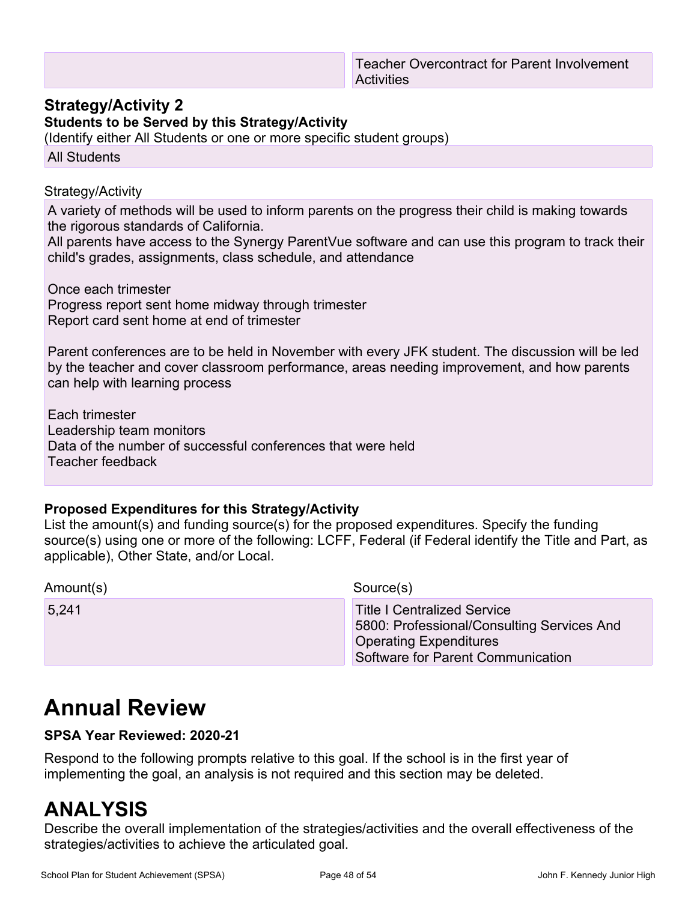| | Teacher Overcontract for Parent Involvement Activities |
|---|---|

### Strategy/Activity 2

**Students to be Served by this Strategy/Activity**

(Identify either All Students or one or more specific student groups)

All Students

Strategy/Activity

A variety of methods will be used to inform parents on the progress their child is making towards the rigorous standards of California.
All parents have access to the Synergy ParentVue software and can use this program to track their child's grades, assignments, class schedule, and attendance

Once each trimester
Progress report sent home midway through trimester
Report card sent home at end of trimester

Parent conferences are to be held in November with every JFK student. The discussion will be led by the teacher and cover classroom performance, areas needing improvement, and how parents can help with learning process

Each trimester
Leadership team monitors
Data of the number of successful conferences that were held
Teacher feedback

**Proposed Expenditures for this Strategy/Activity**

List the amount(s) and funding source(s) for the proposed expenditures. Specify the funding source(s) using one or more of the following: LCFF, Federal (if Federal identify the Title and Part, as applicable), Other State, and/or Local.

| Amount(s) | Source(s) |
|---|---|
| 5,241 | Title I Centralized Service<br>5800: Professional/Consulting Services And Operating Expenditures<br>Software for Parent Communication |

# Annual Review

**SPSA Year Reviewed: 2020-21**

Respond to the following prompts relative to this goal. If the school is in the first year of implementing the goal, an analysis is not required and this section may be deleted.

# ANALYSIS

Describe the overall implementation of the strategies/activities and the overall effectiveness of the strategies/activities to achieve the articulated goal.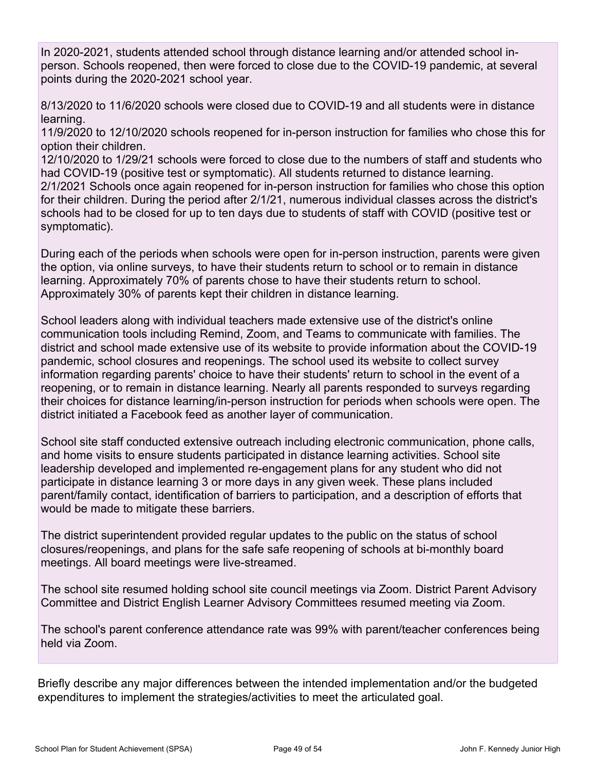In 2020-2021, students attended school through distance learning and/or attended school in-person. Schools reopened, then were forced to close due to the COVID-19 pandemic, at several points during the 2020-2021 school year.

8/13/2020 to 11/6/2020 schools were closed due to COVID-19 and all students were in distance learning.
11/9/2020 to 12/10/2020 schools reopened for in-person instruction for families who chose this for option their children.
12/10/2020 to 1/29/21 schools were forced to close due to the numbers of staff and students who had COVID-19 (positive test or symptomatic). All students returned to distance learning.
2/1/2021 Schools once again reopened for in-person instruction for families who chose this option for their children. During the period after 2/1/21, numerous individual classes across the district's schools had to be closed for up to ten days due to students of staff with COVID (positive test or symptomatic).

During each of the periods when schools were open for in-person instruction, parents were given the option, via online surveys, to have their students return to school or to remain in distance learning. Approximately 70% of parents chose to have their students return to school. Approximately 30% of parents kept their children in distance learning.

School leaders along with individual teachers made extensive use of the district's online communication tools including Remind, Zoom, and Teams to communicate with families. The district and school made extensive use of its website to provide information about the COVID-19 pandemic, school closures and reopenings. The school used its website to collect survey information regarding parents' choice to have their students' return to school in the event of a reopening, or to remain in distance learning. Nearly all parents responded to surveys regarding their choices for distance learning/in-person instruction for periods when schools were open. The district initiated a Facebook feed as another layer of communication.

School site staff conducted extensive outreach including electronic communication, phone calls, and home visits to ensure students participated in distance learning activities. School site leadership developed and implemented re-engagement plans for any student who did not participate in distance learning 3 or more days in any given week. These plans included parent/family contact, identification of barriers to participation, and a description of efforts that would be made to mitigate these barriers.

The district superintendent provided regular updates to the public on the status of school closures/reopenings, and plans for the safe safe reopening of schools at bi-monthly board meetings. All board meetings were live-streamed.

The school site resumed holding school site council meetings via Zoom. District Parent Advisory Committee and District English Learner Advisory Committees resumed meeting via Zoom.

The school's parent conference attendance rate was 99% with parent/teacher conferences being held via Zoom.

Briefly describe any major differences between the intended implementation and/or the budgeted expenditures to implement the strategies/activities to meet the articulated goal.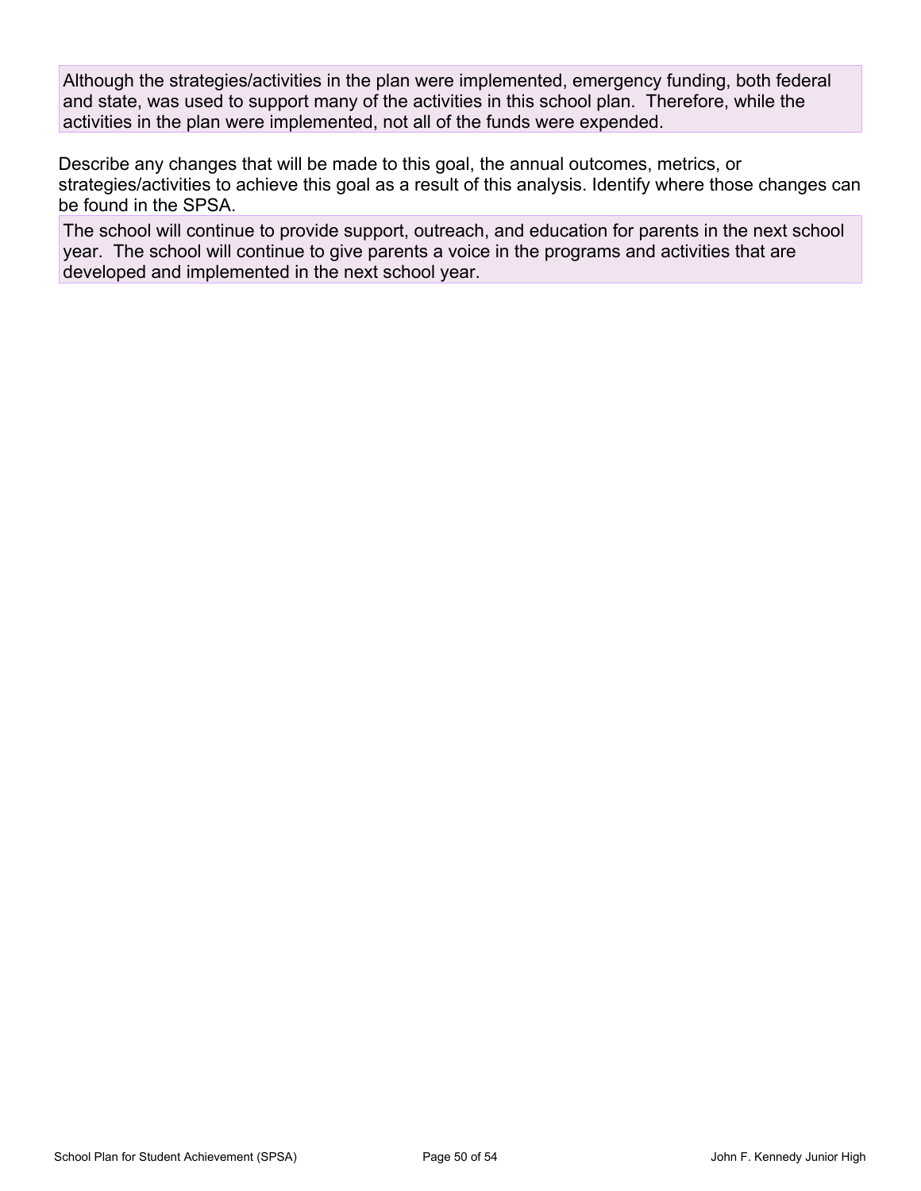Although the strategies/activities in the plan were implemented, emergency funding, both federal and state, was used to support many of the activities in this school plan. Therefore, while the activities in the plan were implemented, not all of the funds were expended.

Describe any changes that will be made to this goal, the annual outcomes, metrics, or strategies/activities to achieve this goal as a result of this analysis. Identify where those changes can be found in the SPSA.

The school will continue to provide support, outreach, and education for parents in the next school year. The school will continue to give parents a voice in the programs and activities that are developed and implemented in the next school year.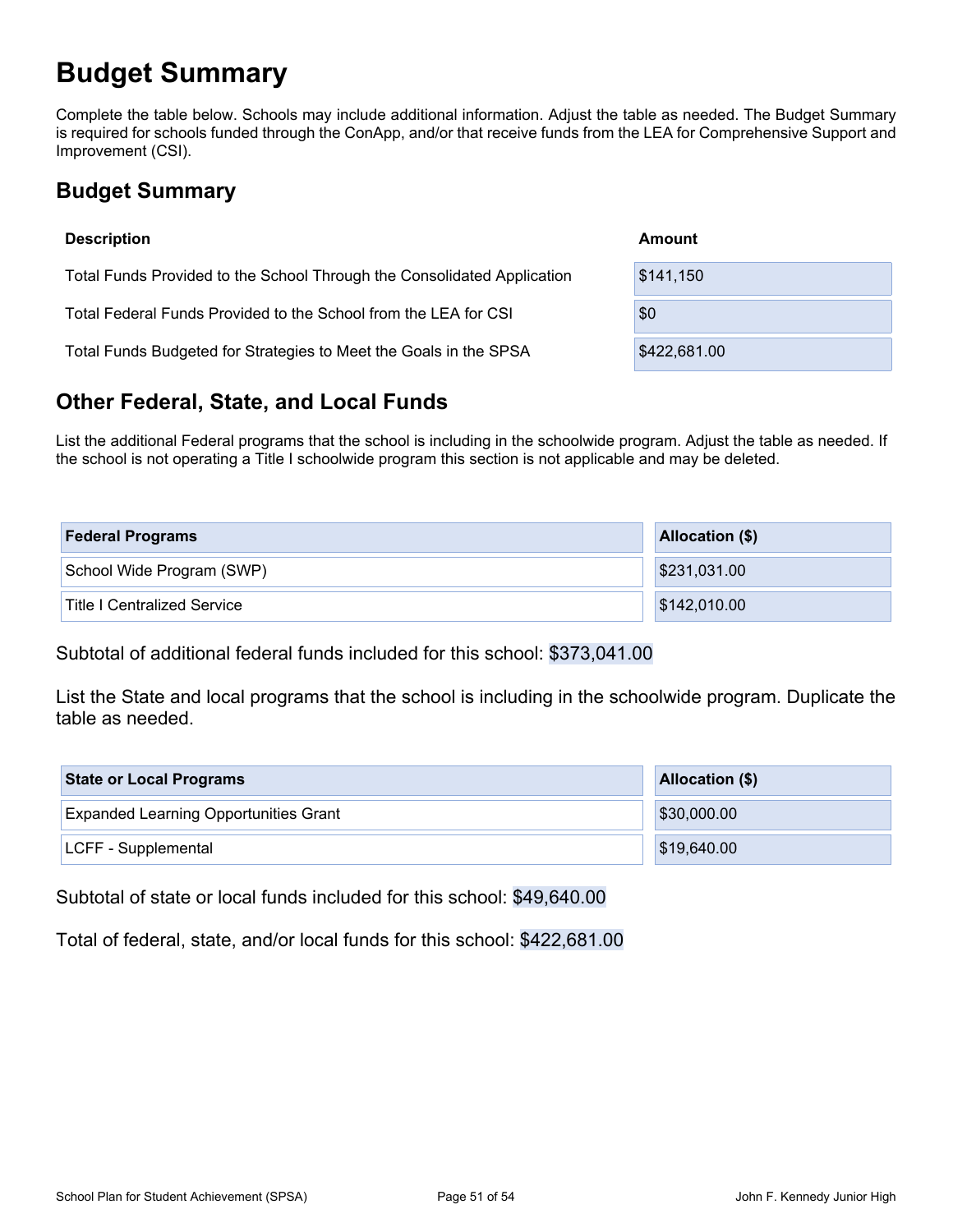# Budget Summary

Complete the table below. Schools may include additional information. Adjust the table as needed. The Budget Summary is required for schools funded through the ConApp, and/or that receive funds from the LEA for Comprehensive Support and Improvement (CSI).

## Budget Summary

| Description | Amount |
|---|---|
| Total Funds Provided to the School Through the Consolidated Application | $141,150 |
| Total Federal Funds Provided to the School from the LEA for CSI | $0 |
| Total Funds Budgeted for Strategies to Meet the Goals in the SPSA | $422,681.00 |

## Other Federal, State, and Local Funds

List the additional Federal programs that the school is including in the schoolwide program. Adjust the table as needed. If the school is not operating a Title I schoolwide program this section is not applicable and may be deleted.

| Federal Programs | Allocation ($) |
|---|---|
| School Wide Program (SWP) | $231,031.00 |
| Title I Centralized Service | $142,010.00 |

Subtotal of additional federal funds included for this school: $373,041.00

List the State and local programs that the school is including in the schoolwide program. Duplicate the table as needed.

| State or Local Programs | Allocation ($) |
|---|---|
| Expanded Learning Opportunities Grant | $30,000.00 |
| LCFF - Supplemental | $19,640.00 |

Subtotal of state or local funds included for this school: $49,640.00

Total of federal, state, and/or local funds for this school: $422,681.00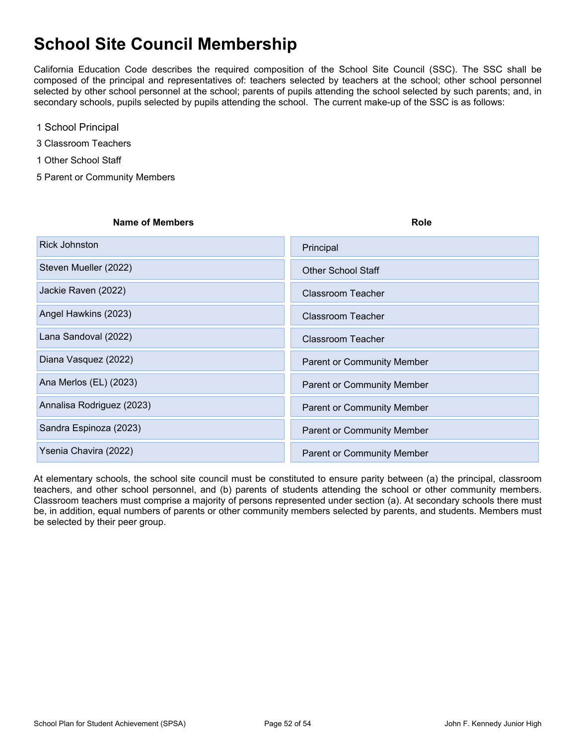# School Site Council Membership

California Education Code describes the required composition of the School Site Council (SSC). The SSC shall be composed of the principal and representatives of: teachers selected by teachers at the school; other school personnel selected by other school personnel at the school; parents of pupils attending the school selected by such parents; and, in secondary schools, pupils selected by pupils attending the school. The current make-up of the SSC is as follows:

1 School Principal

3 Classroom Teachers

1 Other School Staff

5 Parent or Community Members

| Name of Members | Role |
|---|---|
| Rick Johnston | Principal |
| Steven Mueller (2022) | Other School Staff |
| Jackie Raven (2022) | Classroom Teacher |
| Angel Hawkins (2023) | Classroom Teacher |
| Lana Sandoval (2022) | Classroom Teacher |
| Diana Vasquez (2022) | Parent or Community Member |
| Ana Merlos (EL) (2023) | Parent or Community Member |
| Annalisa Rodriguez (2023) | Parent or Community Member |
| Sandra Espinoza (2023) | Parent or Community Member |
| Ysenia Chavira (2022) | Parent or Community Member |

At elementary schools, the school site council must be constituted to ensure parity between (a) the principal, classroom teachers, and other school personnel, and (b) parents of students attending the school or other community members. Classroom teachers must comprise a majority of persons represented under section (a). At secondary schools there must be, in addition, equal numbers of parents or other community members selected by parents, and students. Members must be selected by their peer group.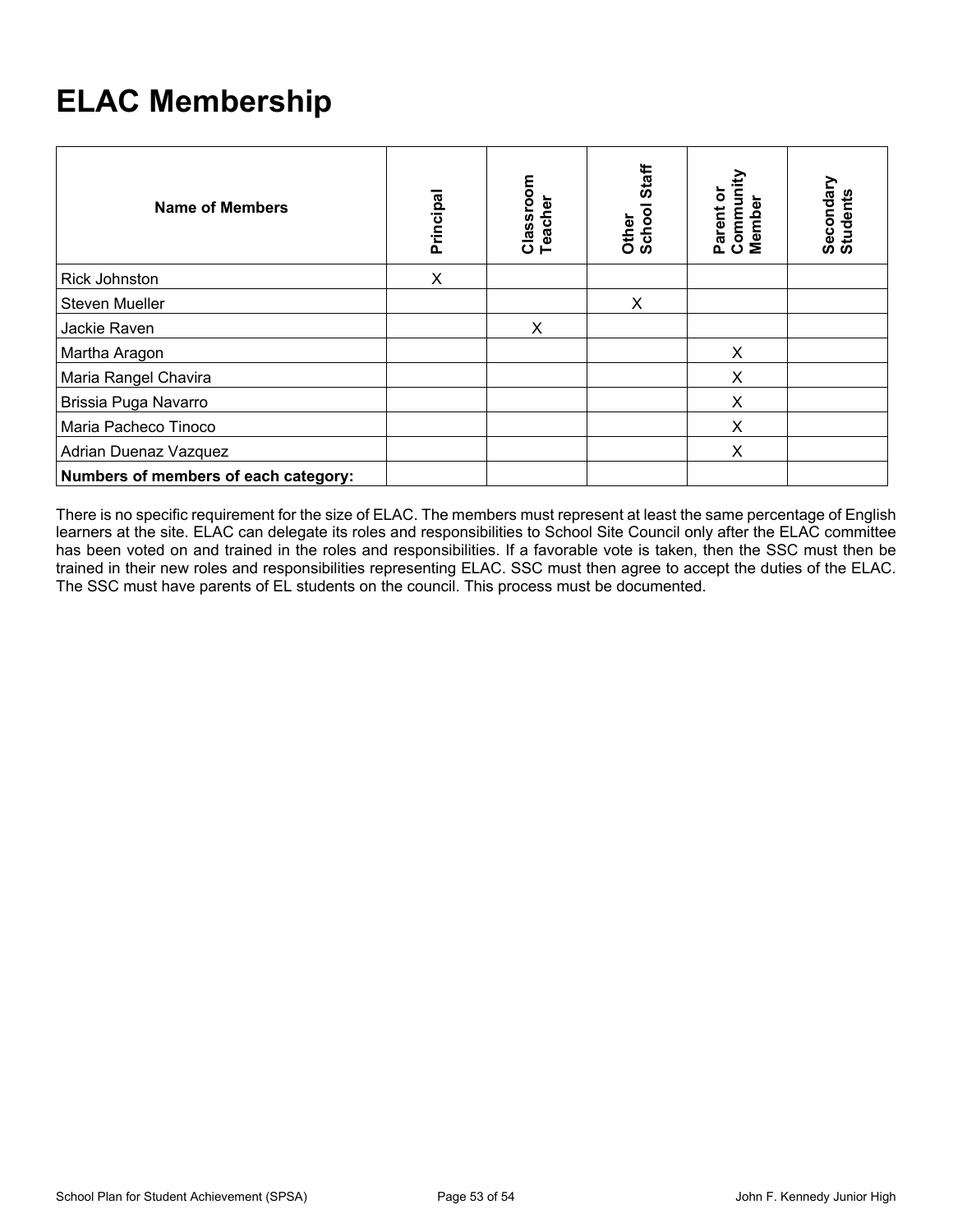# ELAC Membership

| Name of Members | Principal | Classroom Teacher | Other School Staff | Parent or Community Member | Secondary Students |
|---|---|---|---|---|---|
| Rick Johnston | X | | | | |
| Steven Mueller | | | X | | |
| Jackie Raven | | X | | | |
| Martha Aragon | | | | X | |
| Maria Rangel Chavira | | | | X | |
| Brissia Puga Navarro | | | | X | |
| Maria Pacheco Tinoco | | | | X | |
| Adrian Duenaz Vazquez | | | | X | |
| **Numbers of members of each category:** | | | | | |

There is no specific requirement for the size of ELAC. The members must represent at least the same percentage of English learners at the site. ELAC can delegate its roles and responsibilities to School Site Council only after the ELAC committee has been voted on and trained in the roles and responsibilities. If a favorable vote is taken, then the SSC must then be trained in their new roles and responsibilities representing ELAC. SSC must then agree to accept the duties of the ELAC. The SSC must have parents of EL students on the council. This process must be documented.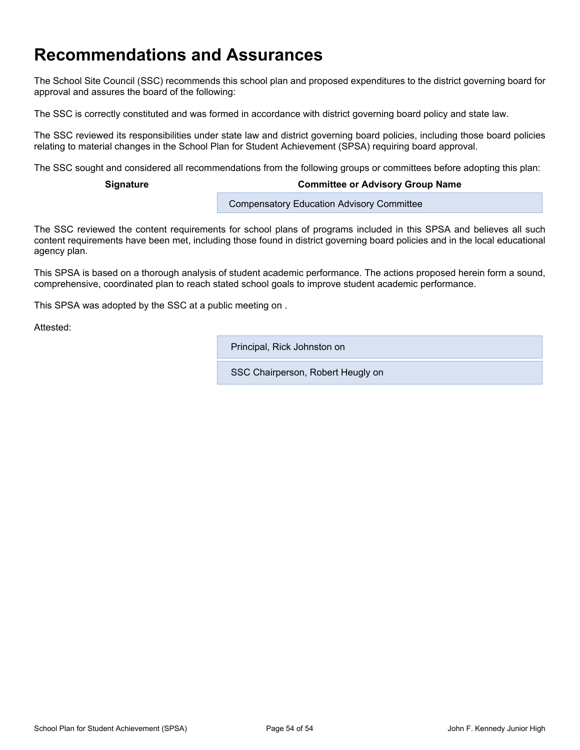# Recommendations and Assurances

The School Site Council (SSC) recommends this school plan and proposed expenditures to the district governing board for approval and assures the board of the following:

The SSC is correctly constituted and was formed in accordance with district governing board policy and state law.

The SSC reviewed its responsibilities under state law and district governing board policies, including those board policies relating to material changes in the School Plan for Student Achievement (SPSA) requiring board approval.

The SSC sought and considered all recommendations from the following groups or committees before adopting this plan:

| Signature | Committee or Advisory Group Name |
|---|---|
| | Compensatory Education Advisory Committee |

The SSC reviewed the content requirements for school plans of programs included in this SPSA and believes all such content requirements have been met, including those found in district governing board policies and in the local educational agency plan.

This SPSA is based on a thorough analysis of student academic performance. The actions proposed herein form a sound, comprehensive, coordinated plan to reach stated school goals to improve student academic performance.

This SPSA was adopted by the SSC at a public meeting on .

Attested:

| | |
|---|---|
| | Principal, Rick Johnston on |
| | SSC Chairperson, Robert Heugly on |